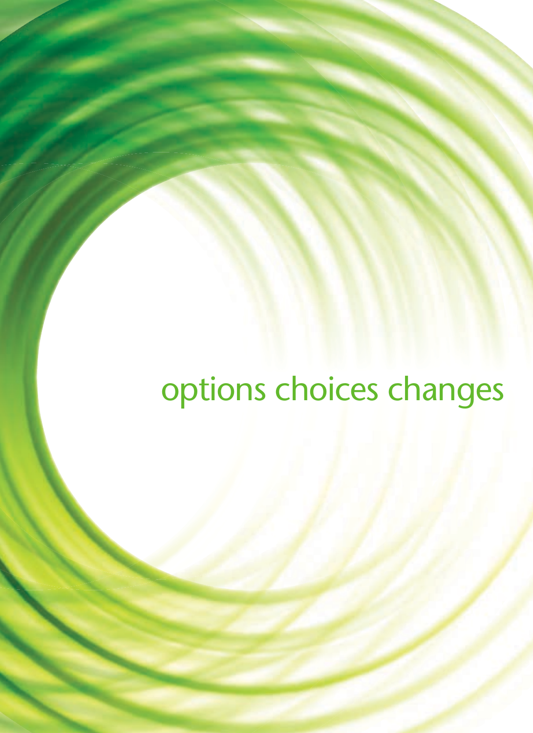# options choices changes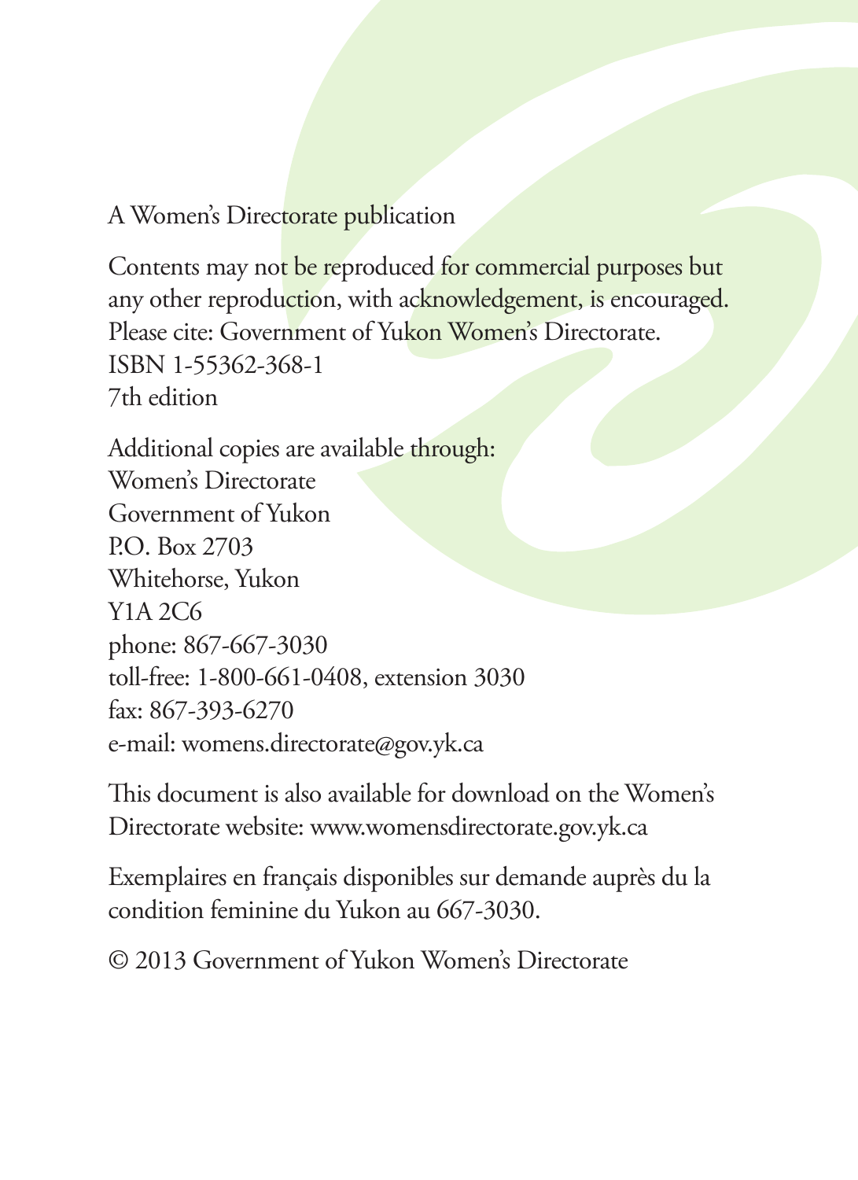A Women's Directorate publication

Contents may not be reproduced for commercial purposes but any other reproduction, with acknowledgement, is encouraged. Please cite: Government of Yukon Women's Directorate.
ISBN 1-55362-368-1
7th edition

Additional copies are available through:
Women's Directorate
Government of Yukon
P.O. Box 2703
Whitehorse, Yukon
Y1A 2C6
phone: 867-667-3030
toll-free: 1-800-661-0408, extension 3030
fax: 867-393-6270
e-mail: womens.directorate@gov.yk.ca

This document is also available for download on the Women's Directorate website: www.womensdirectorate.gov.yk.ca

Exemplaires en français disponibles sur demande auprès du la condition feminine du Yukon au 667-3030.

© 2013 Government of Yukon Women's Directorate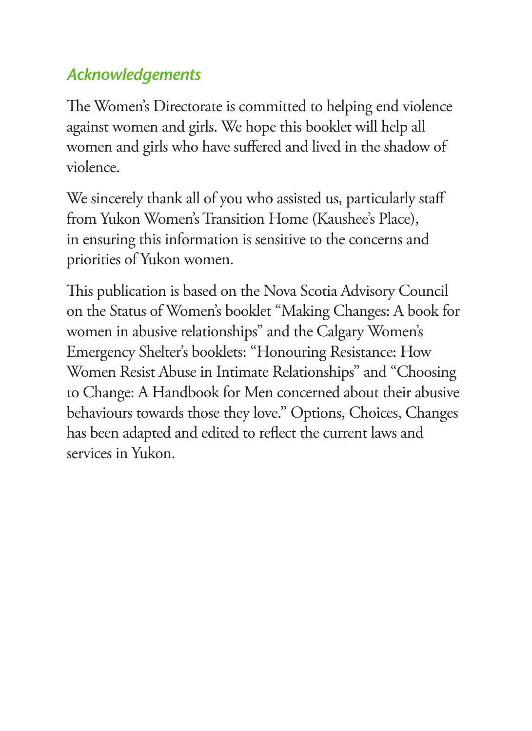## *Acknowledgements*

The Women's Directorate is committed to helping end violence against women and girls. We hope this booklet will help all women and girls who have suffered and lived in the shadow of violence.

We sincerely thank all of you who assisted us, particularly staff from Yukon Women's Transition Home (Kaushee's Place), in ensuring this information is sensitive to the concerns and priorities of Yukon women.

This publication is based on the Nova Scotia Advisory Council on the Status of Women's booklet "Making Changes: A book for women in abusive relationships" and the Calgary Women's Emergency Shelter's booklets: "Honouring Resistance: How Women Resist Abuse in Intimate Relationships" and "Choosing to Change: A Handbook for Men concerned about their abusive behaviours towards those they love." Options, Choices, Changes has been adapted and edited to reflect the current laws and services in Yukon.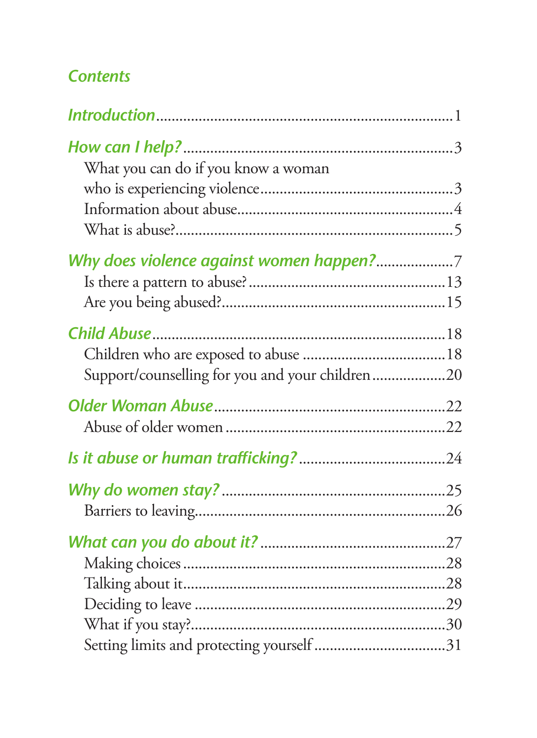## Contents

| | |
|---|---|
| ***Introduction*** | 1 |
| ***How can I help?*** | 3 |
| What you can do if you know a woman who is experiencing violence | 3 |
| Information about abuse | 4 |
| What is abuse? | 5 |
| ***Why does violence against women happen?*** | 7 |
| Is there a pattern to abuse? | 13 |
| Are you being abused? | 15 |
| ***Child Abuse*** | 18 |
| Children who are exposed to abuse | 18 |
| Support/counselling for you and your children | 20 |
| ***Older Woman Abuse*** | 22 |
| Abuse of older women | 22 |
| ***Is it abuse or human trafficking?*** | 24 |
| ***Why do women stay?*** | 25 |
| Barriers to leaving | 26 |
| ***What can you do about it?*** | 27 |
| Making choices | 28 |
| Talking about it | 28 |
| Deciding to leave | 29 |
| What if you stay? | 30 |
| Setting limits and protecting yourself | 31 |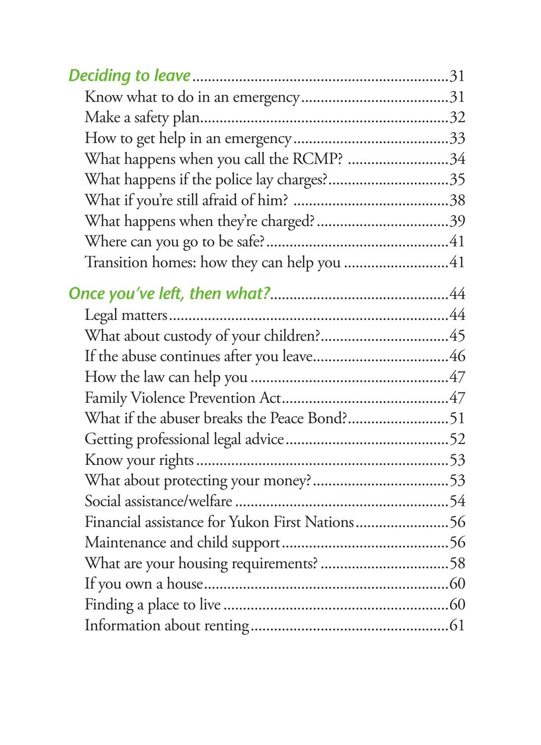*Deciding to leave* ....................................................... 31

Know what to do in an emergency ........................... 31

Make a safety plan ....................................................... 32

How to get help in an emergency ............................ 33

What happens when you call the RCMP? ................. 34

What happens if the police lay charges? ................. 35

What if you're still afraid of him? ............................ 38

What happens when they're charged? ..................... 39

Where can you go to be safe? .................................... 41

Transition homes: how they can help you ................ 41

*Once you've left, then what?* ...................................... 44

Legal matters ................................................................ 44

What about custody of your children? ...................... 45

If the abuse continues after you leave ..................... 46

How the law can help you .......................................... 47

Family Violence Prevention Act ................................. 47

What if the abuser breaks the Peace Bond? ............. 51

Getting professional legal advice .............................. 52

Know your rights .......................................................... 53

What about protecting your money? ........................ 53

Social assistance/welfare ............................................ 54

Financial assistance for Yukon First Nations .............. 56

Maintenance and child support .................................. 56

What are your housing requirements? ...................... 58

If you own a house ...................................................... 60

Finding a place to live ................................................. 60

Information about renting ........................................... 61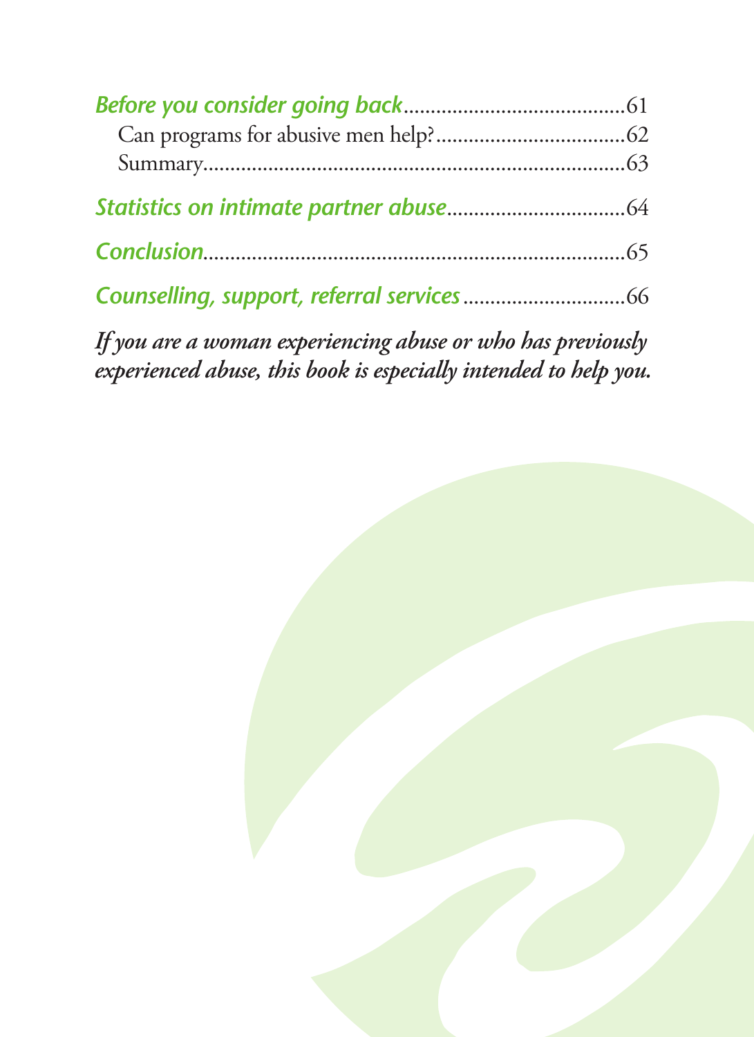*Before you consider going back*.........................................61

Can programs for abusive men help?..................................62

Summary..............................................................................63

*Statistics on intimate partner abuse*................................64

*Conclusion*............................................................................65

*Counselling, support, referral services*.............................66

***If you are a woman experiencing abuse or who has previously experienced abuse, this book is especially intended to help you.***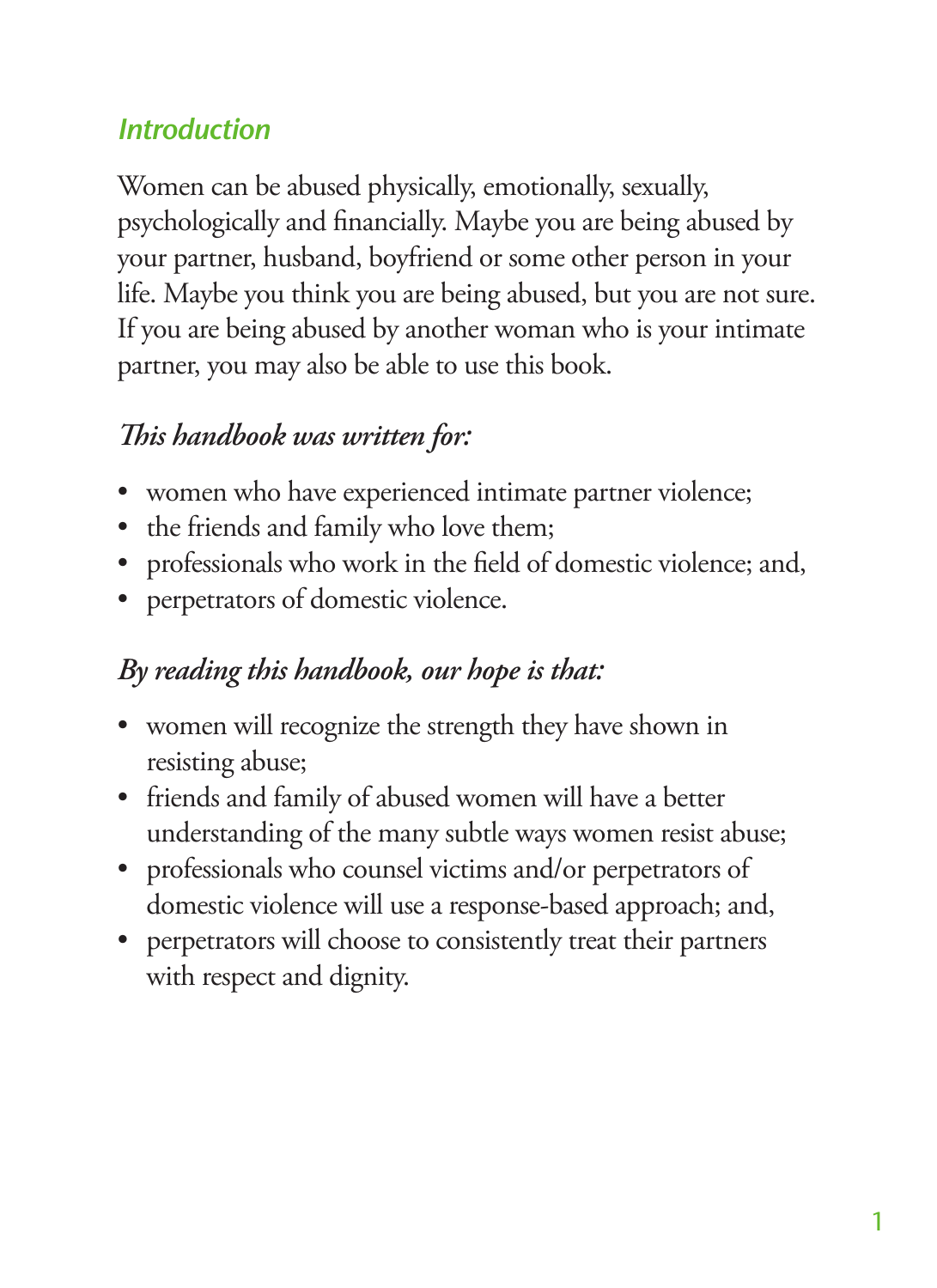## Introduction

Women can be abused physically, emotionally, sexually, psychologically and financially. Maybe you are being abused by your partner, husband, boyfriend or some other person in your life. Maybe you think you are being abused, but you are not sure. If you are being abused by another woman who is your intimate partner, you may also be able to use this book.

### *This handbook was written for:*

- women who have experienced intimate partner violence;
- the friends and family who love them;
- professionals who work in the field of domestic violence; and,
- perpetrators of domestic violence.

### *By reading this handbook, our hope is that:*

- women will recognize the strength they have shown in resisting abuse;
- friends and family of abused women will have a better understanding of the many subtle ways women resist abuse;
- professionals who counsel victims and/or perpetrators of domestic violence will use a response-based approach; and,
- perpetrators will choose to consistently treat their partners with respect and dignity.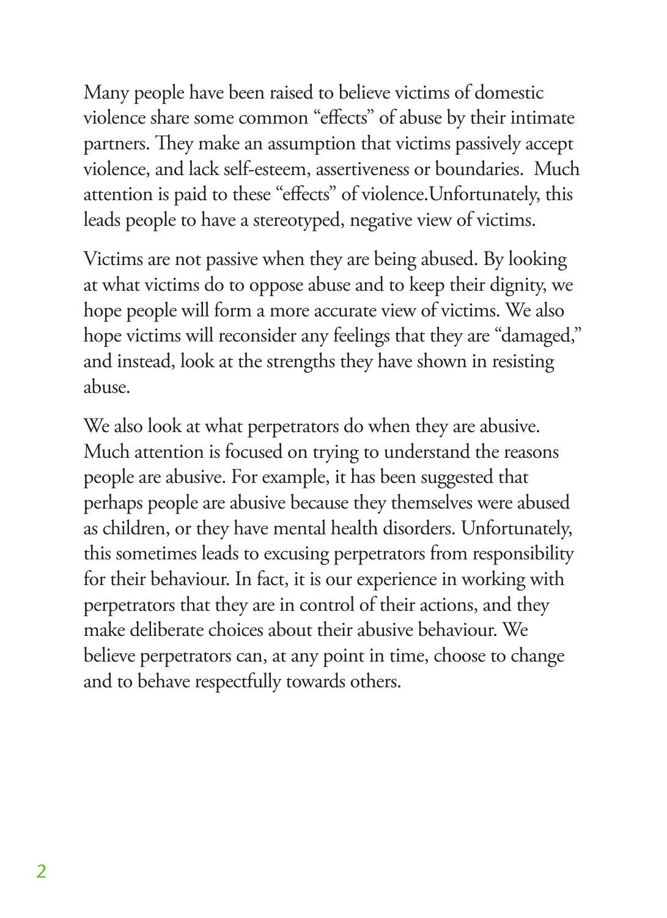Many people have been raised to believe victims of domestic violence share some common “effects” of abuse by their intimate partners. They make an assumption that victims passively accept violence, and lack self-esteem, assertiveness or boundaries. Much attention is paid to these “effects” of violence.Unfortunately, this leads people to have a stereotyped, negative view of victims.

Victims are not passive when they are being abused. By looking at what victims do to oppose abuse and to keep their dignity, we hope people will form a more accurate view of victims. We also hope victims will reconsider any feelings that they are “damaged,” and instead, look at the strengths they have shown in resisting abuse.

We also look at what perpetrators do when they are abusive. Much attention is focused on trying to understand the reasons people are abusive. For example, it has been suggested that perhaps people are abusive because they themselves were abused as children, or they have mental health disorders. Unfortunately, this sometimes leads to excusing perpetrators from responsibility for their behaviour. In fact, it is our experience in working with perpetrators that they are in control of their actions, and they make deliberate choices about their abusive behaviour. We believe perpetrators can, at any point in time, choose to change and to behave respectfully towards others.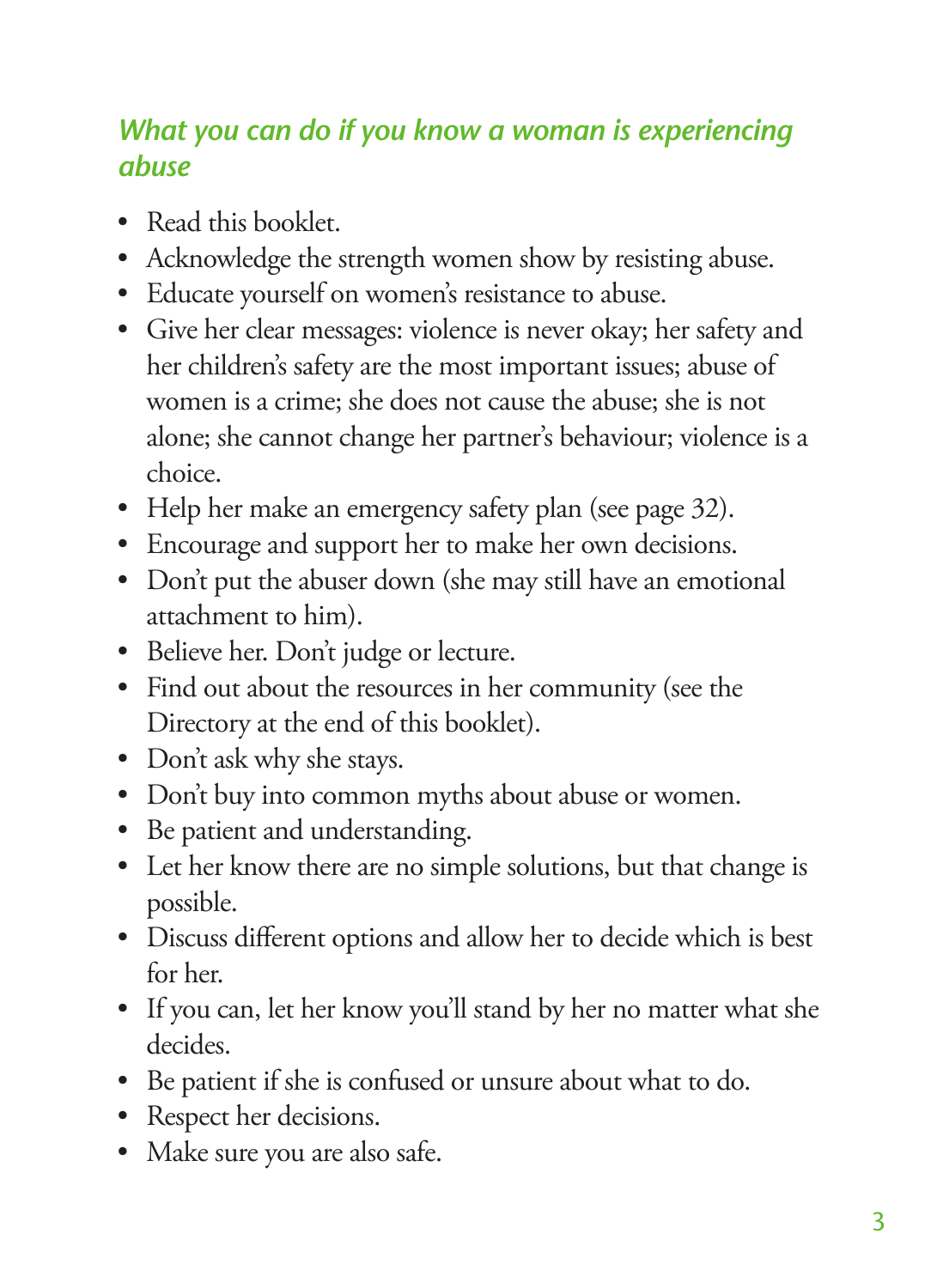## *What you can do if you know a woman is experiencing abuse*

- Read this booklet.
- Acknowledge the strength women show by resisting abuse.
- Educate yourself on women's resistance to abuse.
- Give her clear messages: violence is never okay; her safety and her children's safety are the most important issues; abuse of women is a crime; she does not cause the abuse; she is not alone; she cannot change her partner's behaviour; violence is a choice.
- Help her make an emergency safety plan (see page 32).
- Encourage and support her to make her own decisions.
- Don't put the abuser down (she may still have an emotional attachment to him).
- Believe her. Don't judge or lecture.
- Find out about the resources in her community (see the Directory at the end of this booklet).
- Don't ask why she stays.
- Don't buy into common myths about abuse or women.
- Be patient and understanding.
- Let her know there are no simple solutions, but that change is possible.
- Discuss different options and allow her to decide which is best for her.
- If you can, let her know you'll stand by her no matter what she decides.
- Be patient if she is confused or unsure about what to do.
- Respect her decisions.
- Make sure you are also safe.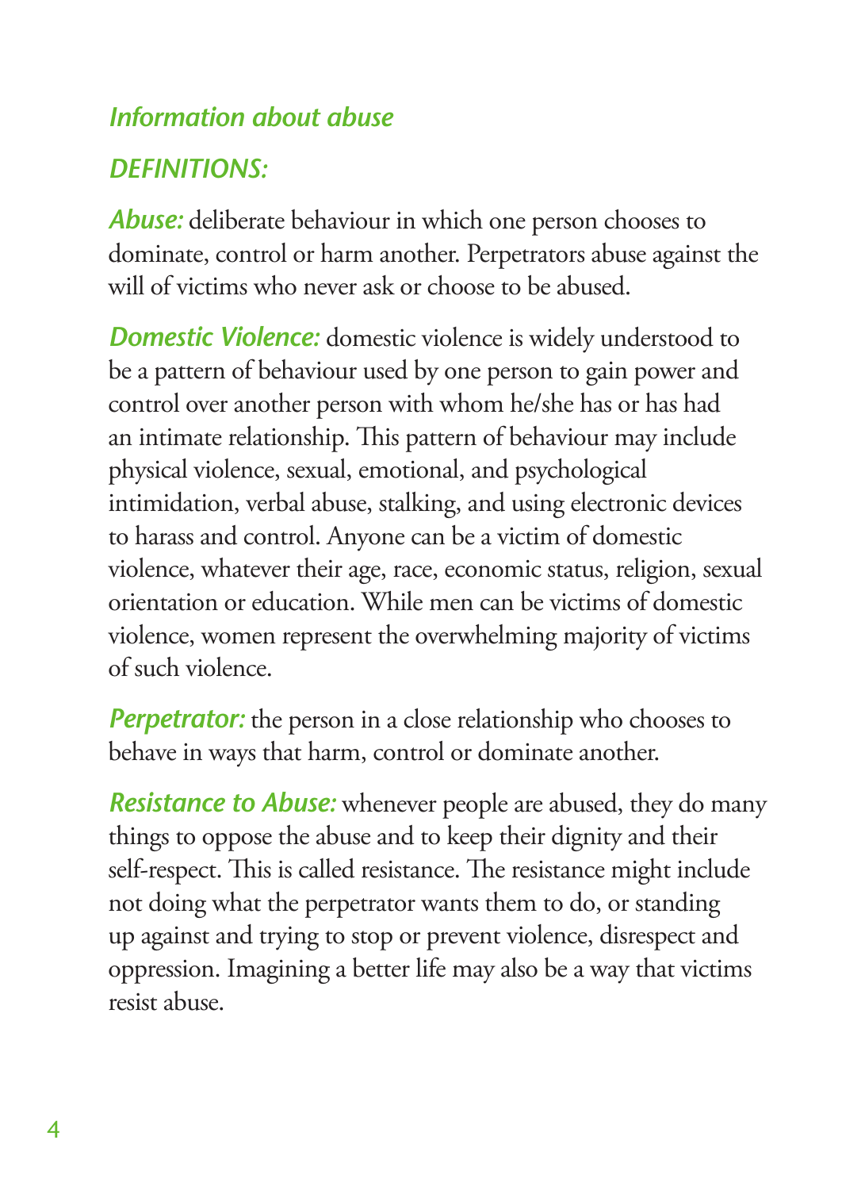## *Information about abuse*

### *DEFINITIONS:*

***Abuse:*** deliberate behaviour in which one person chooses to dominate, control or harm another. Perpetrators abuse against the will of victims who never ask or choose to be abused.

***Domestic Violence:*** domestic violence is widely understood to be a pattern of behaviour used by one person to gain power and control over another person with whom he/she has or has had an intimate relationship. This pattern of behaviour may include physical violence, sexual, emotional, and psychological intimidation, verbal abuse, stalking, and using electronic devices to harass and control. Anyone can be a victim of domestic violence, whatever their age, race, economic status, religion, sexual orientation or education. While men can be victims of domestic violence, women represent the overwhelming majority of victims of such violence.

***Perpetrator:*** the person in a close relationship who chooses to behave in ways that harm, control or dominate another.

***Resistance to Abuse:*** whenever people are abused, they do many things to oppose the abuse and to keep their dignity and their self-respect. This is called resistance. The resistance might include not doing what the perpetrator wants them to do, or standing up against and trying to stop or prevent violence, disrespect and oppression. Imagining a better life may also be a way that victims resist abuse.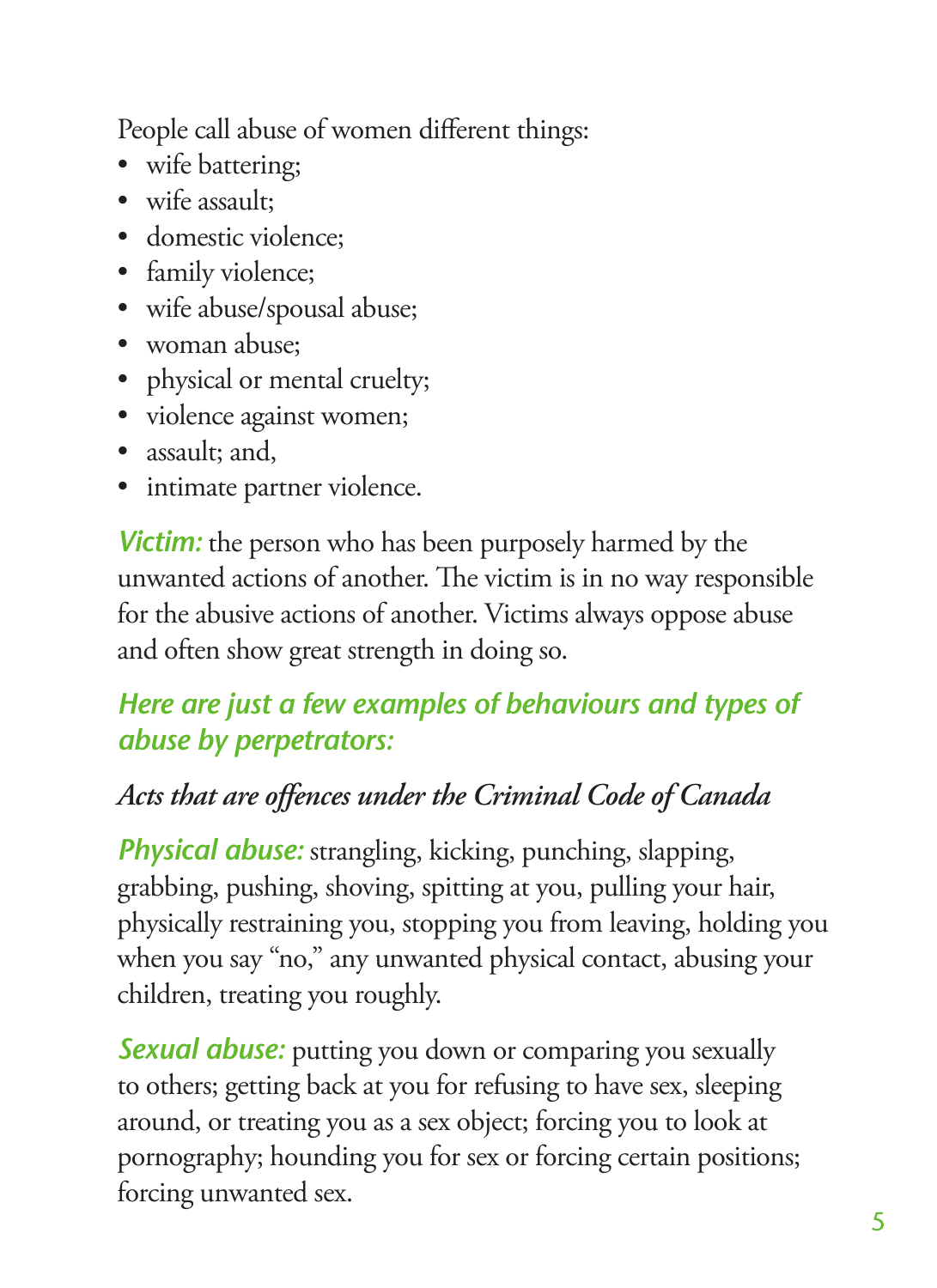People call abuse of women different things:

- wife battering;
- wife assault;
- domestic violence;
- family violence;
- wife abuse/spousal abuse;
- woman abuse;
- physical or mental cruelty;
- violence against women;
- assault; and,
- intimate partner violence.

***Victim:*** the person who has been purposely harmed by the unwanted actions of another. The victim is in no way responsible for the abusive actions of another. Victims always oppose abuse and often show great strength in doing so.

### *Here are just a few examples of behaviours and types of abuse by perpetrators:*

*Acts that are offences under the Criminal Code of Canada*

***Physical abuse:*** strangling, kicking, punching, slapping, grabbing, pushing, shoving, spitting at you, pulling your hair, physically restraining you, stopping you from leaving, holding you when you say "no," any unwanted physical contact, abusing your children, treating you roughly.

***Sexual abuse:*** putting you down or comparing you sexually to others; getting back at you for refusing to have sex, sleeping around, or treating you as a sex object; forcing you to look at pornography; hounding you for sex or forcing certain positions; forcing unwanted sex.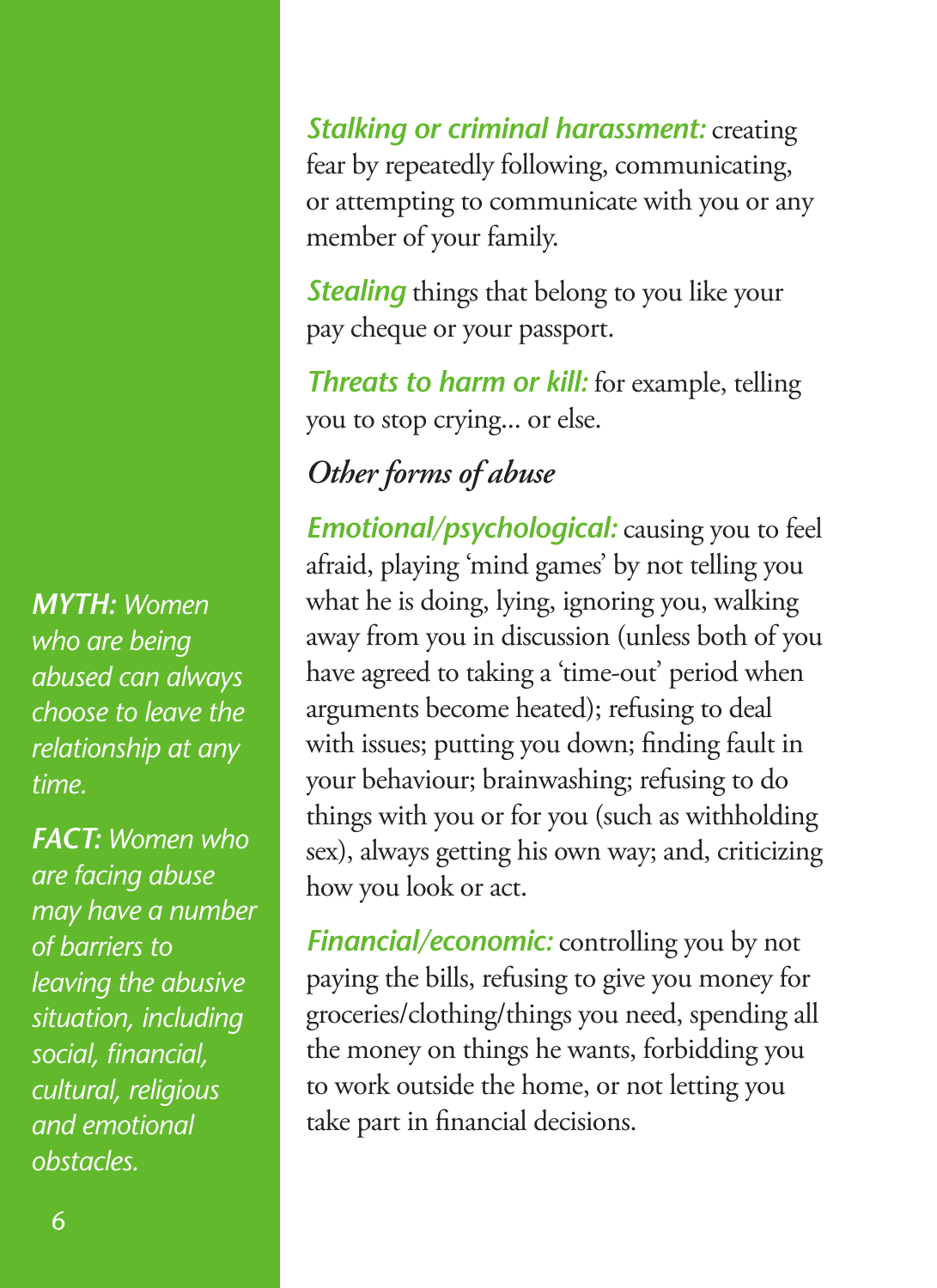***Stalking or criminal harassment:*** creating fear by repeatedly following, communicating, or attempting to communicate with you or any member of your family.

***Stealing*** things that belong to you like your pay cheque or your passport.

***Threats to harm or kill:*** for example, telling you to stop crying... or else.

### *Other forms of abuse*

***Emotional/psychological:*** causing you to feel afraid, playing 'mind games' by not telling you what he is doing, lying, ignoring you, walking away from you in discussion (unless both of you have agreed to taking a 'time-out' period when arguments become heated); refusing to deal with issues; putting you down; finding fault in your behaviour; brainwashing; refusing to do things with you or for you (such as withholding sex), always getting his own way; and, criticizing how you look or act.

***Financial/economic:*** controlling you by not paying the bills, refusing to give you money for groceries/clothing/things you need, spending all the money on things he wants, forbidding you to work outside the home, or not letting you take part in financial decisions.

***MYTH:*** *Women who are being abused can always choose to leave the relationship at any time.*

***FACT:*** *Women who are facing abuse may have a number of barriers to leaving the abusive situation, including social, financial, cultural, religious and emotional obstacles.*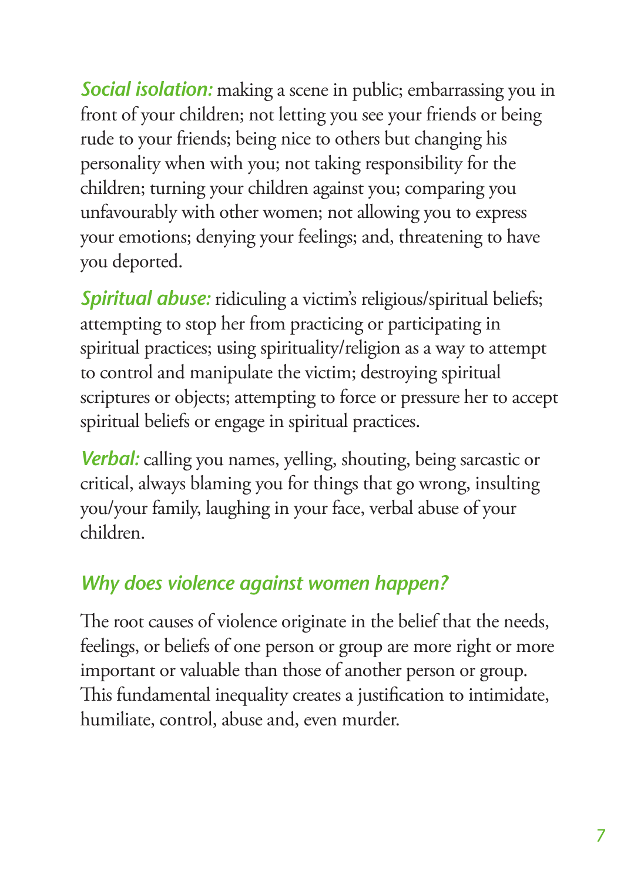***Social isolation:*** making a scene in public; embarrassing you in front of your children; not letting you see your friends or being rude to your friends; being nice to others but changing his personality when with you; not taking responsibility for the children; turning your children against you; comparing you unfavourably with other women; not allowing you to express your emotions; denying your feelings; and, threatening to have you deported.

***Spiritual abuse:*** ridiculing a victim's religious/spiritual beliefs; attempting to stop her from practicing or participating in spiritual practices; using spirituality/religion as a way to attempt to control and manipulate the victim; destroying spiritual scriptures or objects; attempting to force or pressure her to accept spiritual beliefs or engage in spiritual practices.

***Verbal:*** calling you names, yelling, shouting, being sarcastic or critical, always blaming you for things that go wrong, insulting you/your family, laughing in your face, verbal abuse of your children.

## *Why does violence against women happen?*

The root causes of violence originate in the belief that the needs, feelings, or beliefs of one person or group are more right or more important or valuable than those of another person or group. This fundamental inequality creates a justification to intimidate, humiliate, control, abuse and, even murder.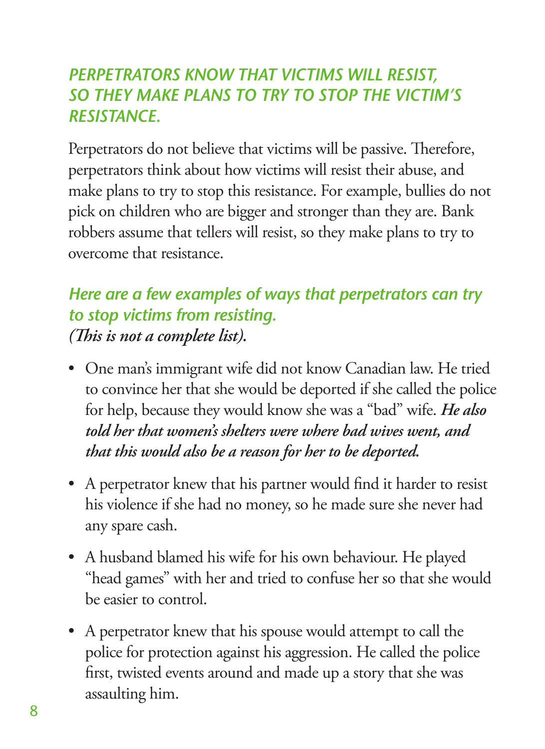## *PERPETRATORS KNOW THAT VICTIMS WILL RESIST, SO THEY MAKE PLANS TO TRY TO STOP THE VICTIM'S RESISTANCE.*

Perpetrators do not believe that victims will be passive. Therefore, perpetrators think about how victims will resist their abuse, and make plans to try to stop this resistance. For example, bullies do not pick on children who are bigger and stronger than they are. Bank robbers assume that tellers will resist, so they make plans to try to overcome that resistance.

### *Here are a few examples of ways that perpetrators can try to stop victims from resisting.*

***(This is not a complete list).***

- One man's immigrant wife did not know Canadian law. He tried to convince her that she would be deported if she called the police for help, because they would know she was a "bad" wife. ***He also told her that women's shelters were where bad wives went, and that this would also be a reason for her to be deported.***
- A perpetrator knew that his partner would find it harder to resist his violence if she had no money, so he made sure she never had any spare cash.
- A husband blamed his wife for his own behaviour. He played "head games" with her and tried to confuse her so that she would be easier to control.
- A perpetrator knew that his spouse would attempt to call the police for protection against his aggression. He called the police first, twisted events around and made up a story that she was assaulting him.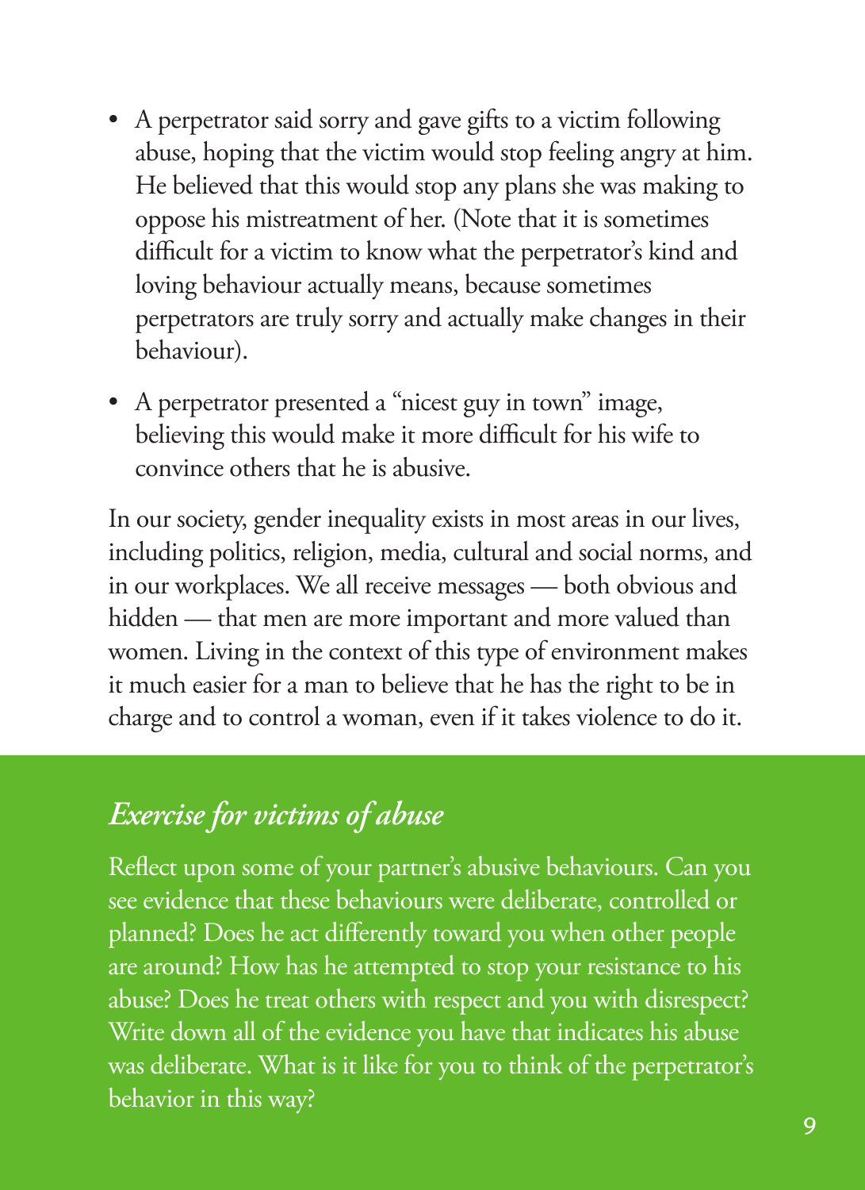- A perpetrator said sorry and gave gifts to a victim following abuse, hoping that the victim would stop feeling angry at him. He believed that this would stop any plans she was making to oppose his mistreatment of her. (Note that it is sometimes difficult for a victim to know what the perpetrator's kind and loving behaviour actually means, because sometimes perpetrators are truly sorry and actually make changes in their behaviour).
- A perpetrator presented a "nicest guy in town" image, believing this would make it more difficult for his wife to convince others that he is abusive.

In our society, gender inequality exists in most areas in our lives, including politics, religion, media, cultural and social norms, and in our workplaces. We all receive messages — both obvious and hidden — that men are more important and more valued than women. Living in the context of this type of environment makes it much easier for a man to believe that he has the right to be in charge and to control a woman, even if it takes violence to do it.

## *Exercise for victims of abuse*

Reflect upon some of your partner's abusive behaviours. Can you see evidence that these behaviours were deliberate, controlled or planned? Does he act differently toward you when other people are around? How has he attempted to stop your resistance to his abuse? Does he treat others with respect and you with disrespect? Write down all of the evidence you have that indicates his abuse was deliberate. What is it like for you to think of the perpetrator's behavior in this way?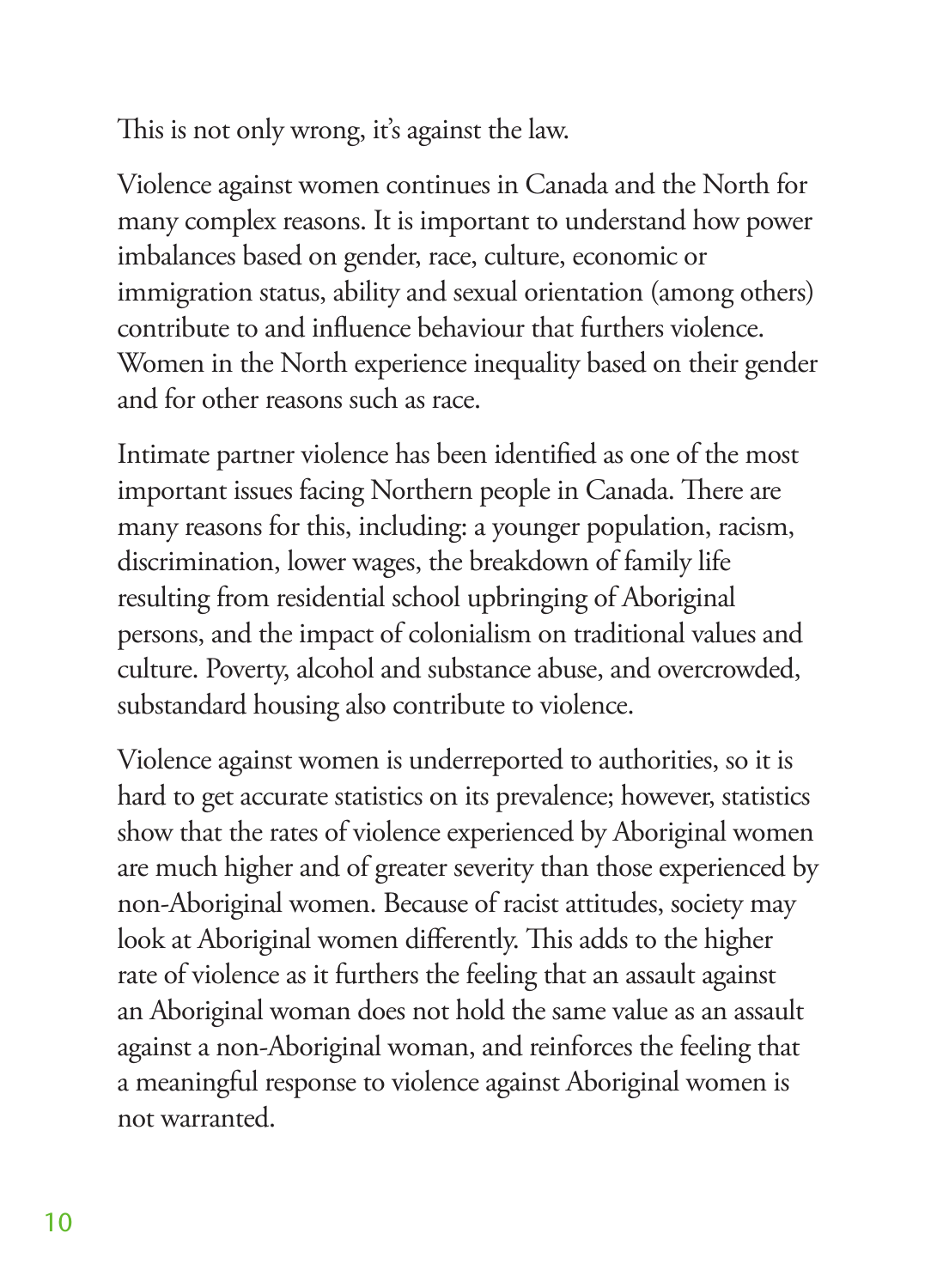This is not only wrong, it's against the law.

Violence against women continues in Canada and the North for many complex reasons. It is important to understand how power imbalances based on gender, race, culture, economic or immigration status, ability and sexual orientation (among others) contribute to and influence behaviour that furthers violence. Women in the North experience inequality based on their gender and for other reasons such as race.

Intimate partner violence has been identified as one of the most important issues facing Northern people in Canada. There are many reasons for this, including: a younger population, racism, discrimination, lower wages, the breakdown of family life resulting from residential school upbringing of Aboriginal persons, and the impact of colonialism on traditional values and culture. Poverty, alcohol and substance abuse, and overcrowded, substandard housing also contribute to violence.

Violence against women is underreported to authorities, so it is hard to get accurate statistics on its prevalence; however, statistics show that the rates of violence experienced by Aboriginal women are much higher and of greater severity than those experienced by non-Aboriginal women. Because of racist attitudes, society may look at Aboriginal women differently. This adds to the higher rate of violence as it furthers the feeling that an assault against an Aboriginal woman does not hold the same value as an assault against a non-Aboriginal woman, and reinforces the feeling that a meaningful response to violence against Aboriginal women is not warranted.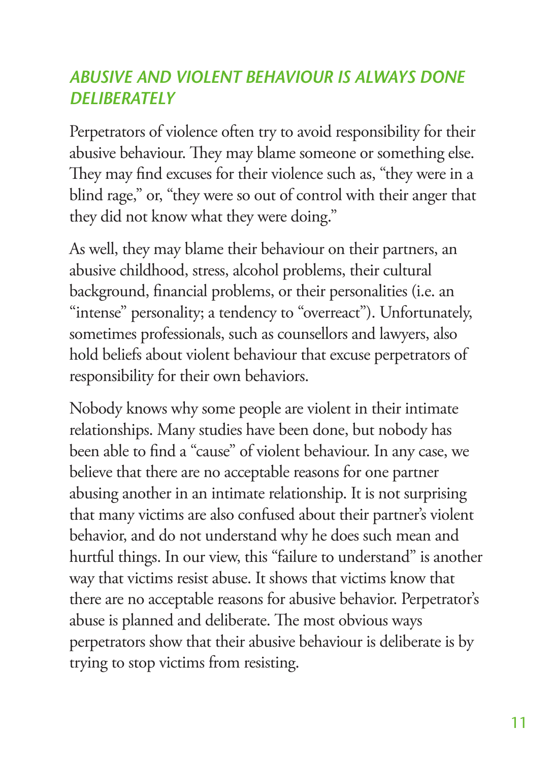## *ABUSIVE AND VIOLENT BEHAVIOUR IS ALWAYS DONE DELIBERATELY*

Perpetrators of violence often try to avoid responsibility for their abusive behaviour. They may blame someone or something else. They may find excuses for their violence such as, "they were in a blind rage," or, "they were so out of control with their anger that they did not know what they were doing."

As well, they may blame their behaviour on their partners, an abusive childhood, stress, alcohol problems, their cultural background, financial problems, or their personalities (i.e. an "intense" personality; a tendency to "overreact"). Unfortunately, sometimes professionals, such as counsellors and lawyers, also hold beliefs about violent behaviour that excuse perpetrators of responsibility for their own behaviors.

Nobody knows why some people are violent in their intimate relationships. Many studies have been done, but nobody has been able to find a "cause" of violent behaviour. In any case, we believe that there are no acceptable reasons for one partner abusing another in an intimate relationship. It is not surprising that many victims are also confused about their partner's violent behavior, and do not understand why he does such mean and hurtful things. In our view, this "failure to understand" is another way that victims resist abuse. It shows that victims know that there are no acceptable reasons for abusive behavior. Perpetrator's abuse is planned and deliberate. The most obvious ways perpetrators show that their abusive behaviour is deliberate is by trying to stop victims from resisting.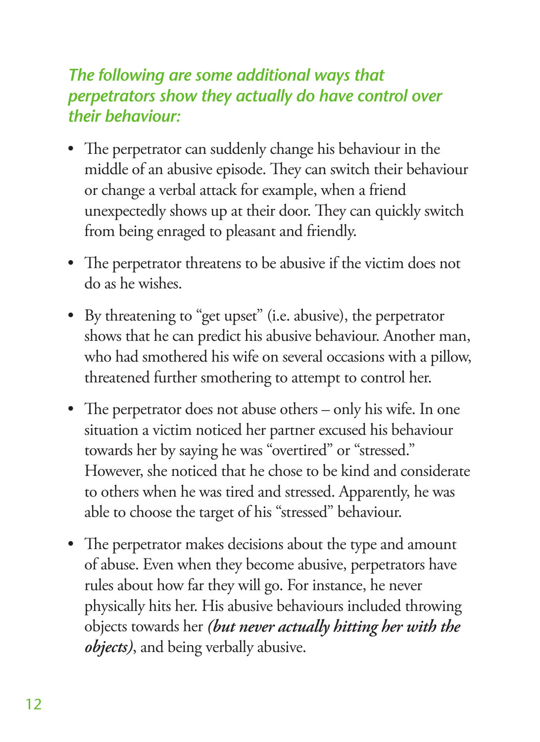***The following are some additional ways that perpetrators show they actually do have control over their behaviour:***

- The perpetrator can suddenly change his behaviour in the middle of an abusive episode. They can switch their behaviour or change a verbal attack for example, when a friend unexpectedly shows up at their door. They can quickly switch from being enraged to pleasant and friendly.

- The perpetrator threatens to be abusive if the victim does not do as he wishes.

- By threatening to "get upset" (i.e. abusive), the perpetrator shows that he can predict his abusive behaviour. Another man, who had smothered his wife on several occasions with a pillow, threatened further smothering to attempt to control her.

- The perpetrator does not abuse others – only his wife. In one situation a victim noticed her partner excused his behaviour towards her by saying he was "overtired" or "stressed." However, she noticed that he chose to be kind and considerate to others when he was tired and stressed. Apparently, he was able to choose the target of his "stressed" behaviour.

- The perpetrator makes decisions about the type and amount of abuse. Even when they become abusive, perpetrators have rules about how far they will go. For instance, he never physically hits her. His abusive behaviours included throwing objects towards her ***(but never actually hitting her with the objects)***, and being verbally abusive.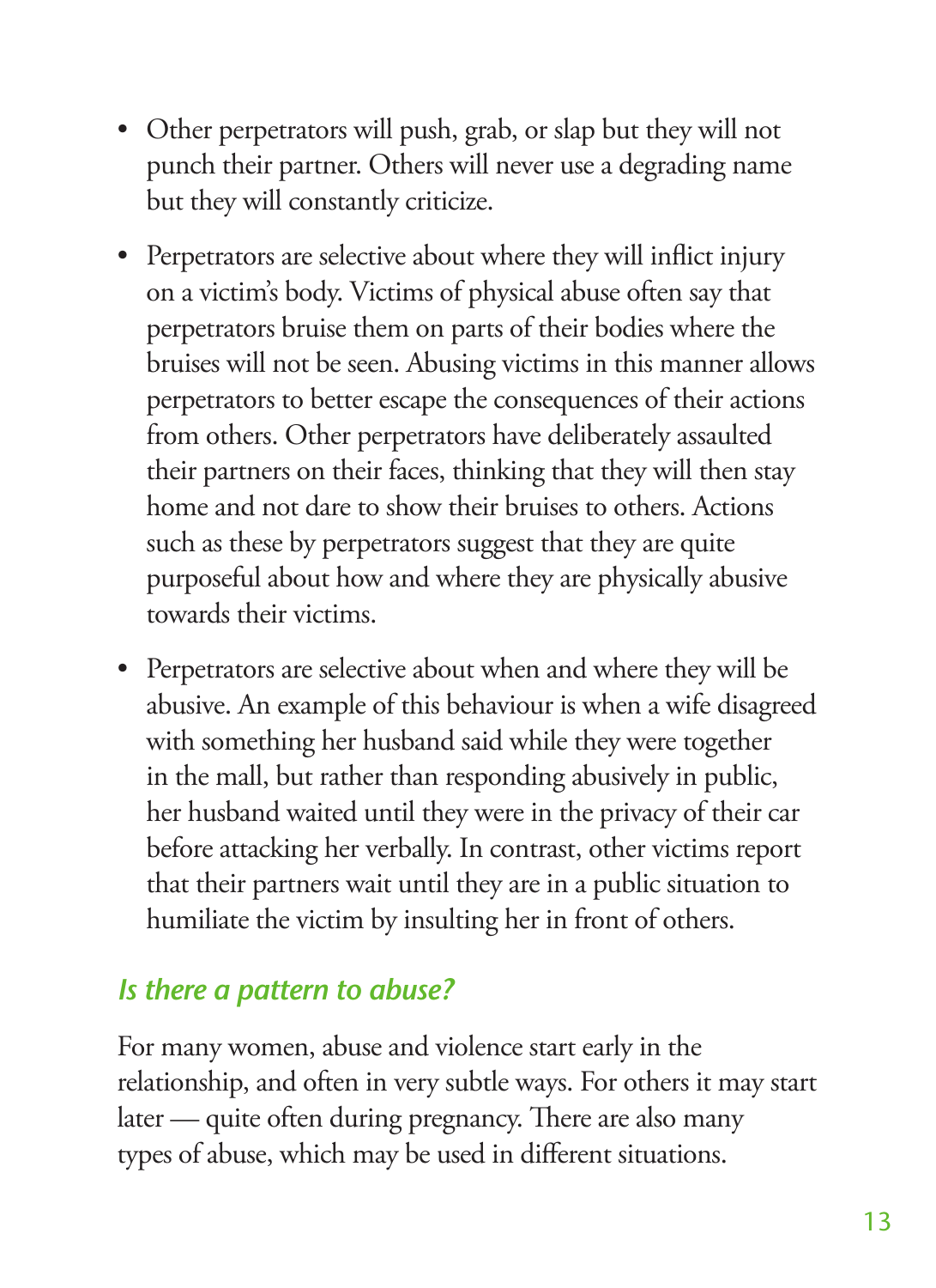- Other perpetrators will push, grab, or slap but they will not punch their partner. Others will never use a degrading name but they will constantly criticize.
- Perpetrators are selective about where they will inflict injury on a victim's body. Victims of physical abuse often say that perpetrators bruise them on parts of their bodies where the bruises will not be seen. Abusing victims in this manner allows perpetrators to better escape the consequences of their actions from others. Other perpetrators have deliberately assaulted their partners on their faces, thinking that they will then stay home and not dare to show their bruises to others. Actions such as these by perpetrators suggest that they are quite purposeful about how and where they are physically abusive towards their victims.
- Perpetrators are selective about when and where they will be abusive. An example of this behaviour is when a wife disagreed with something her husband said while they were together in the mall, but rather than responding abusively in public, her husband waited until they were in the privacy of their car before attacking her verbally. In contrast, other victims report that their partners wait until they are in a public situation to humiliate the victim by insulting her in front of others.

### *Is there a pattern to abuse?*

For many women, abuse and violence start early in the relationship, and often in very subtle ways. For others it may start later — quite often during pregnancy. There are also many types of abuse, which may be used in different situations.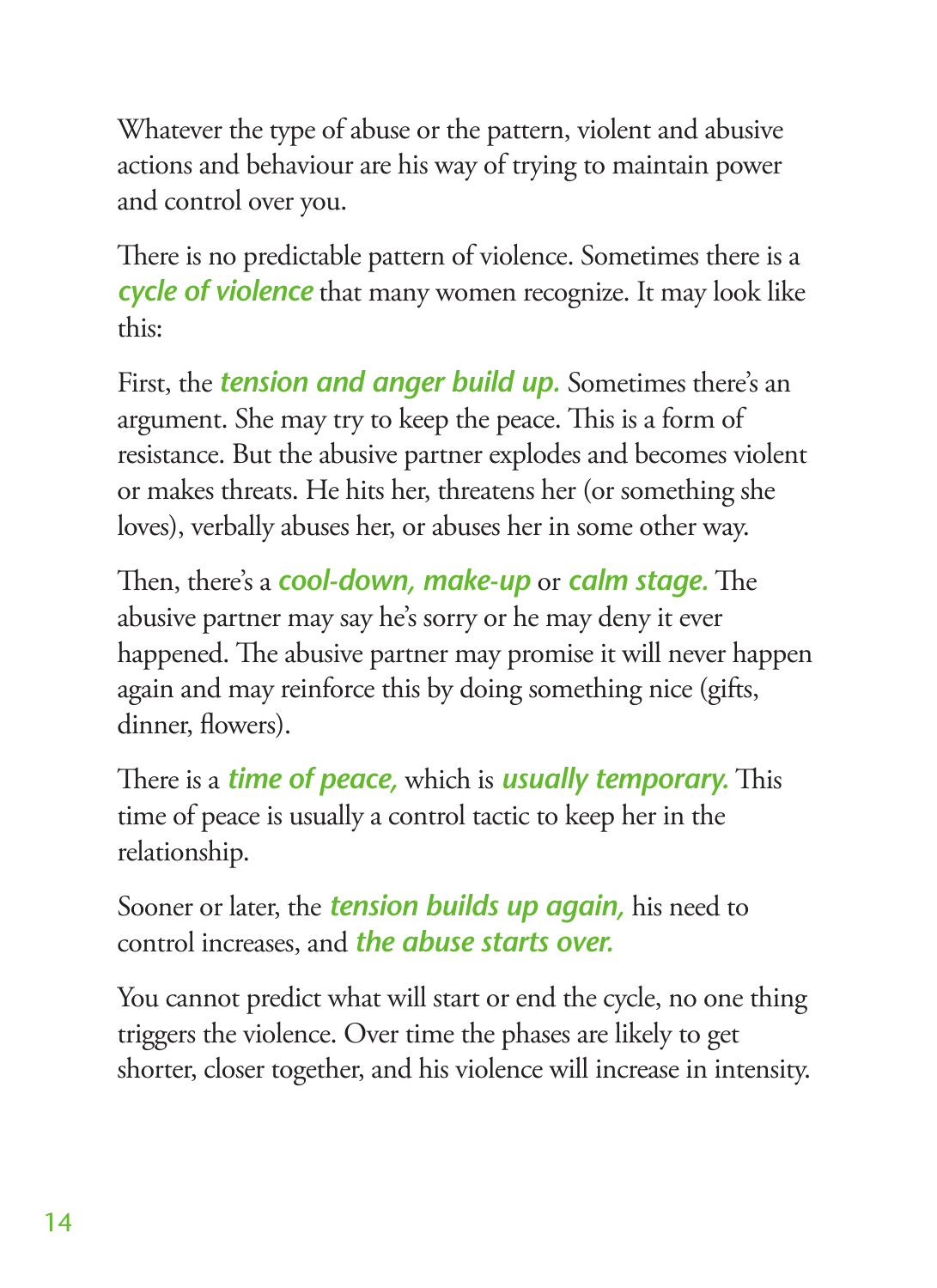Whatever the type of abuse or the pattern, violent and abusive actions and behaviour are his way of trying to maintain power and control over you.

There is no predictable pattern of violence. Sometimes there is a ***cycle of violence*** that many women recognize. It may look like this:

First, the ***tension and anger build up.*** Sometimes there's an argument. She may try to keep the peace. This is a form of resistance. But the abusive partner explodes and becomes violent or makes threats. He hits her, threatens her (or something she loves), verbally abuses her, or abuses her in some other way.

Then, there's a ***cool-down, make-up*** or ***calm stage.*** The abusive partner may say he's sorry or he may deny it ever happened. The abusive partner may promise it will never happen again and may reinforce this by doing something nice (gifts, dinner, flowers).

There is a ***time of peace,*** which is ***usually temporary.*** This time of peace is usually a control tactic to keep her in the relationship.

Sooner or later, the ***tension builds up again,*** his need to control increases, and ***the abuse starts over.***

You cannot predict what will start or end the cycle, no one thing triggers the violence. Over time the phases are likely to get shorter, closer together, and his violence will increase in intensity.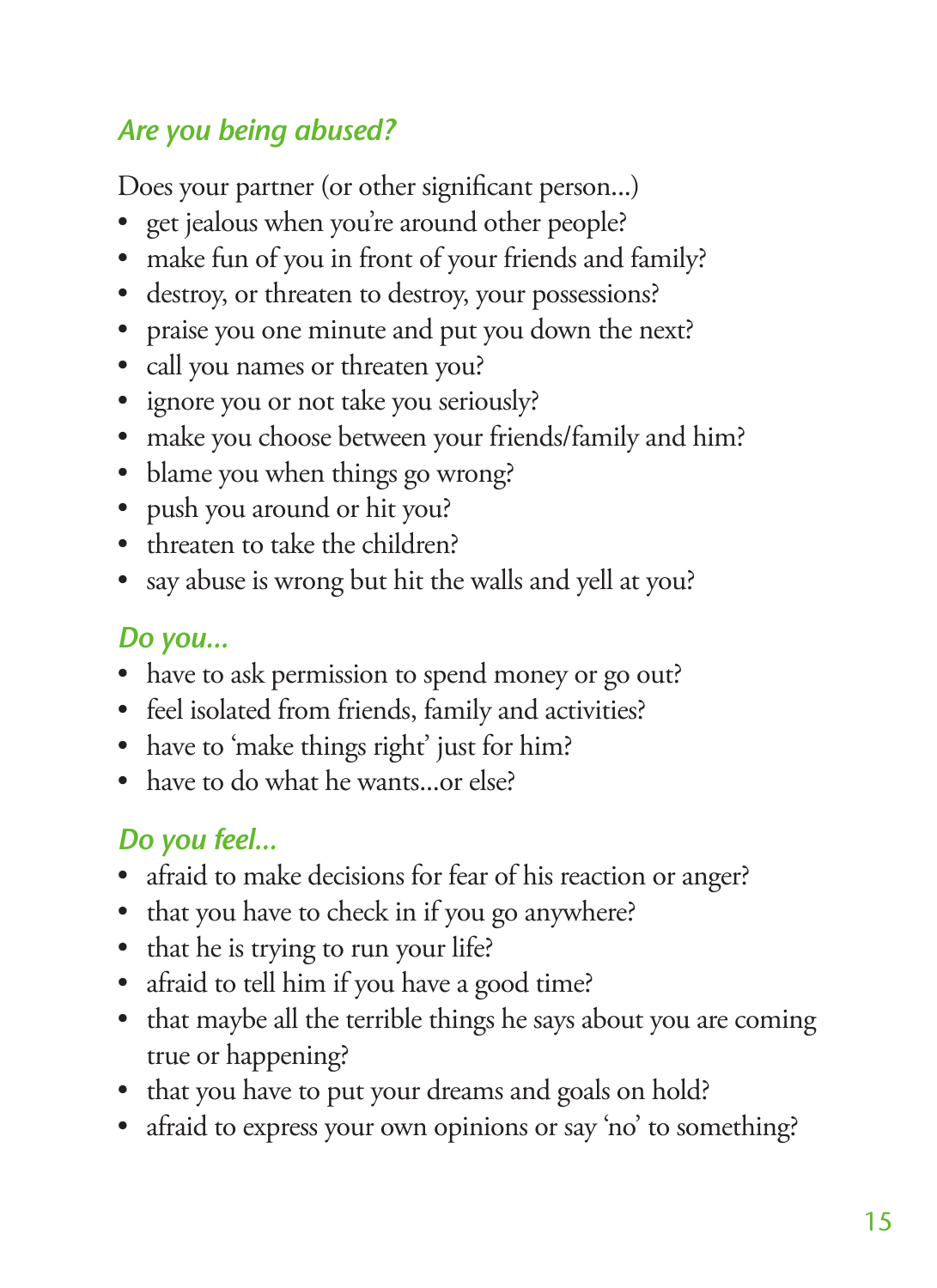## *Are you being abused?*

Does your partner (or other significant person...)

- get jealous when you're around other people?
- make fun of you in front of your friends and family?
- destroy, or threaten to destroy, your possessions?
- praise you one minute and put you down the next?
- call you names or threaten you?
- ignore you or not take you seriously?
- make you choose between your friends/family and him?
- blame you when things go wrong?
- push you around or hit you?
- threaten to take the children?
- say abuse is wrong but hit the walls and yell at you?

## *Do you...*

- have to ask permission to spend money or go out?
- feel isolated from friends, family and activities?
- have to 'make things right' just for him?
- have to do what he wants...or else?

## *Do you feel...*

- afraid to make decisions for fear of his reaction or anger?
- that you have to check in if you go anywhere?
- that he is trying to run your life?
- afraid to tell him if you have a good time?
- that maybe all the terrible things he says about you are coming true or happening?
- that you have to put your dreams and goals on hold?
- afraid to express your own opinions or say 'no' to something?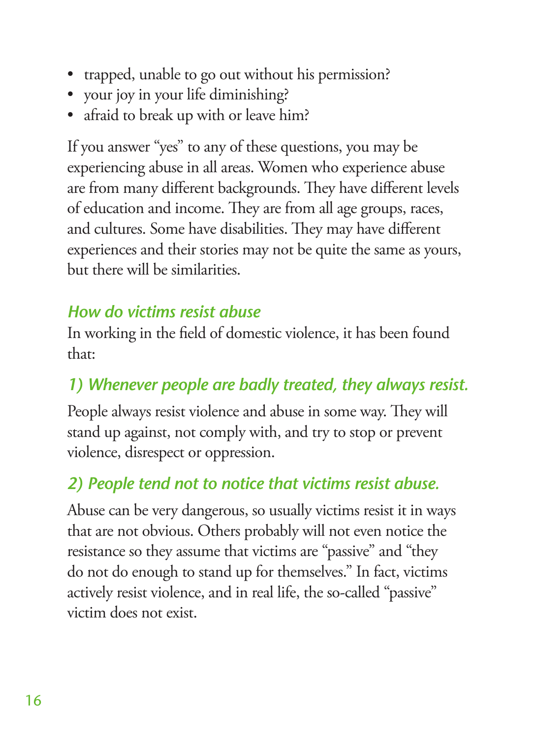- trapped, unable to go out without his permission?
- your joy in your life diminishing?
- afraid to break up with or leave him?

If you answer "yes" to any of these questions, you may be experiencing abuse in all areas. Women who experience abuse are from many different backgrounds. They have different levels of education and income. They are from all age groups, races, and cultures. Some have disabilities. They may have different experiences and their stories may not be quite the same as yours, but there will be similarities.

## *How do victims resist abuse*

In working in the field of domestic violence, it has been found that:

### *1) Whenever people are badly treated, they always resist.*

People always resist violence and abuse in some way. They will stand up against, not comply with, and try to stop or prevent violence, disrespect or oppression.

### *2) People tend not to notice that victims resist abuse.*

Abuse can be very dangerous, so usually victims resist it in ways that are not obvious. Others probably will not even notice the resistance so they assume that victims are "passive" and "they do not do enough to stand up for themselves." In fact, victims actively resist violence, and in real life, the so-called "passive" victim does not exist.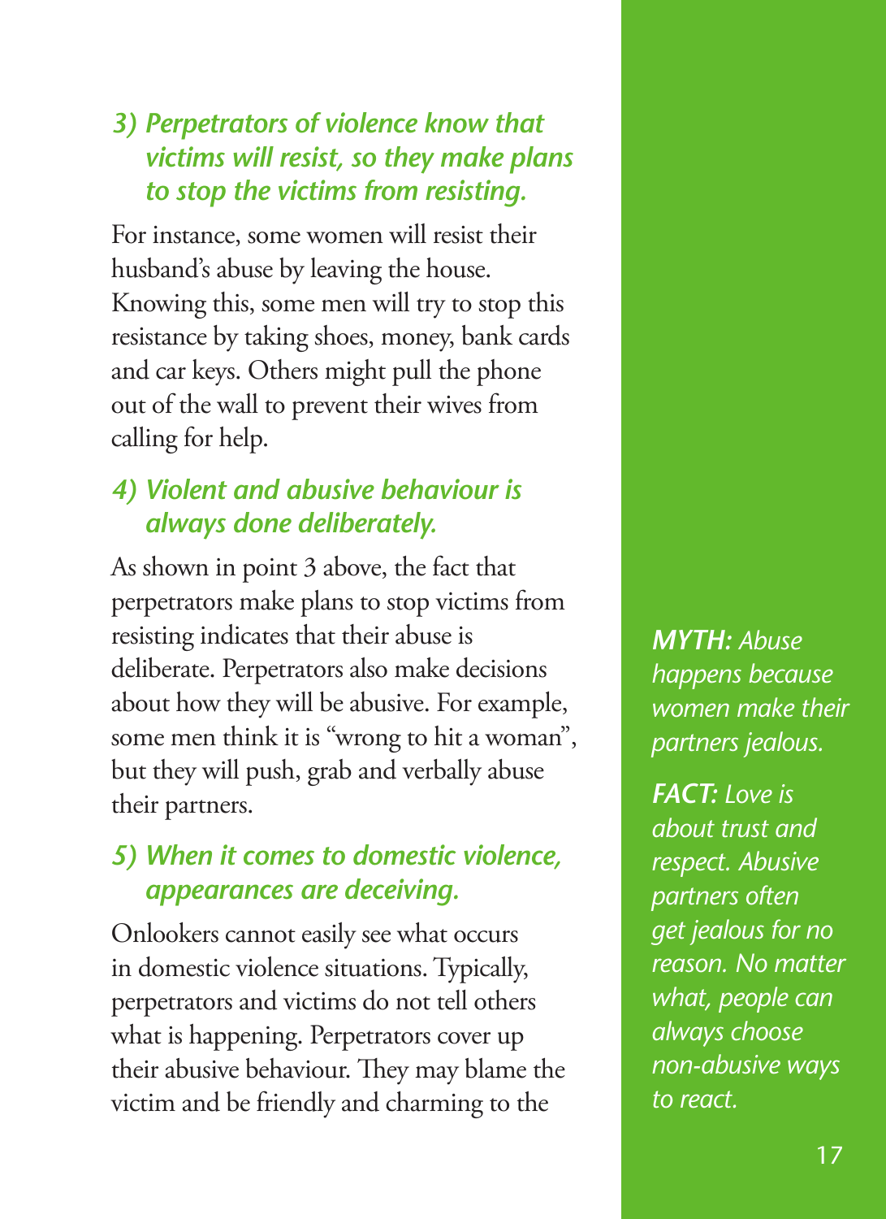### *3) Perpetrators of violence know that victims will resist, so they make plans to stop the victims from resisting.*

For instance, some women will resist their husband's abuse by leaving the house. Knowing this, some men will try to stop this resistance by taking shoes, money, bank cards and car keys. Others might pull the phone out of the wall to prevent their wives from calling for help.

### *4) Violent and abusive behaviour is always done deliberately.*

As shown in point 3 above, the fact that perpetrators make plans to stop victims from resisting indicates that their abuse is deliberate. Perpetrators also make decisions about how they will be abusive. For example, some men think it is "wrong to hit a woman", but they will push, grab and verbally abuse their partners.

### *5) When it comes to domestic violence, appearances are deceiving.*

Onlookers cannot easily see what occurs in domestic violence situations. Typically, perpetrators and victims do not tell others what is happening. Perpetrators cover up their abusive behaviour. They may blame the victim and be friendly and charming to the

***MYTH:*** *Abuse happens because women make their partners jealous.*

***FACT:*** *Love is about trust and respect. Abusive partners often get jealous for no reason. No matter what, people can always choose non-abusive ways to react.*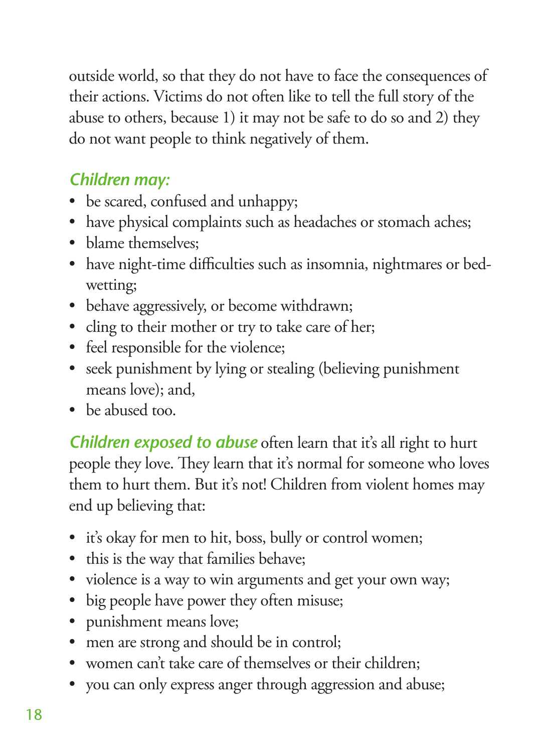outside world, so that they do not have to face the consequences of their actions. Victims do not often like to tell the full story of the abuse to others, because 1) it may not be safe to do so and 2) they do not want people to think negatively of them.

### *Children may:*

- be scared, confused and unhappy;
- have physical complaints such as headaches or stomach aches;
- blame themselves;
- have night-time difficulties such as insomnia, nightmares or bed-wetting;
- behave aggressively, or become withdrawn;
- cling to their mother or try to take care of her;
- feel responsible for the violence;
- seek punishment by lying or stealing (believing punishment means love); and,
- be abused too.

***Children exposed to abuse*** often learn that it's all right to hurt people they love. They learn that it's normal for someone who loves them to hurt them. But it's not! Children from violent homes may end up believing that:

- it's okay for men to hit, boss, bully or control women;
- this is the way that families behave;
- violence is a way to win arguments and get your own way;
- big people have power they often misuse;
- punishment means love;
- men are strong and should be in control;
- women can't take care of themselves or their children;
- you can only express anger through aggression and abuse;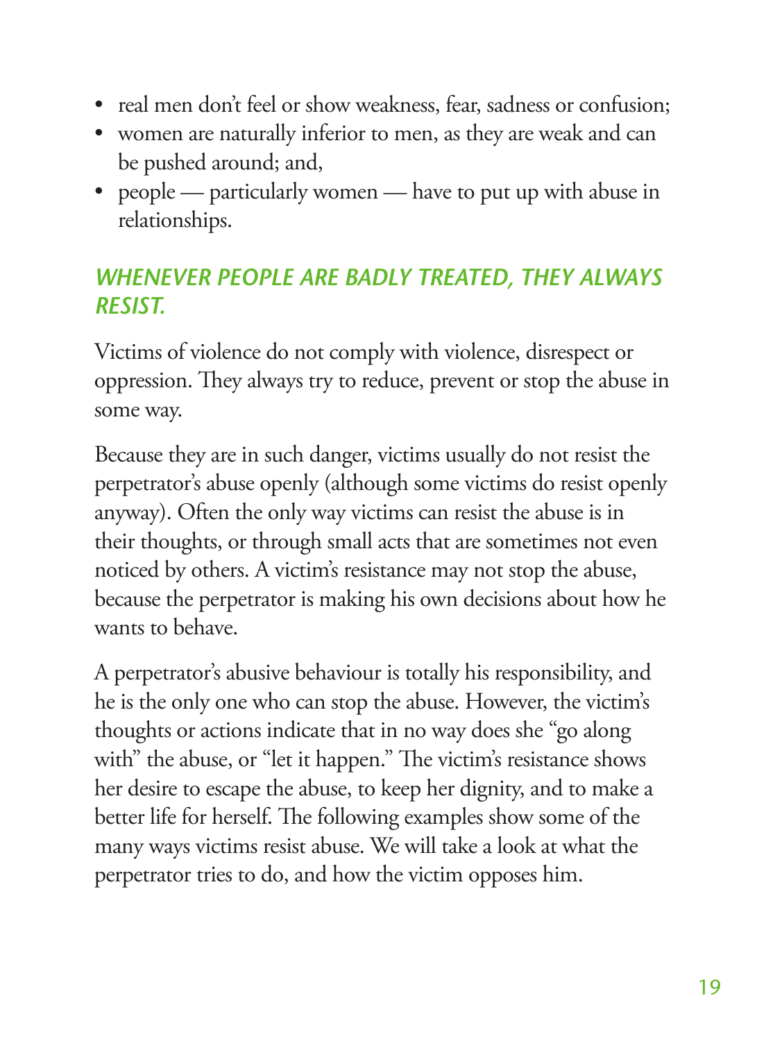- real men don't feel or show weakness, fear, sadness or confusion;
- women are naturally inferior to men, as they are weak and can be pushed around; and,
- people — particularly women — have to put up with abuse in relationships.

## *WHENEVER PEOPLE ARE BADLY TREATED, THEY ALWAYS RESIST.*

Victims of violence do not comply with violence, disrespect or oppression. They always try to reduce, prevent or stop the abuse in some way.

Because they are in such danger, victims usually do not resist the perpetrator's abuse openly (although some victims do resist openly anyway). Often the only way victims can resist the abuse is in their thoughts, or through small acts that are sometimes not even noticed by others. A victim's resistance may not stop the abuse, because the perpetrator is making his own decisions about how he wants to behave.

A perpetrator's abusive behaviour is totally his responsibility, and he is the only one who can stop the abuse. However, the victim's thoughts or actions indicate that in no way does she "go along with" the abuse, or "let it happen." The victim's resistance shows her desire to escape the abuse, to keep her dignity, and to make a better life for herself. The following examples show some of the many ways victims resist abuse. We will take a look at what the perpetrator tries to do, and how the victim opposes him.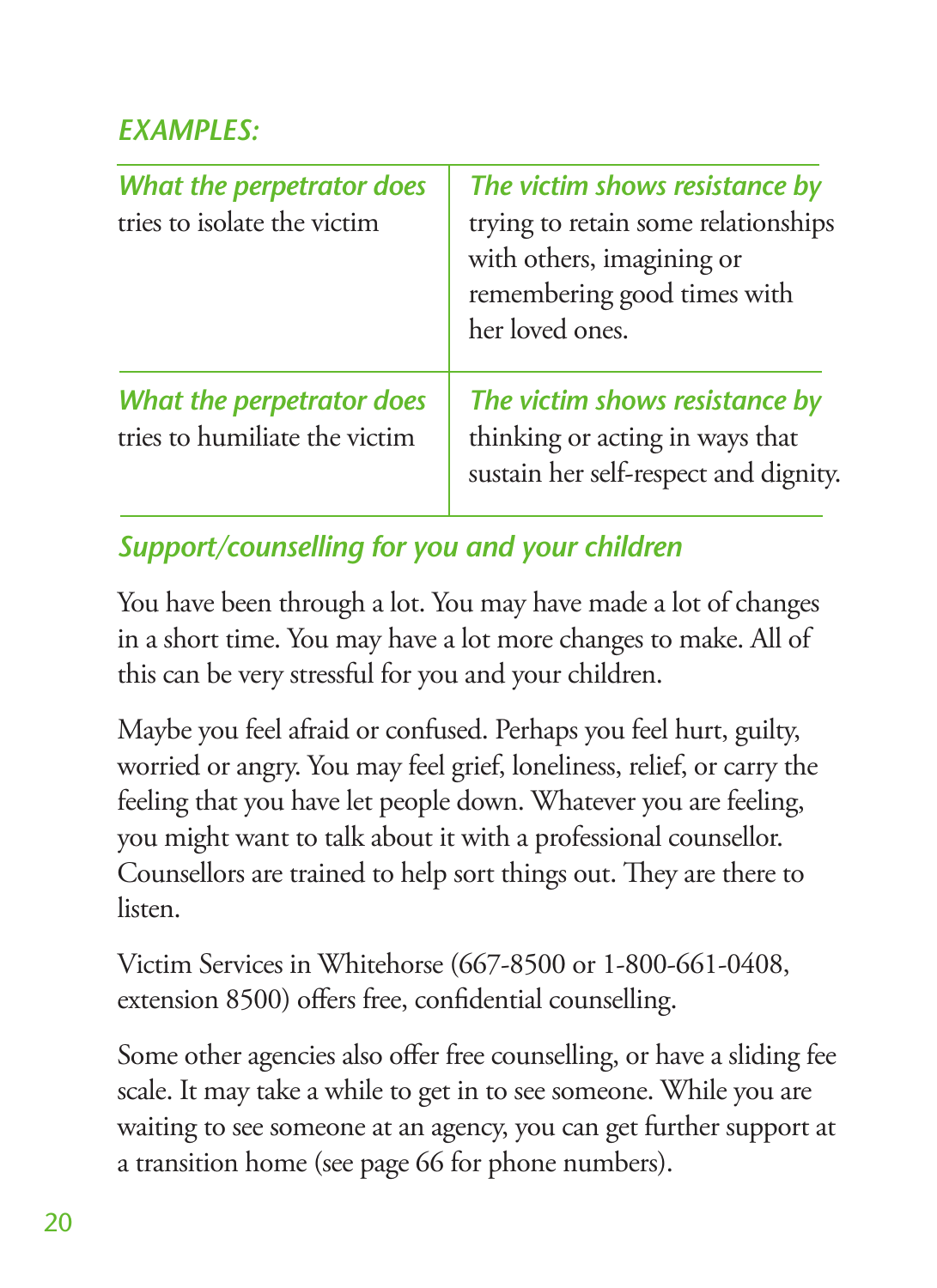*EXAMPLES:*

| *What the perpetrator does* | *The victim shows resistance by* |
| --- | --- |
| tries to isolate the victim | trying to retain some relationships with others, imagining or remembering good times with her loved ones. |
| *What the perpetrator does* | *The victim shows resistance by* |
| tries to humiliate the victim | thinking or acting in ways that sustain her self-respect and dignity. |

## *Support/counselling for you and your children*

You have been through a lot. You may have made a lot of changes in a short time. You may have a lot more changes to make. All of this can be very stressful for you and your children.

Maybe you feel afraid or confused. Perhaps you feel hurt, guilty, worried or angry. You may feel grief, loneliness, relief, or carry the feeling that you have let people down. Whatever you are feeling, you might want to talk about it with a professional counsellor. Counsellors are trained to help sort things out. They are there to listen.

Victim Services in Whitehorse (667-8500 or 1-800-661-0408, extension 8500) offers free, confidential counselling.

Some other agencies also offer free counselling, or have a sliding fee scale. It may take a while to get in to see someone. While you are waiting to see someone at an agency, you can get further support at a transition home (see page 66 for phone numbers).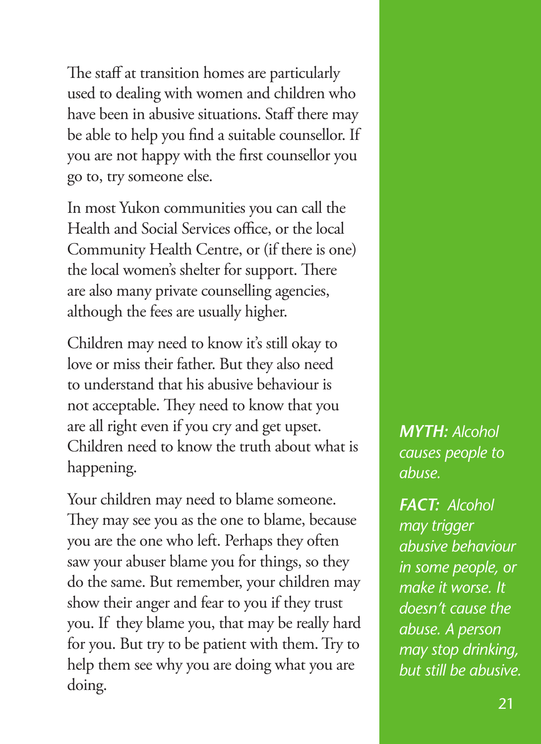The staff at transition homes are particularly used to dealing with women and children who have been in abusive situations. Staff there may be able to help you find a suitable counsellor. If you are not happy with the first counsellor you go to, try someone else.

In most Yukon communities you can call the Health and Social Services office, or the local Community Health Centre, or (if there is one) the local women's shelter for support. There are also many private counselling agencies, although the fees are usually higher.

Children may need to know it's still okay to love or miss their father. But they also need to understand that his abusive behaviour is not acceptable. They need to know that you are all right even if you cry and get upset. Children need to know the truth about what is happening.

Your children may need to blame someone. They may see you as the one to blame, because you are the one who left. Perhaps they often saw your abuser blame you for things, so they do the same. But remember, your children may show their anger and fear to you if they trust you. If they blame you, that may be really hard for you. But try to be patient with them. Try to help them see why you are doing what you are doing.

***MYTH:*** *Alcohol causes people to abuse.*

***FACT:*** *Alcohol may trigger abusive behaviour in some people, or make it worse. It doesn't cause the abuse. A person may stop drinking, but still be abusive.*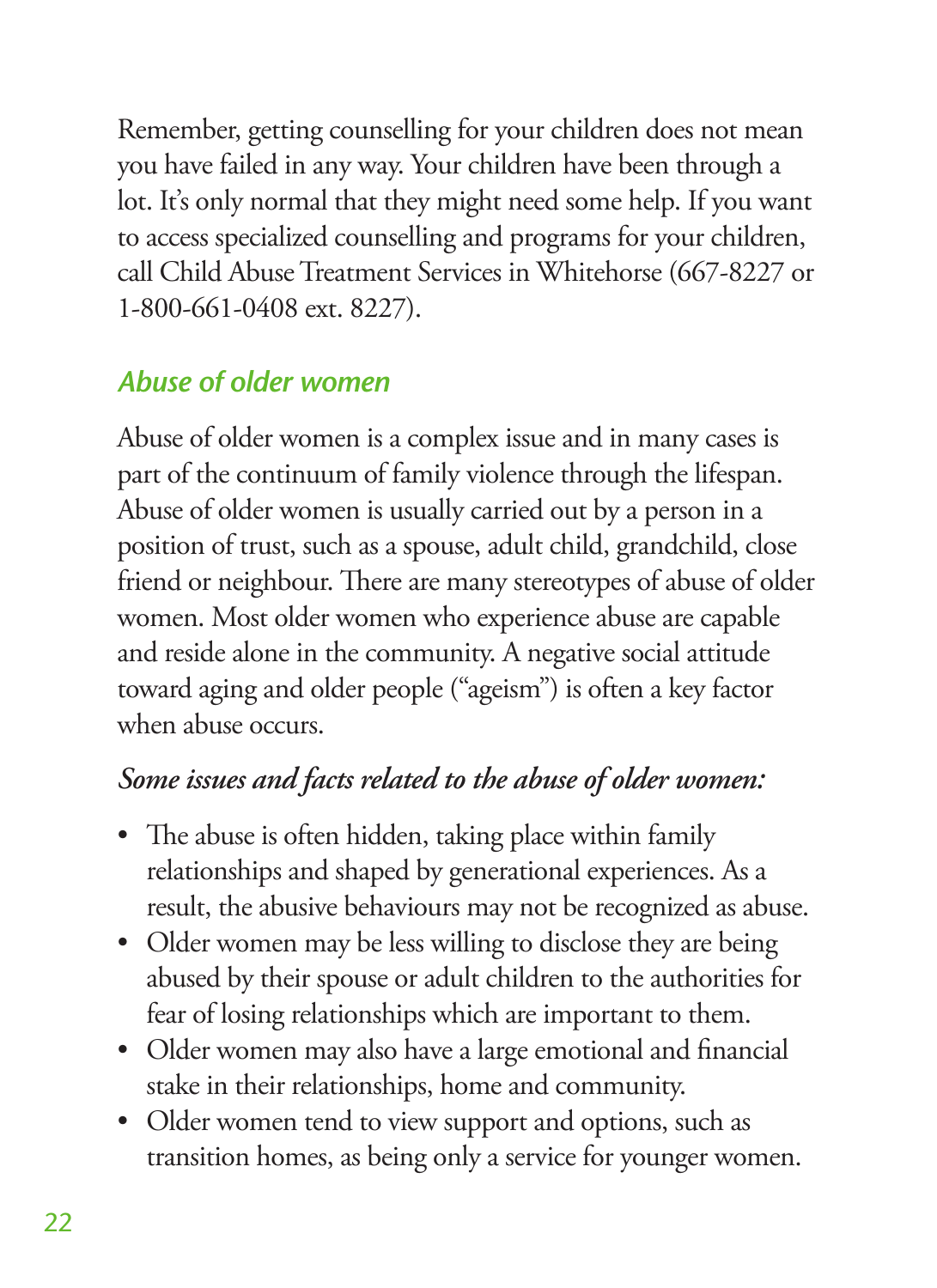Remember, getting counselling for your children does not mean you have failed in any way. Your children have been through a lot. It's only normal that they might need some help. If you want to access specialized counselling and programs for your children, call Child Abuse Treatment Services in Whitehorse (667-8227 or 1-800-661-0408 ext. 8227).

## *Abuse of older women*

Abuse of older women is a complex issue and in many cases is part of the continuum of family violence through the lifespan. Abuse of older women is usually carried out by a person in a position of trust, such as a spouse, adult child, grandchild, close friend or neighbour. There are many stereotypes of abuse of older women. Most older women who experience abuse are capable and reside alone in the community. A negative social attitude toward aging and older people ("ageism") is often a key factor when abuse occurs.

### *Some issues and facts related to the abuse of older women:*

- The abuse is often hidden, taking place within family relationships and shaped by generational experiences. As a result, the abusive behaviours may not be recognized as abuse.
- Older women may be less willing to disclose they are being abused by their spouse or adult children to the authorities for fear of losing relationships which are important to them.
- Older women may also have a large emotional and financial stake in their relationships, home and community.
- Older women tend to view support and options, such as transition homes, as being only a service for younger women.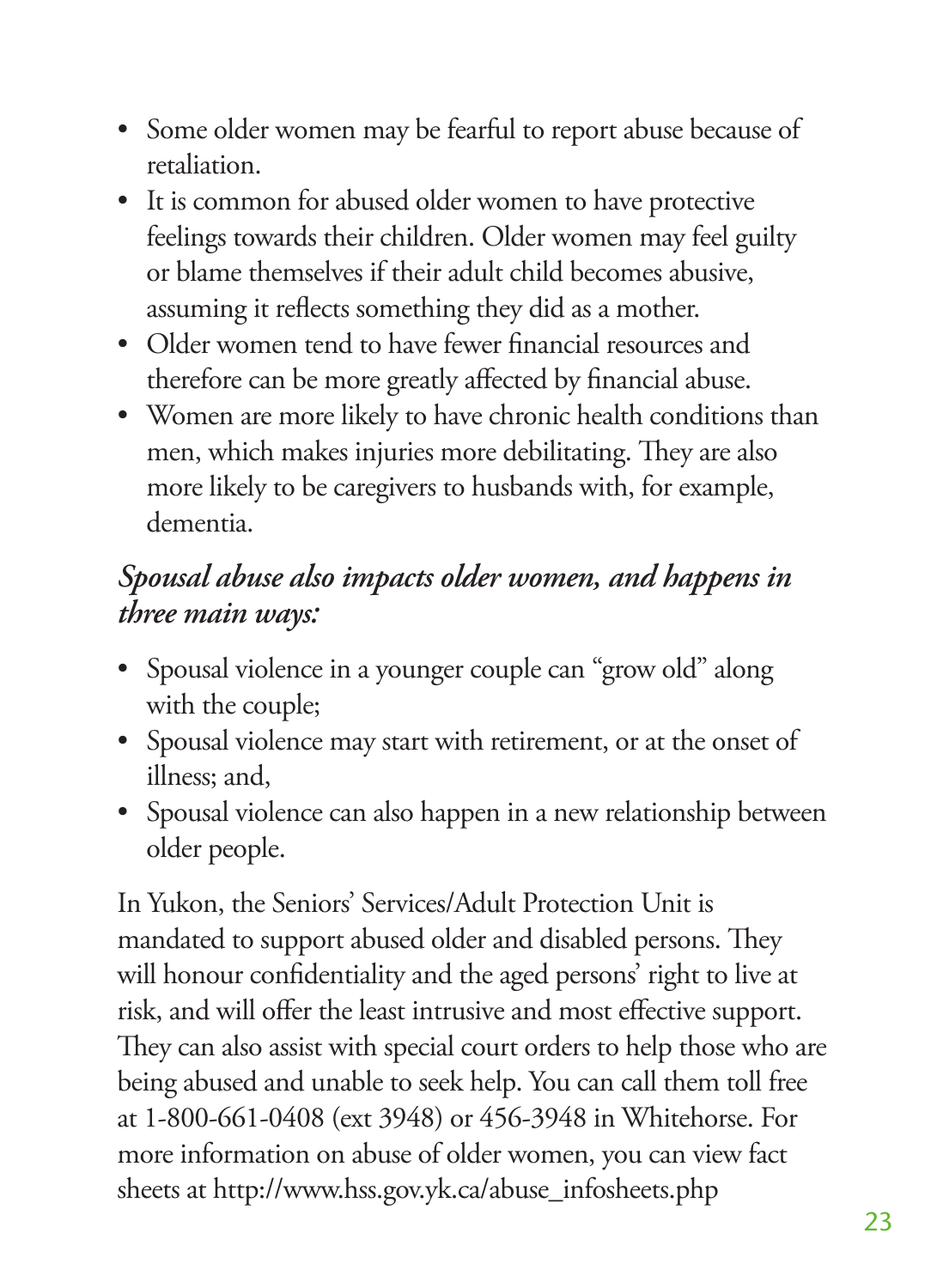- Some older women may be fearful to report abuse because of retaliation.
- It is common for abused older women to have protective feelings towards their children. Older women may feel guilty or blame themselves if their adult child becomes abusive, assuming it reflects something they did as a mother.
- Older women tend to have fewer financial resources and therefore can be more greatly affected by financial abuse.
- Women are more likely to have chronic health conditions than men, which makes injuries more debilitating. They are also more likely to be caregivers to husbands with, for example, dementia.

*Spousal abuse also impacts older women, and happens in three main ways:*

- Spousal violence in a younger couple can "grow old" along with the couple;
- Spousal violence may start with retirement, or at the onset of illness; and,
- Spousal violence can also happen in a new relationship between older people.

In Yukon, the Seniors' Services/Adult Protection Unit is mandated to support abused older and disabled persons. They will honour confidentiality and the aged persons' right to live at risk, and will offer the least intrusive and most effective support. They can also assist with special court orders to help those who are being abused and unable to seek help. You can call them toll free at 1-800-661-0408 (ext 3948) or 456-3948 in Whitehorse. For more information on abuse of older women, you can view fact sheets at http://www.hss.gov.yk.ca/abuse_infosheets.php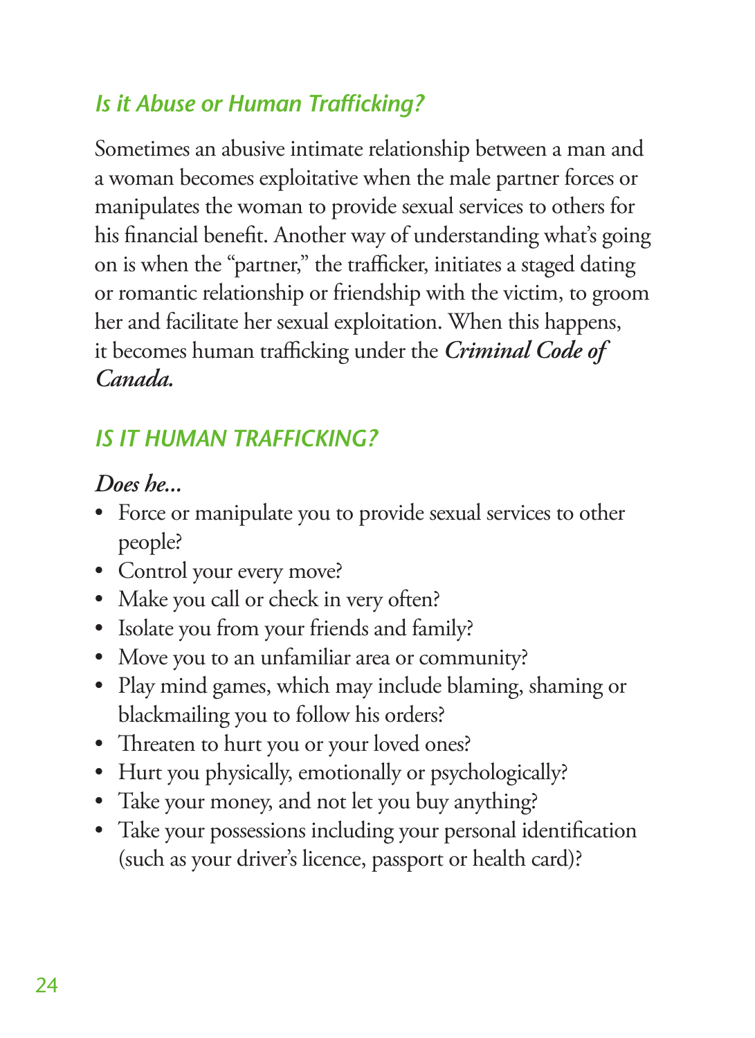## *Is it Abuse or Human Trafficking?*

Sometimes an abusive intimate relationship between a man and a woman becomes exploitative when the male partner forces or manipulates the woman to provide sexual services to others for his financial benefit. Another way of understanding what's going on is when the "partner," the trafficker, initiates a staged dating or romantic relationship or friendship with the victim, to groom her and facilitate her sexual exploitation. When this happens, it becomes human trafficking under the ***Criminal Code of Canada.***

## *IS IT HUMAN TRAFFICKING?*

*Does he...*

- Force or manipulate you to provide sexual services to other people?
- Control your every move?
- Make you call or check in very often?
- Isolate you from your friends and family?
- Move you to an unfamiliar area or community?
- Play mind games, which may include blaming, shaming or blackmailing you to follow his orders?
- Threaten to hurt you or your loved ones?
- Hurt you physically, emotionally or psychologically?
- Take your money, and not let you buy anything?
- Take your possessions including your personal identification (such as your driver's licence, passport or health card)?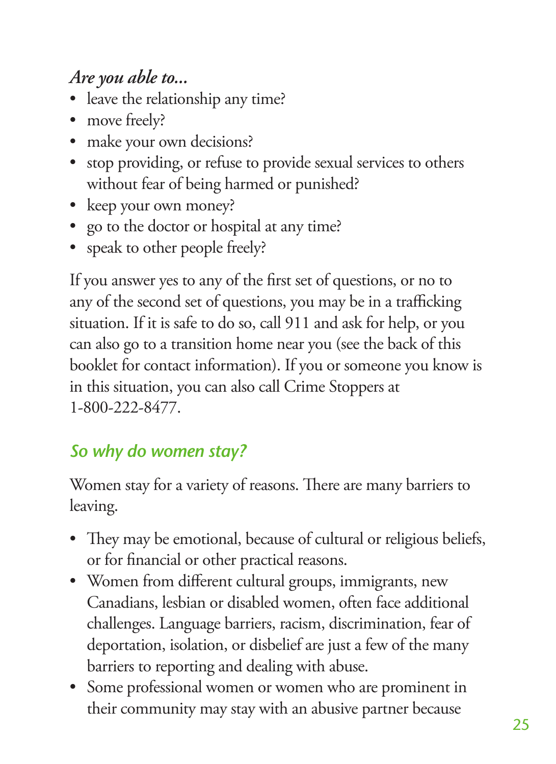*Are you able to...*

- leave the relationship any time?
- move freely?
- make your own decisions?
- stop providing, or refuse to provide sexual services to others without fear of being harmed or punished?
- keep your own money?
- go to the doctor or hospital at any time?
- speak to other people freely?

If you answer yes to any of the first set of questions, or no to any of the second set of questions, you may be in a trafficking situation. If it is safe to do so, call 911 and ask for help, or you can also go to a transition home near you (see the back of this booklet for contact information). If you or someone you know is in this situation, you can also call Crime Stoppers at 1-800-222-8477.

## So why do women stay?

Women stay for a variety of reasons. There are many barriers to leaving.

- They may be emotional, because of cultural or religious beliefs, or for financial or other practical reasons.
- Women from different cultural groups, immigrants, new Canadians, lesbian or disabled women, often face additional challenges. Language barriers, racism, discrimination, fear of deportation, isolation, or disbelief are just a few of the many barriers to reporting and dealing with abuse.
- Some professional women or women who are prominent in their community may stay with an abusive partner because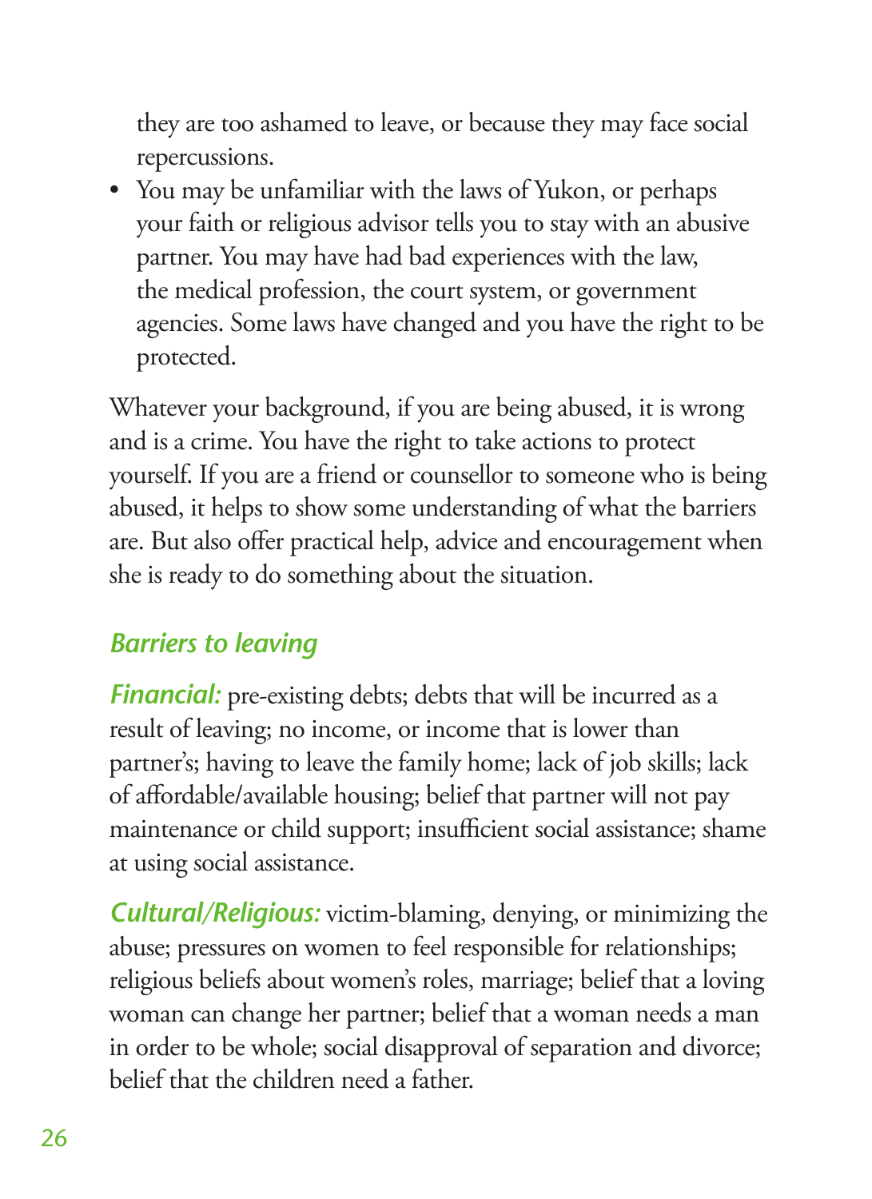they are too ashamed to leave, or because they may face social repercussions.

- You may be unfamiliar with the laws of Yukon, or perhaps your faith or religious advisor tells you to stay with an abusive partner. You may have had bad experiences with the law, the medical profession, the court system, or government agencies. Some laws have changed and you have the right to be protected.

Whatever your background, if you are being abused, it is wrong and is a crime. You have the right to take actions to protect yourself. If you are a friend or counsellor to someone who is being abused, it helps to show some understanding of what the barriers are. But also offer practical help, advice and encouragement when she is ready to do something about the situation.

### *Barriers to leaving*

***Financial:*** pre-existing debts; debts that will be incurred as a result of leaving; no income, or income that is lower than partner's; having to leave the family home; lack of job skills; lack of affordable/available housing; belief that partner will not pay maintenance or child support; insufficient social assistance; shame at using social assistance.

***Cultural/Religious:*** victim-blaming, denying, or minimizing the abuse; pressures on women to feel responsible for relationships; religious beliefs about women's roles, marriage; belief that a loving woman can change her partner; belief that a woman needs a man in order to be whole; social disapproval of separation and divorce; belief that the children need a father.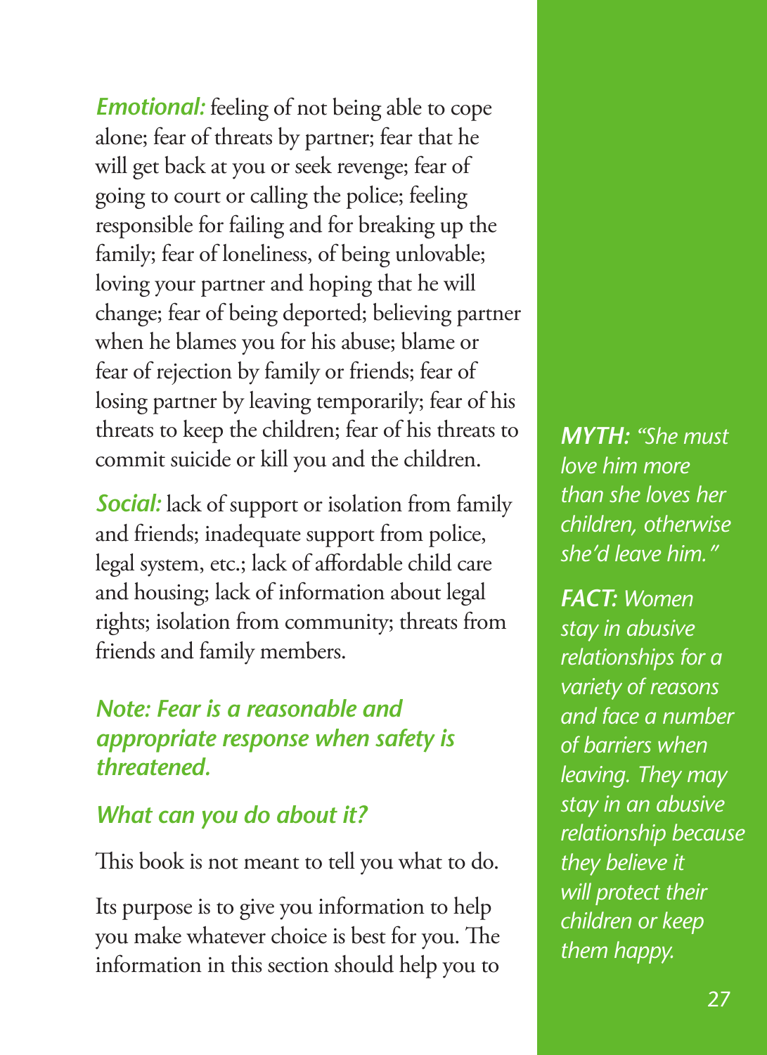***Emotional:*** feeling of not being able to cope alone; fear of threats by partner; fear that he will get back at you or seek revenge; fear of going to court or calling the police; feeling responsible for failing and for breaking up the family; fear of loneliness, of being unlovable; loving your partner and hoping that he will change; fear of being deported; believing partner when he blames you for his abuse; blame or fear of rejection by family or friends; fear of losing partner by leaving temporarily; fear of his threats to keep the children; fear of his threats to commit suicide or kill you and the children.

***Social:*** lack of support or isolation from family and friends; inadequate support from police, legal system, etc.; lack of affordable child care and housing; lack of information about legal rights; isolation from community; threats from friends and family members.

***Note: Fear is a reasonable and appropriate response when safety is threatened.***

### *What can you do about it?*

This book is not meant to tell you what to do.

Its purpose is to give you information to help you make whatever choice is best for you. The information in this section should help you to

***MYTH:*** *"She must love him more than she loves her children, otherwise she'd leave him."*

***FACT:*** *Women stay in abusive relationships for a variety of reasons and face a number of barriers when leaving. They may stay in an abusive relationship because they believe it will protect their children or keep them happy.*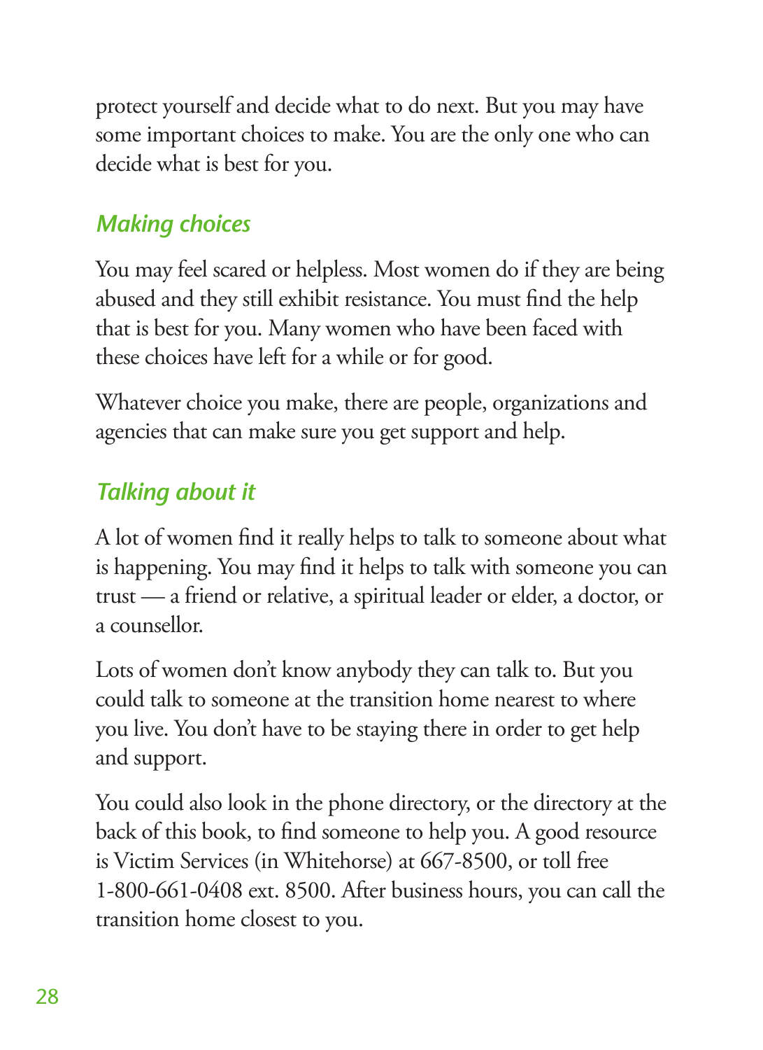protect yourself and decide what to do next. But you may have some important choices to make. You are the only one who can decide what is best for you.

## *Making choices*

You may feel scared or helpless. Most women do if they are being abused and they still exhibit resistance. You must find the help that is best for you. Many women who have been faced with these choices have left for a while or for good.

Whatever choice you make, there are people, organizations and agencies that can make sure you get support and help.

## *Talking about it*

A lot of women find it really helps to talk to someone about what is happening. You may find it helps to talk with someone you can trust — a friend or relative, a spiritual leader or elder, a doctor, or a counsellor.

Lots of women don't know anybody they can talk to. But you could talk to someone at the transition home nearest to where you live. You don't have to be staying there in order to get help and support.

You could also look in the phone directory, or the directory at the back of this book, to find someone to help you. A good resource is Victim Services (in Whitehorse) at 667-8500, or toll free 1-800-661-0408 ext. 8500. After business hours, you can call the transition home closest to you.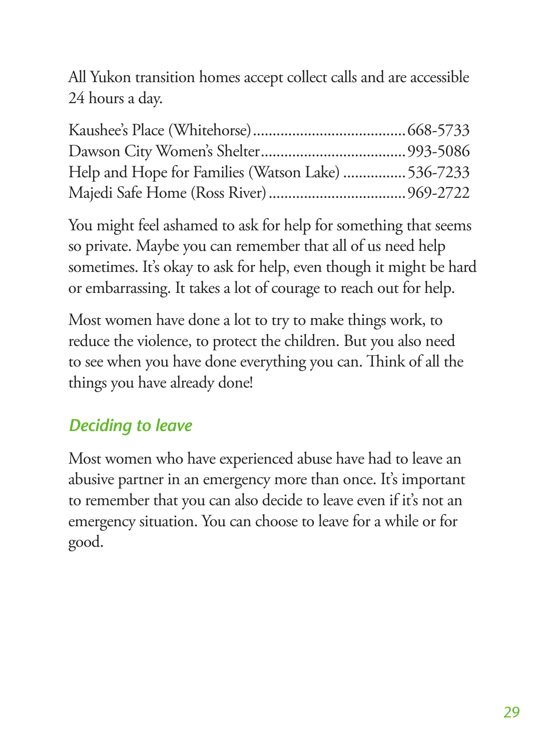All Yukon transition homes accept collect calls and are accessible 24 hours a day.

Kaushee's Place (Whitehorse)........................................668-5733
Dawson City Women's Shelter.......................................993-5086
Help and Hope for Families (Watson Lake) ................536-7233
Majedi Safe Home (Ross River)....................................969-2722

You might feel ashamed to ask for help for something that seems so private. Maybe you can remember that all of us need help sometimes. It's okay to ask for help, even though it might be hard or embarrassing. It takes a lot of courage to reach out for help.

Most women have done a lot to try to make things work, to reduce the violence, to protect the children. But you also need to see when you have done everything you can. Think of all the things you have already done!

### *Deciding to leave*

Most women who have experienced abuse have had to leave an abusive partner in an emergency more than once. It's important to remember that you can also decide to leave even if it's not an emergency situation. You can choose to leave for a while or for good.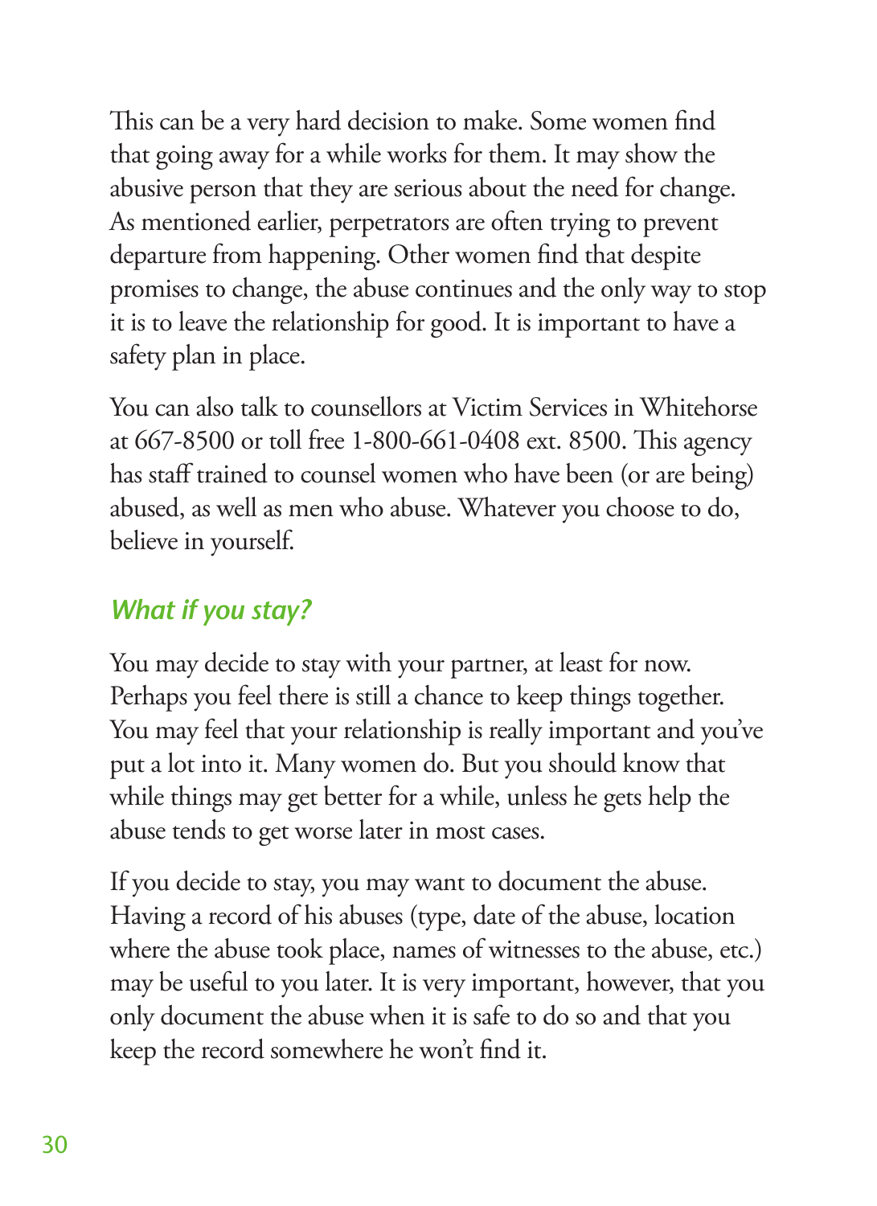This can be a very hard decision to make. Some women find that going away for a while works for them. It may show the abusive person that they are serious about the need for change. As mentioned earlier, perpetrators are often trying to prevent departure from happening. Other women find that despite promises to change, the abuse continues and the only way to stop it is to leave the relationship for good. It is important to have a safety plan in place.

You can also talk to counsellors at Victim Services in Whitehorse at 667-8500 or toll free 1-800-661-0408 ext. 8500. This agency has staff trained to counsel women who have been (or are being) abused, as well as men who abuse. Whatever you choose to do, believe in yourself.

### *What if you stay?*

You may decide to stay with your partner, at least for now. Perhaps you feel there is still a chance to keep things together. You may feel that your relationship is really important and you've put a lot into it. Many women do. But you should know that while things may get better for a while, unless he gets help the abuse tends to get worse later in most cases.

If you decide to stay, you may want to document the abuse. Having a record of his abuses (type, date of the abuse, location where the abuse took place, names of witnesses to the abuse, etc.) may be useful to you later. It is very important, however, that you only document the abuse when it is safe to do so and that you keep the record somewhere he won't find it.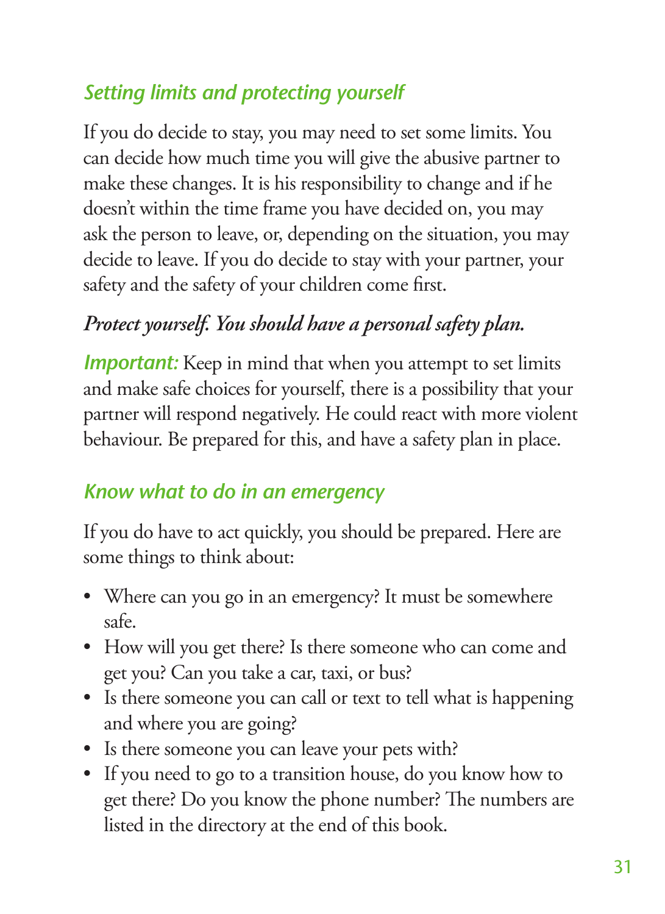## *Setting limits and protecting yourself*

If you do decide to stay, you may need to set some limits. You can decide how much time you will give the abusive partner to make these changes. It is his responsibility to change and if he doesn't within the time frame you have decided on, you may ask the person to leave, or, depending on the situation, you may decide to leave. If you do decide to stay with your partner, your safety and the safety of your children come first.

*Protect yourself. You should have a personal safety plan.*

***Important:*** Keep in mind that when you attempt to set limits and make safe choices for yourself, there is a possibility that your partner will respond negatively. He could react with more violent behaviour. Be prepared for this, and have a safety plan in place.

## *Know what to do in an emergency*

If you do have to act quickly, you should be prepared. Here are some things to think about:

- Where can you go in an emergency? It must be somewhere safe.
- How will you get there? Is there someone who can come and get you? Can you take a car, taxi, or bus?
- Is there someone you can call or text to tell what is happening and where you are going?
- Is there someone you can leave your pets with?
- If you need to go to a transition house, do you know how to get there? Do you know the phone number? The numbers are listed in the directory at the end of this book.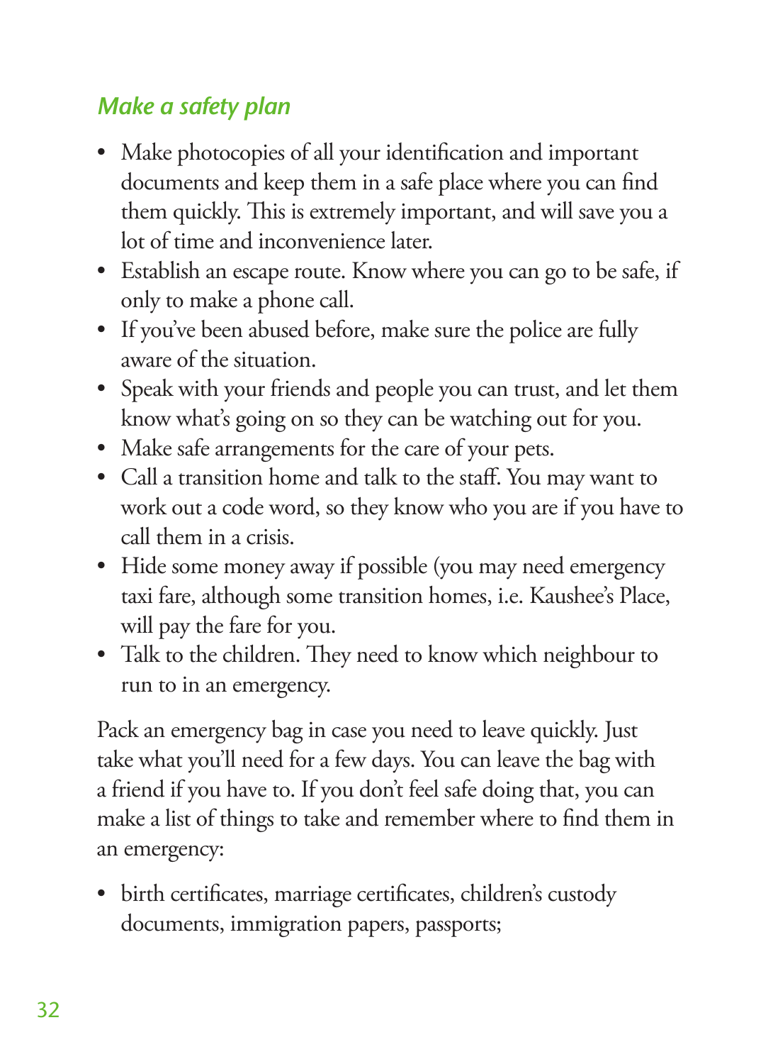### *Make a safety plan*

- Make photocopies of all your identification and important documents and keep them in a safe place where you can find them quickly. This is extremely important, and will save you a lot of time and inconvenience later.
- Establish an escape route. Know where you can go to be safe, if only to make a phone call.
- If you've been abused before, make sure the police are fully aware of the situation.
- Speak with your friends and people you can trust, and let them know what's going on so they can be watching out for you.
- Make safe arrangements for the care of your pets.
- Call a transition home and talk to the staff. You may want to work out a code word, so they know who you are if you have to call them in a crisis.
- Hide some money away if possible (you may need emergency taxi fare, although some transition homes, i.e. Kaushee's Place, will pay the fare for you.
- Talk to the children. They need to know which neighbour to run to in an emergency.

Pack an emergency bag in case you need to leave quickly. Just take what you'll need for a few days. You can leave the bag with a friend if you have to. If you don't feel safe doing that, you can make a list of things to take and remember where to find them in an emergency:

- birth certificates, marriage certificates, children's custody documents, immigration papers, passports;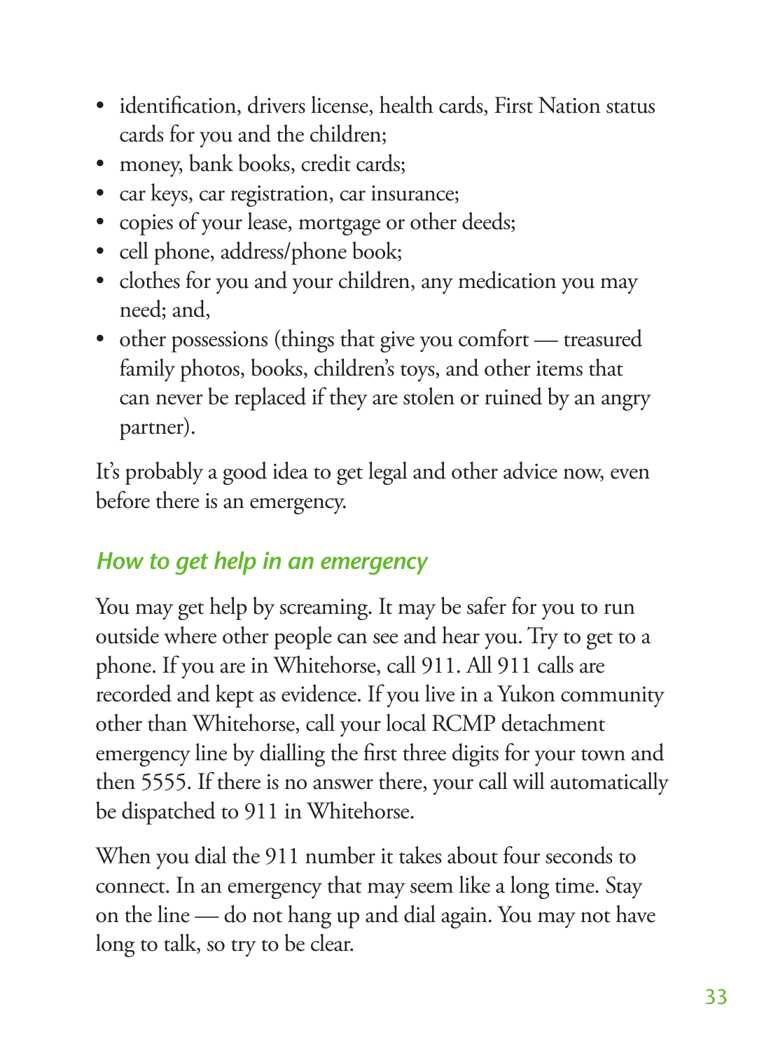- identification, drivers license, health cards, First Nation status cards for you and the children;
- money, bank books, credit cards;
- car keys, car registration, car insurance;
- copies of your lease, mortgage or other deeds;
- cell phone, address/phone book;
- clothes for you and your children, any medication you may need; and,
- other possessions (things that give you comfort — treasured family photos, books, children's toys, and other items that can never be replaced if they are stolen or ruined by an angry partner).

It's probably a good idea to get legal and other advice now, even before there is an emergency.

### *How to get help in an emergency*

You may get help by screaming. It may be safer for you to run outside where other people can see and hear you. Try to get to a phone. If you are in Whitehorse, call 911. All 911 calls are recorded and kept as evidence. If you live in a Yukon community other than Whitehorse, call your local RCMP detachment emergency line by dialling the first three digits for your town and then 5555. If there is no answer there, your call will automatically be dispatched to 911 in Whitehorse.

When you dial the 911 number it takes about four seconds to connect. In an emergency that may seem like a long time. Stay on the line — do not hang up and dial again. You may not have long to talk, so try to be clear.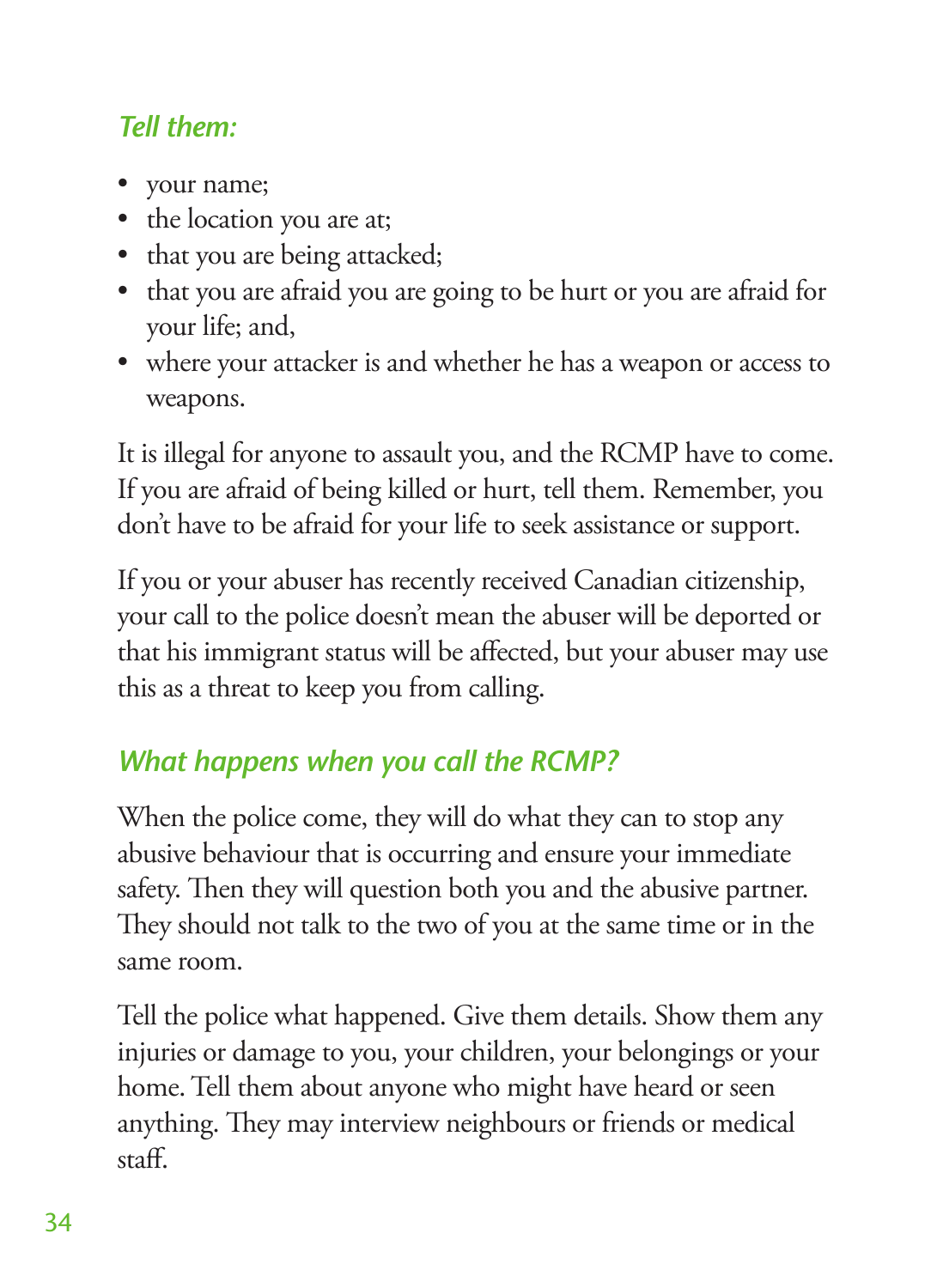### *Tell them:*

- your name;
- the location you are at;
- that you are being attacked;
- that you are afraid you are going to be hurt or you are afraid for your life; and,
- where your attacker is and whether he has a weapon or access to weapons.

It is illegal for anyone to assault you, and the RCMP have to come. If you are afraid of being killed or hurt, tell them. Remember, you don't have to be afraid for your life to seek assistance or support.

If you or your abuser has recently received Canadian citizenship, your call to the police doesn't mean the abuser will be deported or that his immigrant status will be affected, but your abuser may use this as a threat to keep you from calling.

### *What happens when you call the RCMP?*

When the police come, they will do what they can to stop any abusive behaviour that is occurring and ensure your immediate safety. Then they will question both you and the abusive partner. They should not talk to the two of you at the same time or in the same room.

Tell the police what happened. Give them details. Show them any injuries or damage to you, your children, your belongings or your home. Tell them about anyone who might have heard or seen anything. They may interview neighbours or friends or medical staff.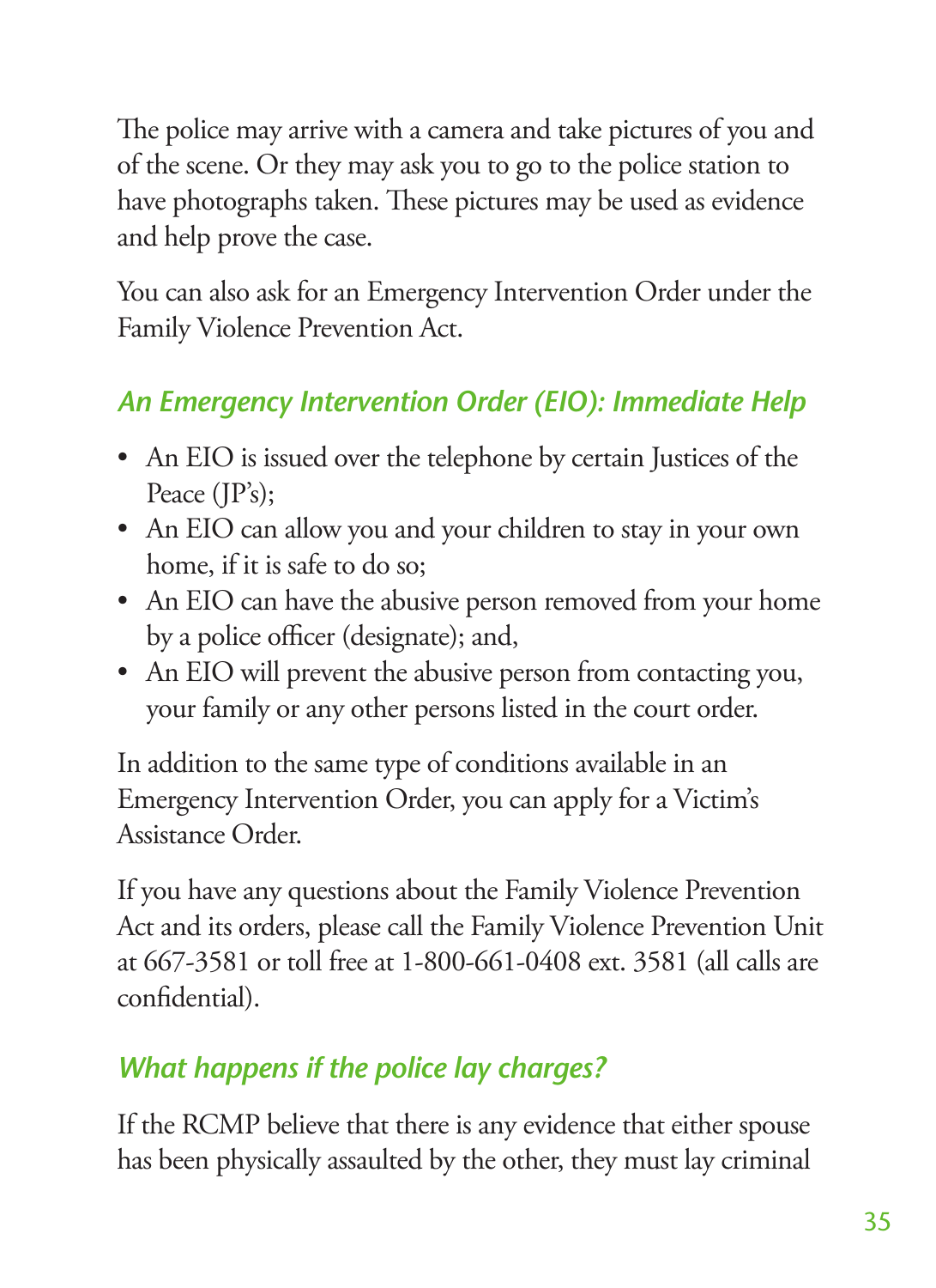The police may arrive with a camera and take pictures of you and of the scene. Or they may ask you to go to the police station to have photographs taken. These pictures may be used as evidence and help prove the case.

You can also ask for an Emergency Intervention Order under the Family Violence Prevention Act.

### *An Emergency Intervention Order (EIO): Immediate Help*

- An EIO is issued over the telephone by certain Justices of the Peace (JP's);
- An EIO can allow you and your children to stay in your own home, if it is safe to do so;
- An EIO can have the abusive person removed from your home by a police officer (designate); and,
- An EIO will prevent the abusive person from contacting you, your family or any other persons listed in the court order.

In addition to the same type of conditions available in an Emergency Intervention Order, you can apply for a Victim's Assistance Order.

If you have any questions about the Family Violence Prevention Act and its orders, please call the Family Violence Prevention Unit at 667-3581 or toll free at 1-800-661-0408 ext. 3581 (all calls are confidential).

### *What happens if the police lay charges?*

If the RCMP believe that there is any evidence that either spouse has been physically assaulted by the other, they must lay criminal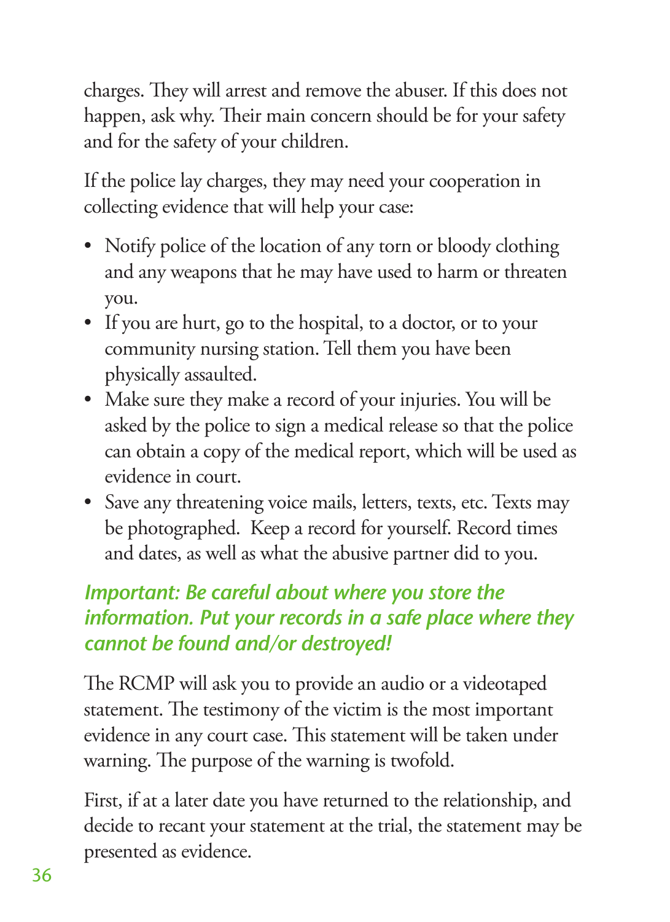charges. They will arrest and remove the abuser. If this does not happen, ask why. Their main concern should be for your safety and for the safety of your children.

If the police lay charges, they may need your cooperation in collecting evidence that will help your case:

- Notify police of the location of any torn or bloody clothing and any weapons that he may have used to harm or threaten you.
- If you are hurt, go to the hospital, to a doctor, or to your community nursing station. Tell them you have been physically assaulted.
- Make sure they make a record of your injuries. You will be asked by the police to sign a medical release so that the police can obtain a copy of the medical report, which will be used as evidence in court.
- Save any threatening voice mails, letters, texts, etc. Texts may be photographed. Keep a record for yourself. Record times and dates, as well as what the abusive partner did to you.

***Important: Be careful about where you store the information. Put your records in a safe place where they cannot be found and/or destroyed!***

The RCMP will ask you to provide an audio or a videotaped statement. The testimony of the victim is the most important evidence in any court case. This statement will be taken under warning. The purpose of the warning is twofold.

First, if at a later date you have returned to the relationship, and decide to recant your statement at the trial, the statement may be presented as evidence.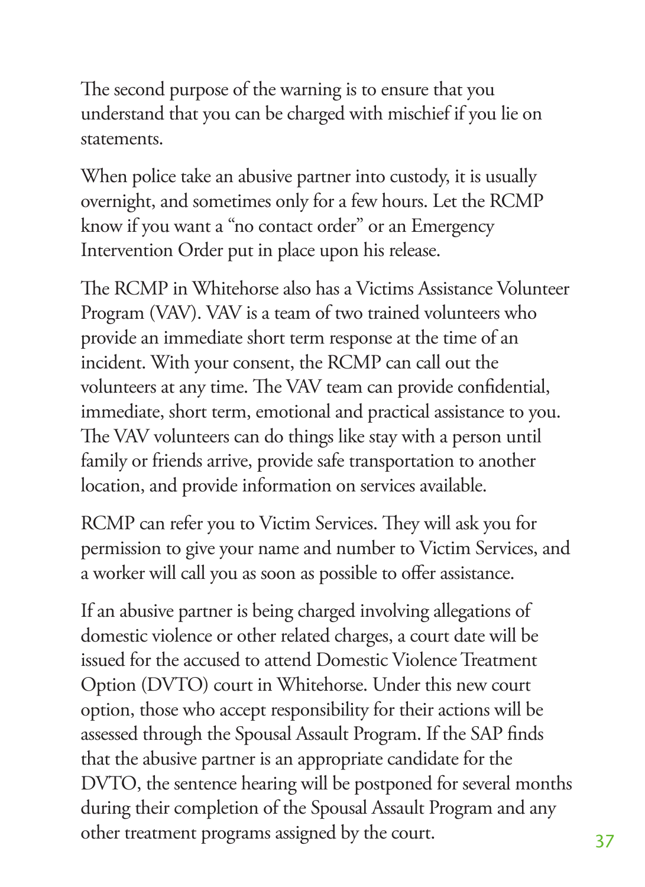The second purpose of the warning is to ensure that you understand that you can be charged with mischief if you lie on statements.

When police take an abusive partner into custody, it is usually overnight, and sometimes only for a few hours. Let the RCMP know if you want a "no contact order" or an Emergency Intervention Order put in place upon his release.

The RCMP in Whitehorse also has a Victims Assistance Volunteer Program (VAV). VAV is a team of two trained volunteers who provide an immediate short term response at the time of an incident. With your consent, the RCMP can call out the volunteers at any time. The VAV team can provide confidential, immediate, short term, emotional and practical assistance to you. The VAV volunteers can do things like stay with a person until family or friends arrive, provide safe transportation to another location, and provide information on services available.

RCMP can refer you to Victim Services. They will ask you for permission to give your name and number to Victim Services, and a worker will call you as soon as possible to offer assistance.

If an abusive partner is being charged involving allegations of domestic violence or other related charges, a court date will be issued for the accused to attend Domestic Violence Treatment Option (DVTO) court in Whitehorse. Under this new court option, those who accept responsibility for their actions will be assessed through the Spousal Assault Program. If the SAP finds that the abusive partner is an appropriate candidate for the DVTO, the sentence hearing will be postponed for several months during their completion of the Spousal Assault Program and any other treatment programs assigned by the court.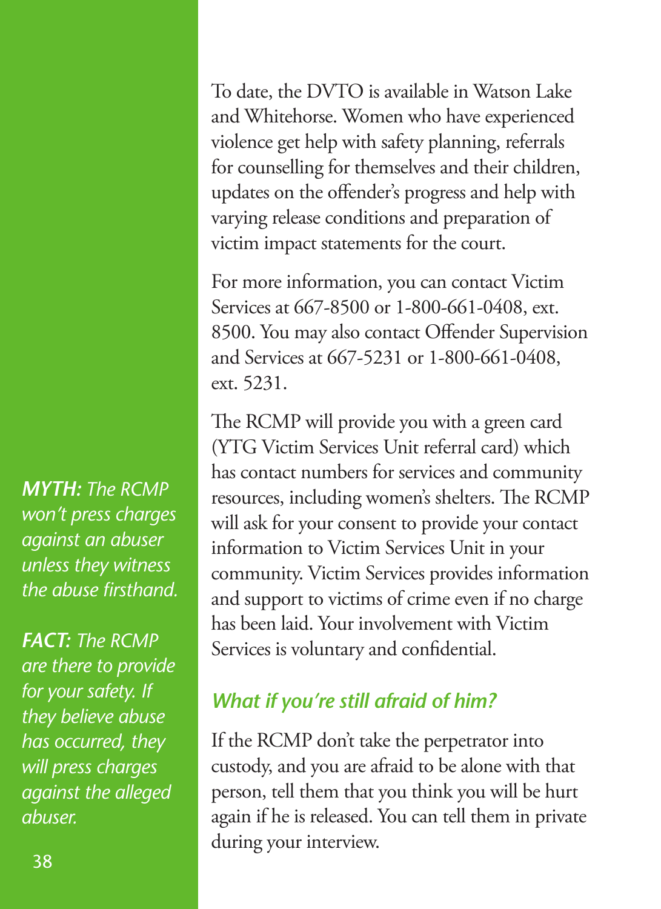To date, the DVTO is available in Watson Lake and Whitehorse. Women who have experienced violence get help with safety planning, referrals for counselling for themselves and their children, updates on the offender's progress and help with varying release conditions and preparation of victim impact statements for the court.

For more information, you can contact Victim Services at 667-8500 or 1-800-661-0408, ext. 8500. You may also contact Offender Supervision and Services at 667-5231 or 1-800-661-0408, ext. 5231.

The RCMP will provide you with a green card (YTG Victim Services Unit referral card) which has contact numbers for services and community resources, including women's shelters. The RCMP will ask for your consent to provide your contact information to Victim Services Unit in your community. Victim Services provides information and support to victims of crime even if no charge has been laid. Your involvement with Victim Services is voluntary and confidential.

***MYTH:*** *The RCMP won't press charges against an abuser unless they witness the abuse firsthand.*

***FACT:*** *The RCMP are there to provide for your safety. If they believe abuse has occurred, they will press charges against the alleged abuser.*

### *What if you're still afraid of him?*

If the RCMP don't take the perpetrator into custody, and you are afraid to be alone with that person, tell them that you think you will be hurt again if he is released. You can tell them in private during your interview.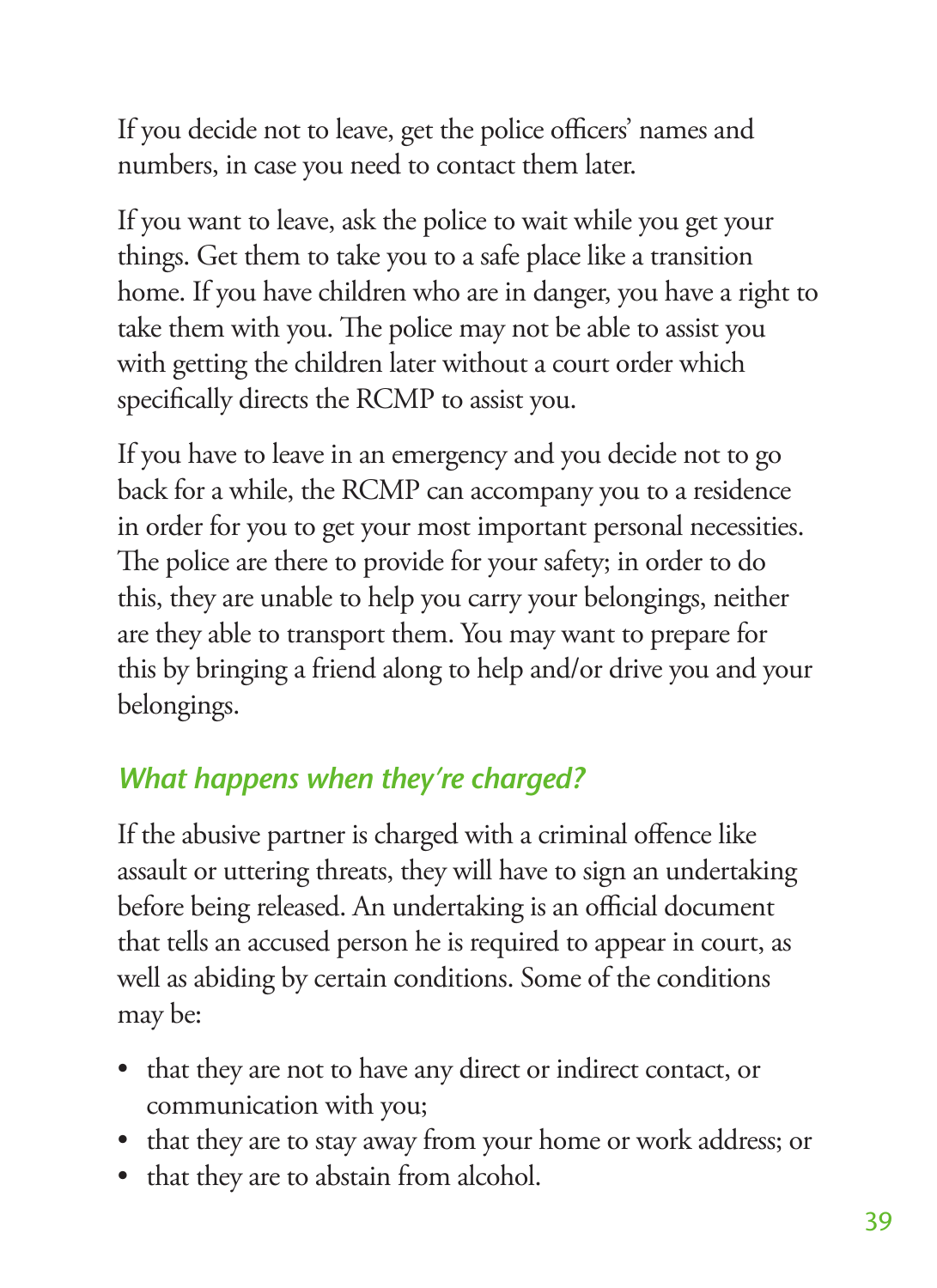If you decide not to leave, get the police officers' names and numbers, in case you need to contact them later.

If you want to leave, ask the police to wait while you get your things. Get them to take you to a safe place like a transition home. If you have children who are in danger, you have a right to take them with you. The police may not be able to assist you with getting the children later without a court order which specifically directs the RCMP to assist you.

If you have to leave in an emergency and you decide not to go back for a while, the RCMP can accompany you to a residence in order for you to get your most important personal necessities. The police are there to provide for your safety; in order to do this, they are unable to help you carry your belongings, neither are they able to transport them. You may want to prepare for this by bringing a friend along to help and/or drive you and your belongings.

### *What happens when they're charged?*

If the abusive partner is charged with a criminal offence like assault or uttering threats, they will have to sign an undertaking before being released. An undertaking is an official document that tells an accused person he is required to appear in court, as well as abiding by certain conditions. Some of the conditions may be:

- that they are not to have any direct or indirect contact, or communication with you;
- that they are to stay away from your home or work address; or
- that they are to abstain from alcohol.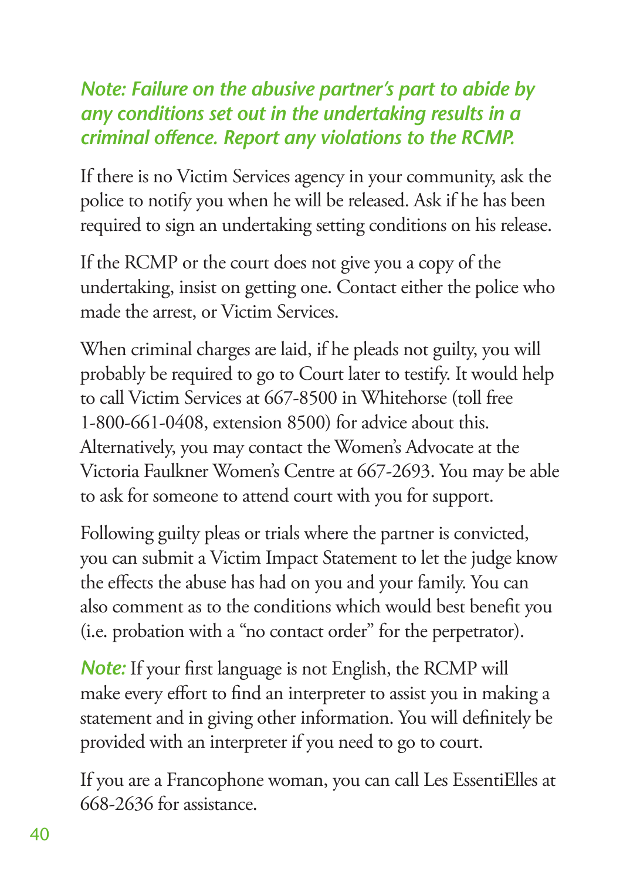***Note: Failure on the abusive partner's part to abide by any conditions set out in the undertaking results in a criminal offence. Report any violations to the RCMP.***

If there is no Victim Services agency in your community, ask the police to notify you when he will be released. Ask if he has been required to sign an undertaking setting conditions on his release.

If the RCMP or the court does not give you a copy of the undertaking, insist on getting one. Contact either the police who made the arrest, or Victim Services.

When criminal charges are laid, if he pleads not guilty, you will probably be required to go to Court later to testify. It would help to call Victim Services at 667-8500 in Whitehorse (toll free 1-800-661-0408, extension 8500) for advice about this. Alternatively, you may contact the Women's Advocate at the Victoria Faulkner Women's Centre at 667-2693. You may be able to ask for someone to attend court with you for support.

Following guilty pleas or trials where the partner is convicted, you can submit a Victim Impact Statement to let the judge know the effects the abuse has had on you and your family. You can also comment as to the conditions which would best benefit you (i.e. probation with a "no contact order" for the perpetrator).

***Note:*** If your first language is not English, the RCMP will make every effort to find an interpreter to assist you in making a statement and in giving other information. You will definitely be provided with an interpreter if you need to go to court.

If you are a Francophone woman, you can call Les EssentiElles at 668-2636 for assistance.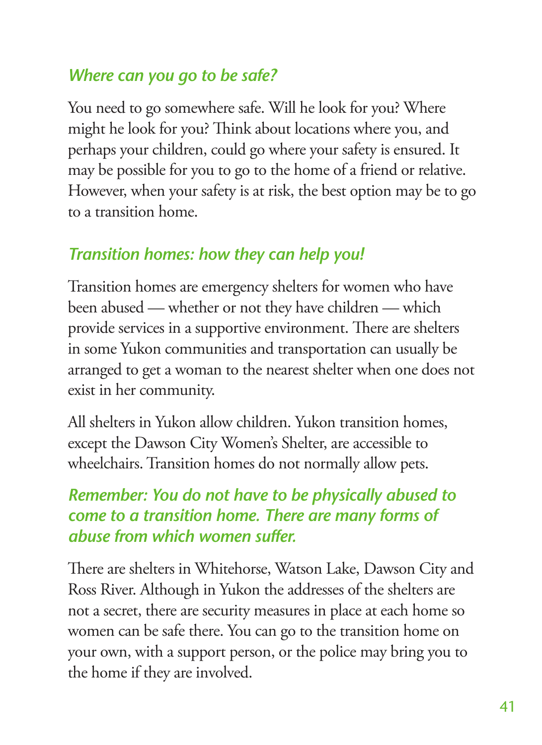### *Where can you go to be safe?*

You need to go somewhere safe. Will he look for you? Where might he look for you? Think about locations where you, and perhaps your children, could go where your safety is ensured. It may be possible for you to go to the home of a friend or relative. However, when your safety is at risk, the best option may be to go to a transition home.

### *Transition homes: how they can help you!*

Transition homes are emergency shelters for women who have been abused — whether or not they have children — which provide services in a supportive environment. There are shelters in some Yukon communities and transportation can usually be arranged to get a woman to the nearest shelter when one does not exist in her community.

All shelters in Yukon allow children. Yukon transition homes, except the Dawson City Women's Shelter, are accessible to wheelchairs. Transition homes do not normally allow pets.

### *Remember: You do not have to be physically abused to come to a transition home. There are many forms of abuse from which women suffer.*

There are shelters in Whitehorse, Watson Lake, Dawson City and Ross River. Although in Yukon the addresses of the shelters are not a secret, there are security measures in place at each home so women can be safe there. You can go to the transition home on your own, with a support person, or the police may bring you to the home if they are involved.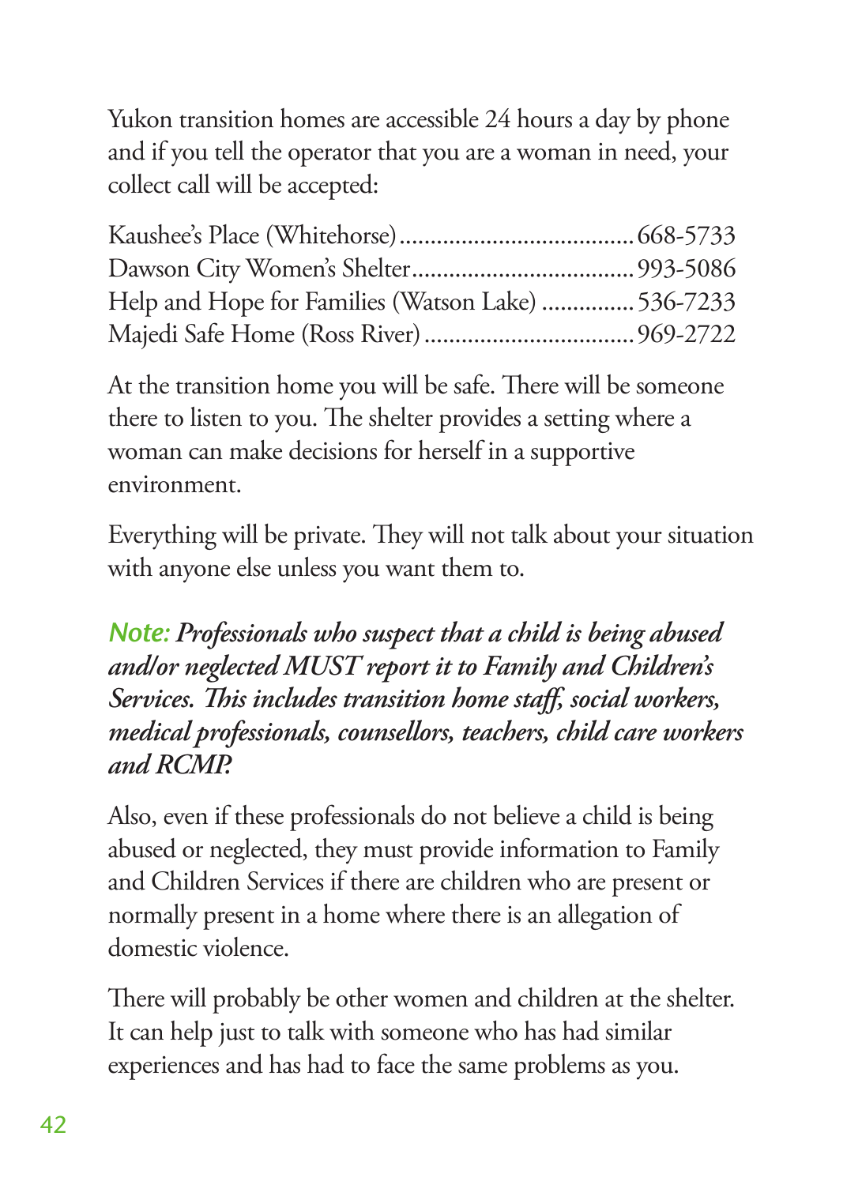Yukon transition homes are accessible 24 hours a day by phone and if you tell the operator that you are a woman in need, your collect call will be accepted:

Kaushee's Place (Whitehorse)....................................668-5733
Dawson City Women's Shelter...................................993-5086
Help and Hope for Families (Watson Lake) ..............536-7233
Majedi Safe Home (Ross River).................................969-2722

At the transition home you will be safe. There will be someone there to listen to you. The shelter provides a setting where a woman can make decisions for herself in a supportive environment.

Everything will be private. They will not talk about your situation with anyone else unless you want them to.

***Note:*** ***Professionals who suspect that a child is being abused and/or neglected MUST report it to Family and Children's Services. This includes transition home staff, social workers, medical professionals, counsellors, teachers, child care workers and RCMP.***

Also, even if these professionals do not believe a child is being abused or neglected, they must provide information to Family and Children Services if there are children who are present or normally present in a home where there is an allegation of domestic violence.

There will probably be other women and children at the shelter. It can help just to talk with someone who has had similar experiences and has had to face the same problems as you.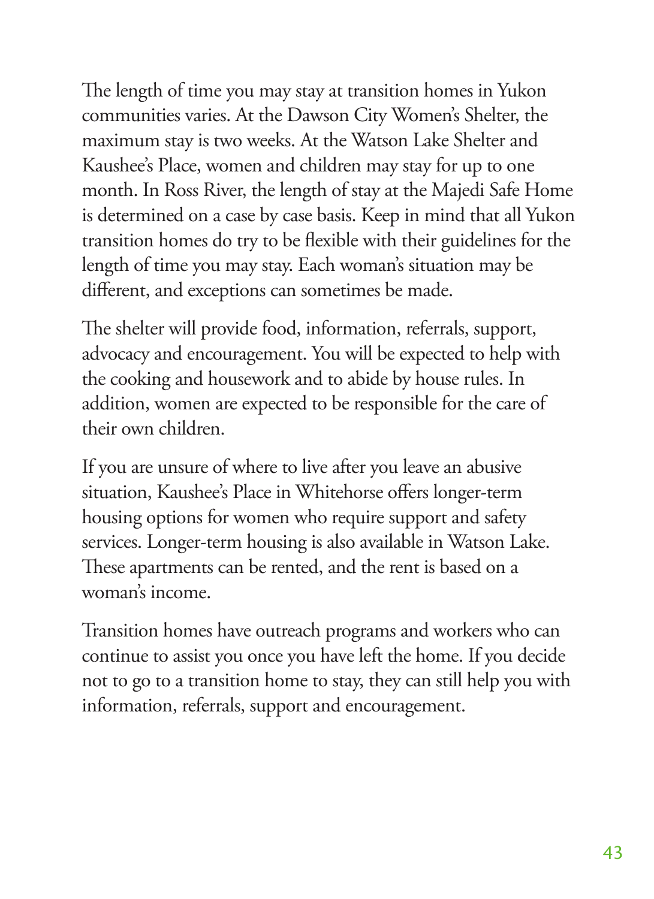The length of time you may stay at transition homes in Yukon communities varies. At the Dawson City Women's Shelter, the maximum stay is two weeks. At the Watson Lake Shelter and Kaushee's Place, women and children may stay for up to one month. In Ross River, the length of stay at the Majedi Safe Home is determined on a case by case basis. Keep in mind that all Yukon transition homes do try to be flexible with their guidelines for the length of time you may stay. Each woman's situation may be different, and exceptions can sometimes be made.

The shelter will provide food, information, referrals, support, advocacy and encouragement. You will be expected to help with the cooking and housework and to abide by house rules. In addition, women are expected to be responsible for the care of their own children.

If you are unsure of where to live after you leave an abusive situation, Kaushee's Place in Whitehorse offers longer-term housing options for women who require support and safety services. Longer-term housing is also available in Watson Lake. These apartments can be rented, and the rent is based on a woman's income.

Transition homes have outreach programs and workers who can continue to assist you once you have left the home. If you decide not to go to a transition home to stay, they can still help you with information, referrals, support and encouragement.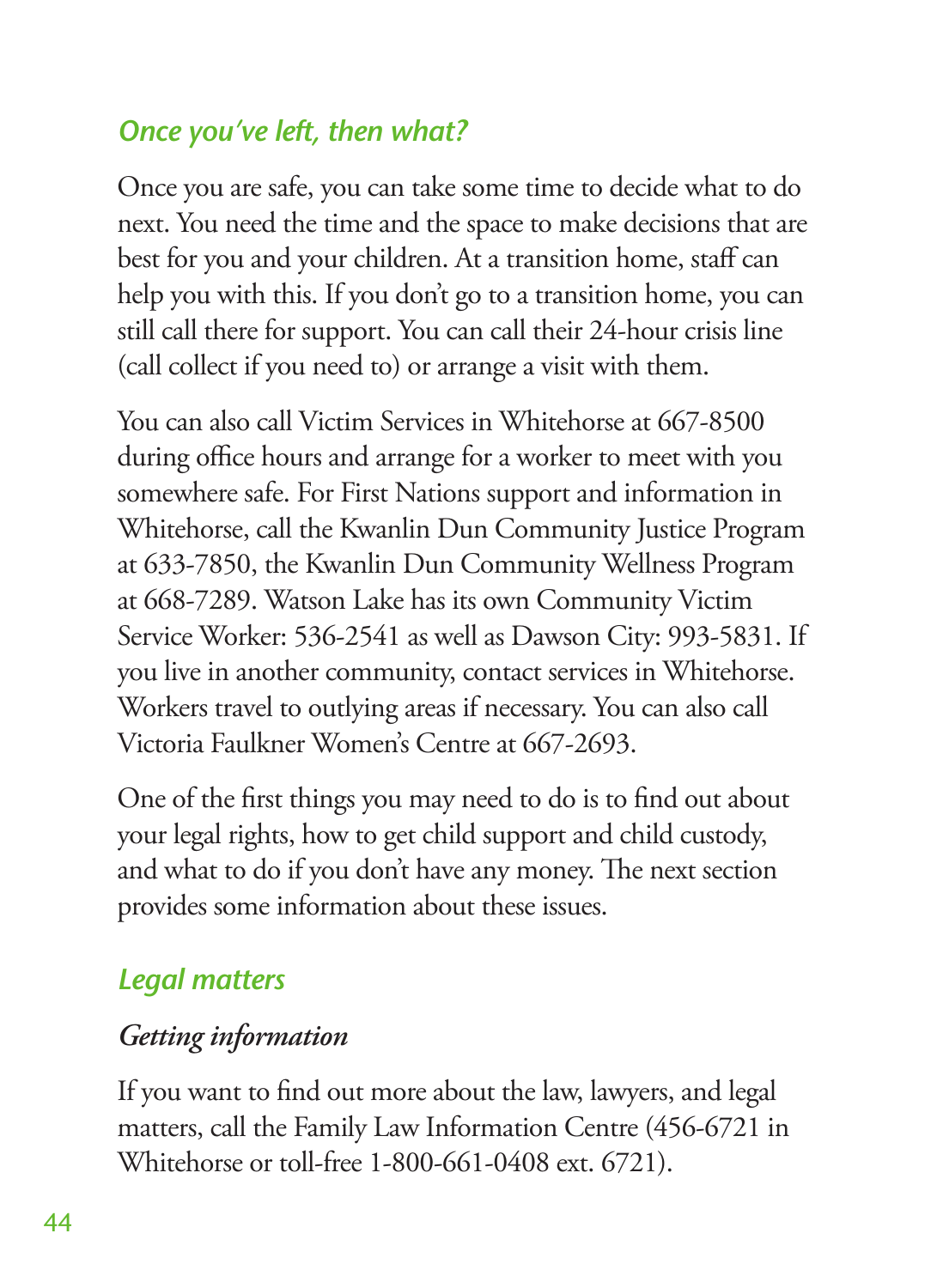## *Once you've left, then what?*

Once you are safe, you can take some time to decide what to do next. You need the time and the space to make decisions that are best for you and your children. At a transition home, staff can help you with this. If you don't go to a transition home, you can still call there for support. You can call their 24-hour crisis line (call collect if you need to) or arrange a visit with them.

You can also call Victim Services in Whitehorse at 667-8500 during office hours and arrange for a worker to meet with you somewhere safe. For First Nations support and information in Whitehorse, call the Kwanlin Dun Community Justice Program at 633-7850, the Kwanlin Dun Community Wellness Program at 668-7289. Watson Lake has its own Community Victim Service Worker: 536-2541 as well as Dawson City: 993-5831. If you live in another community, contact services in Whitehorse. Workers travel to outlying areas if necessary. You can also call Victoria Faulkner Women's Centre at 667-2693.

One of the first things you may need to do is to find out about your legal rights, how to get child support and child custody, and what to do if you don't have any money. The next section provides some information about these issues.

## *Legal matters*

### *Getting information*

If you want to find out more about the law, lawyers, and legal matters, call the Family Law Information Centre (456-6721 in Whitehorse or toll-free 1-800-661-0408 ext. 6721).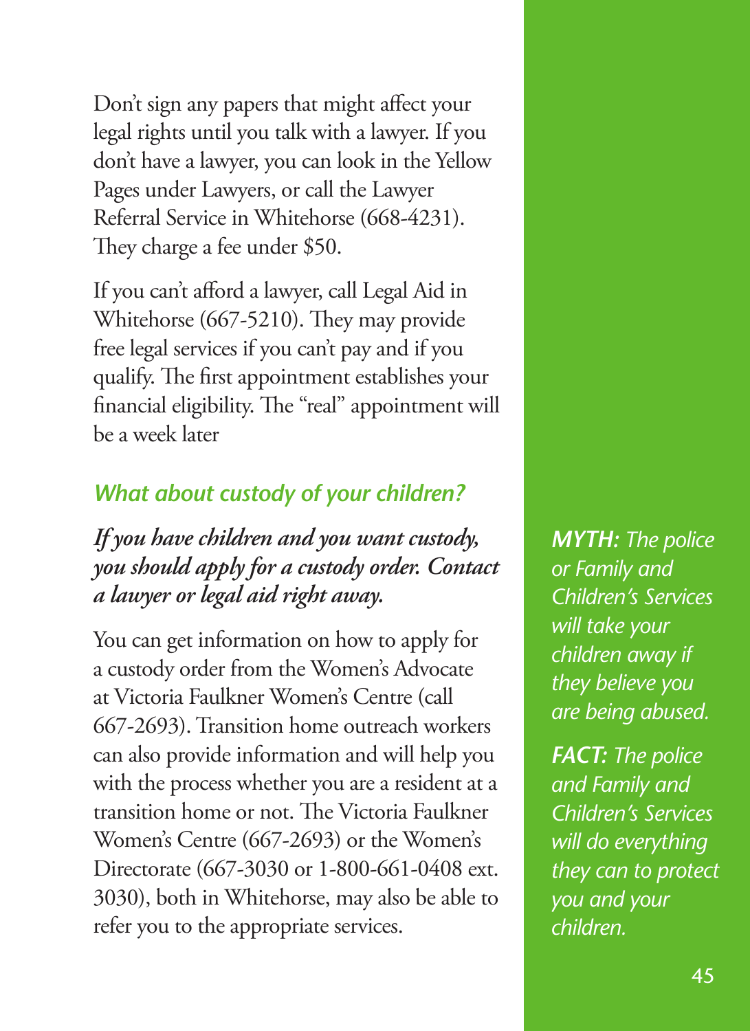Don't sign any papers that might affect your legal rights until you talk with a lawyer. If you don't have a lawyer, you can look in the Yellow Pages under Lawyers, or call the Lawyer Referral Service in Whitehorse (668-4231). They charge a fee under $50.

If you can't afford a lawyer, call Legal Aid in Whitehorse (667-5210). They may provide free legal services if you can't pay and if you qualify. The first appointment establishes your financial eligibility. The "real" appointment will be a week later

### *What about custody of your children?*

***If you have children and you want custody, you should apply for a custody order. Contact a lawyer or legal aid right away.***

You can get information on how to apply for a custody order from the Women's Advocate at Victoria Faulkner Women's Centre (call 667-2693). Transition home outreach workers can also provide information and will help you with the process whether you are a resident at a transition home or not. The Victoria Faulkner Women's Centre (667-2693) or the Women's Directorate (667-3030 or 1-800-661-0408 ext. 3030), both in Whitehorse, may also be able to refer you to the appropriate services.

***MYTH:*** *The police or Family and Children's Services will take your children away if they believe you are being abused.*

***FACT:*** *The police and Family and Children's Services will do everything they can to protect you and your children.*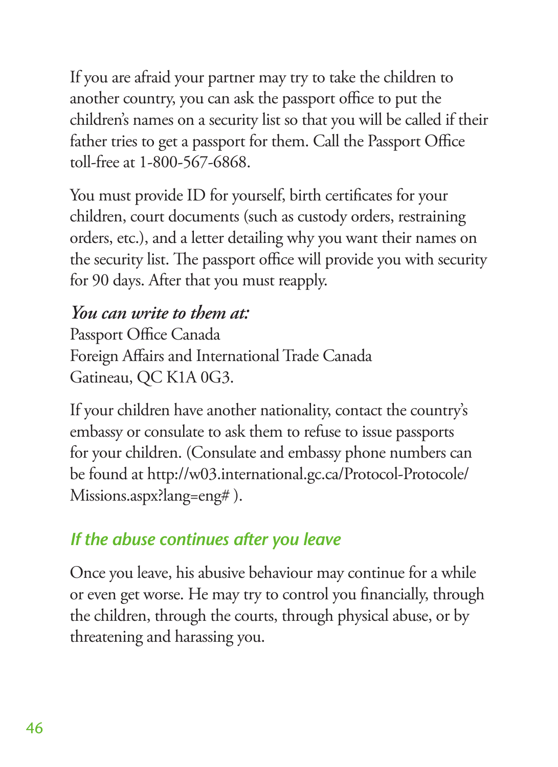If you are afraid your partner may try to take the children to another country, you can ask the passport office to put the children's names on a security list so that you will be called if their father tries to get a passport for them. Call the Passport Office toll-free at 1-800-567-6868.

You must provide ID for yourself, birth certificates for your children, court documents (such as custody orders, restraining orders, etc.), and a letter detailing why you want their names on the security list. The passport office will provide you with security for 90 days. After that you must reapply.

***You can write to them at:***
Passport Office Canada
Foreign Affairs and International Trade Canada
Gatineau, QC K1A 0G3.

If your children have another nationality, contact the country's embassy or consulate to ask them to refuse to issue passports for your children. (Consulate and embassy phone numbers can be found at http://w03.international.gc.ca/Protocol-Protocole/Missions.aspx?lang=eng# ).

## *If the abuse continues after you leave*

Once you leave, his abusive behaviour may continue for a while or even get worse. He may try to control you financially, through the children, through the courts, through physical abuse, or by threatening and harassing you.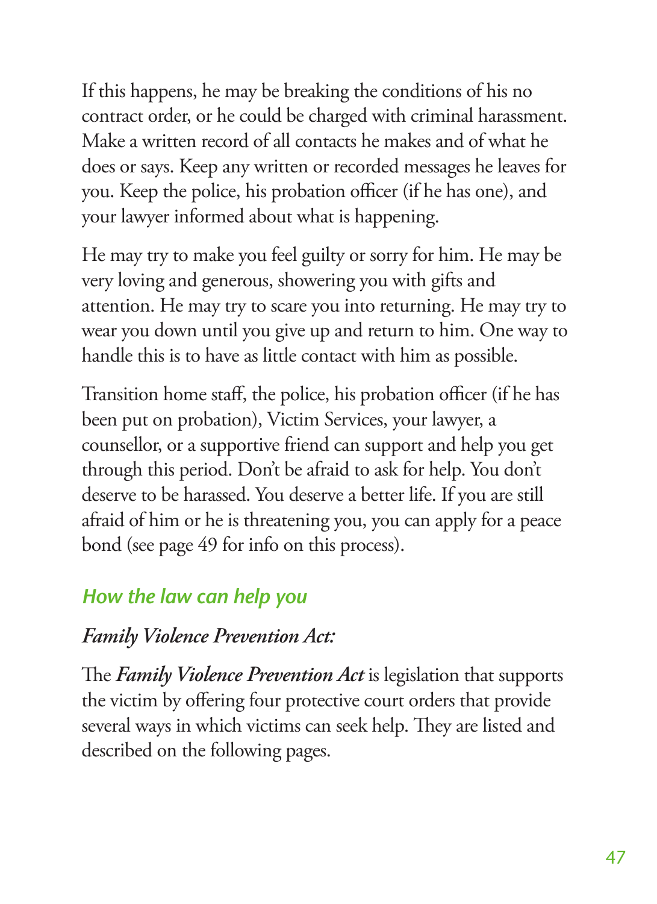If this happens, he may be breaking the conditions of his no contract order, or he could be charged with criminal harassment. Make a written record of all contacts he makes and of what he does or says. Keep any written or recorded messages he leaves for you. Keep the police, his probation officer (if he has one), and your lawyer informed about what is happening.

He may try to make you feel guilty or sorry for him. He may be very loving and generous, showering you with gifts and attention. He may try to scare you into returning. He may try to wear you down until you give up and return to him. One way to handle this is to have as little contact with him as possible.

Transition home staff, the police, his probation officer (if he has been put on probation), Victim Services, your lawyer, a counsellor, or a supportive friend can support and help you get through this period. Don't be afraid to ask for help. You don't deserve to be harassed. You deserve a better life. If you are still afraid of him or he is threatening you, you can apply for a peace bond (see page 49 for info on this process).

## *How the law can help you*

### *Family Violence Prevention Act:*

The ***Family Violence Prevention Act*** is legislation that supports the victim by offering four protective court orders that provide several ways in which victims can seek help. They are listed and described on the following pages.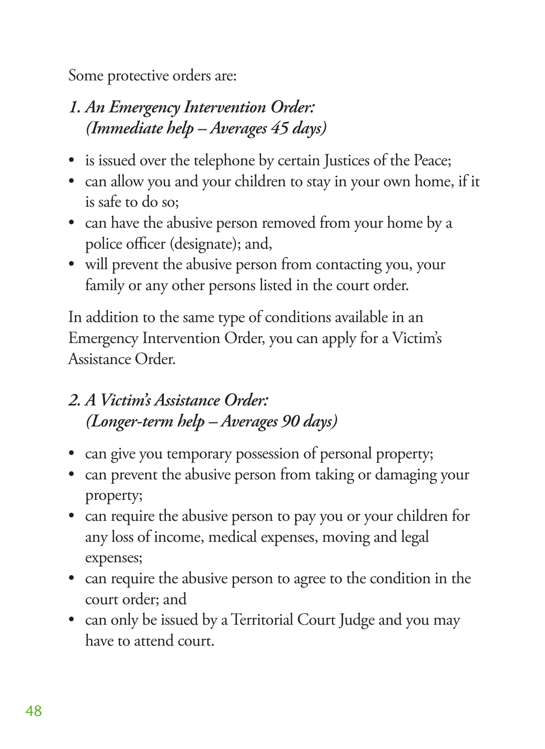Some protective orders are:

*1. An Emergency Intervention Order: (Immediate help – Averages 45 days)*

- is issued over the telephone by certain Justices of the Peace;
- can allow you and your children to stay in your own home, if it is safe to do so;
- can have the abusive person removed from your home by a police officer (designate); and,
- will prevent the abusive person from contacting you, your family or any other persons listed in the court order.

In addition to the same type of conditions available in an Emergency Intervention Order, you can apply for a Victim's Assistance Order.

*2. A Victim's Assistance Order: (Longer-term help – Averages 90 days)*

- can give you temporary possession of personal property;
- can prevent the abusive person from taking or damaging your property;
- can require the abusive person to pay you or your children for any loss of income, medical expenses, moving and legal expenses;
- can require the abusive person to agree to the condition in the court order; and
- can only be issued by a Territorial Court Judge and you may have to attend court.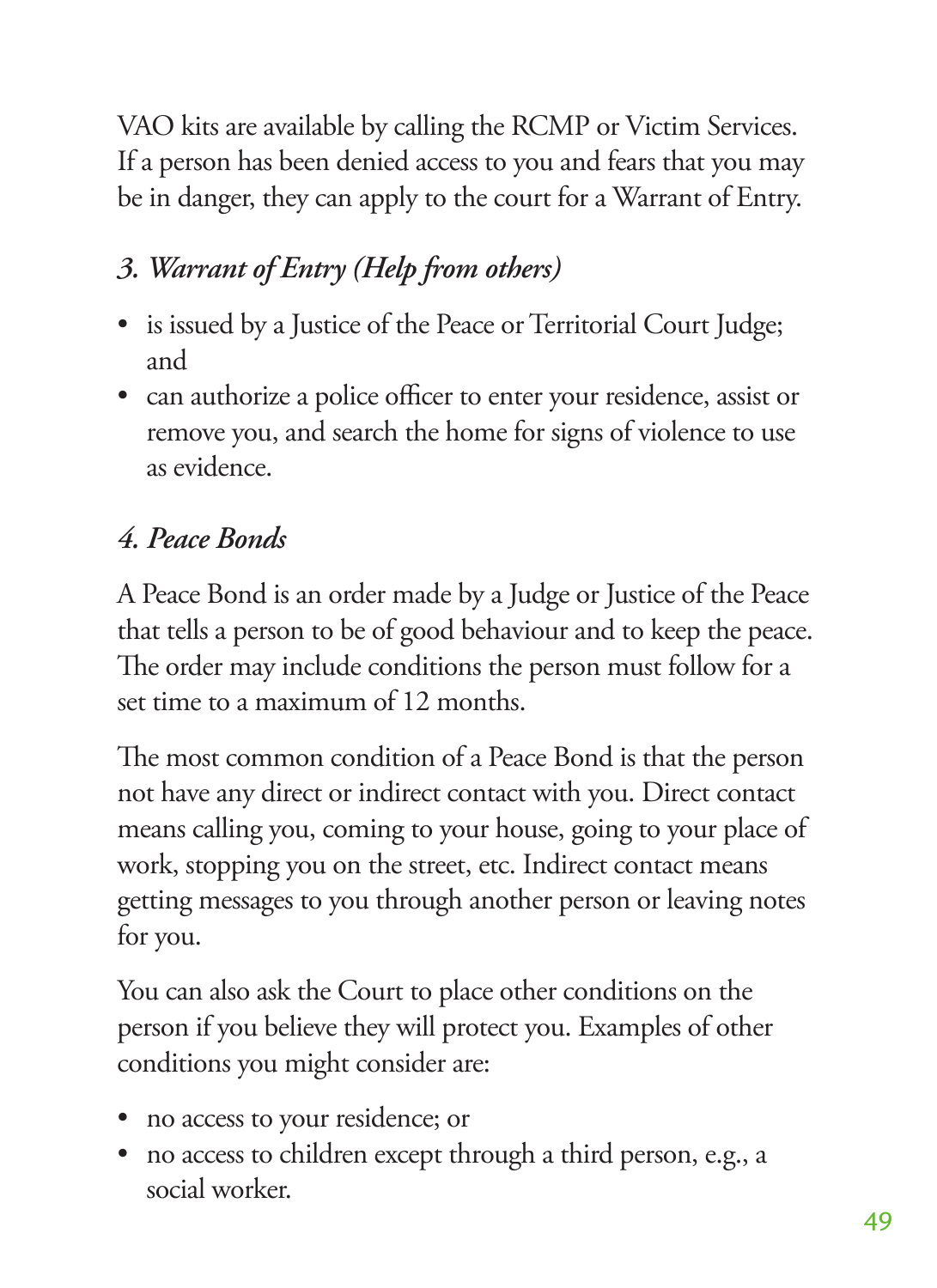VAO kits are available by calling the RCMP or Victim Services. If a person has been denied access to you and fears that you may be in danger, they can apply to the court for a Warrant of Entry.

### *3. Warrant of Entry (Help from others)*

- is issued by a Justice of the Peace or Territorial Court Judge; and
- can authorize a police officer to enter your residence, assist or remove you, and search the home for signs of violence to use as evidence.

### *4. Peace Bonds*

A Peace Bond is an order made by a Judge or Justice of the Peace that tells a person to be of good behaviour and to keep the peace. The order may include conditions the person must follow for a set time to a maximum of 12 months.

The most common condition of a Peace Bond is that the person not have any direct or indirect contact with you. Direct contact means calling you, coming to your house, going to your place of work, stopping you on the street, etc. Indirect contact means getting messages to you through another person or leaving notes for you.

You can also ask the Court to place other conditions on the person if you believe they will protect you. Examples of other conditions you might consider are:

- no access to your residence; or
- no access to children except through a third person, e.g., a social worker.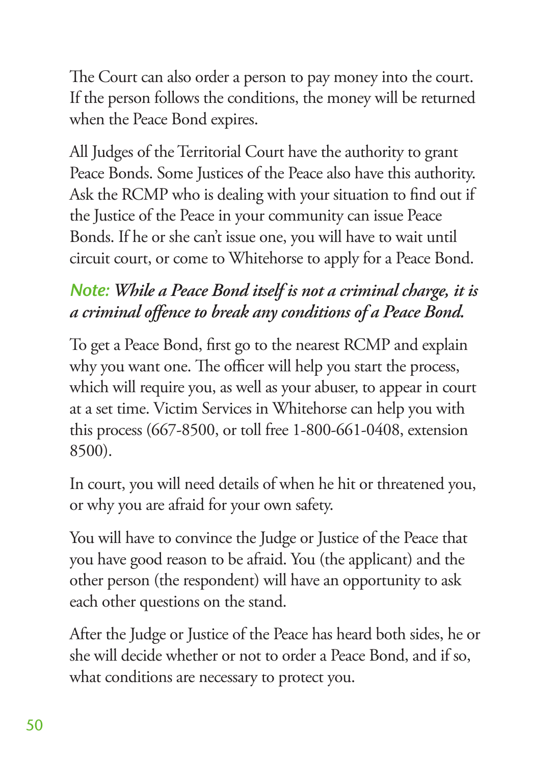The Court can also order a person to pay money into the court. If the person follows the conditions, the money will be returned when the Peace Bond expires.

All Judges of the Territorial Court have the authority to grant Peace Bonds. Some Justices of the Peace also have this authority. Ask the RCMP who is dealing with your situation to find out if the Justice of the Peace in your community can issue Peace Bonds. If he or she can't issue one, you will have to wait until circuit court, or come to Whitehorse to apply for a Peace Bond.

***Note:*** ***While a Peace Bond itself is not a criminal charge, it is a criminal offence to break any conditions of a Peace Bond.***

To get a Peace Bond, first go to the nearest RCMP and explain why you want one. The officer will help you start the process, which will require you, as well as your abuser, to appear in court at a set time. Victim Services in Whitehorse can help you with this process (667-8500, or toll free 1-800-661-0408, extension 8500).

In court, you will need details of when he hit or threatened you, or why you are afraid for your own safety.

You will have to convince the Judge or Justice of the Peace that you have good reason to be afraid. You (the applicant) and the other person (the respondent) will have an opportunity to ask each other questions on the stand.

After the Judge or Justice of the Peace has heard both sides, he or she will decide whether or not to order a Peace Bond, and if so, what conditions are necessary to protect you.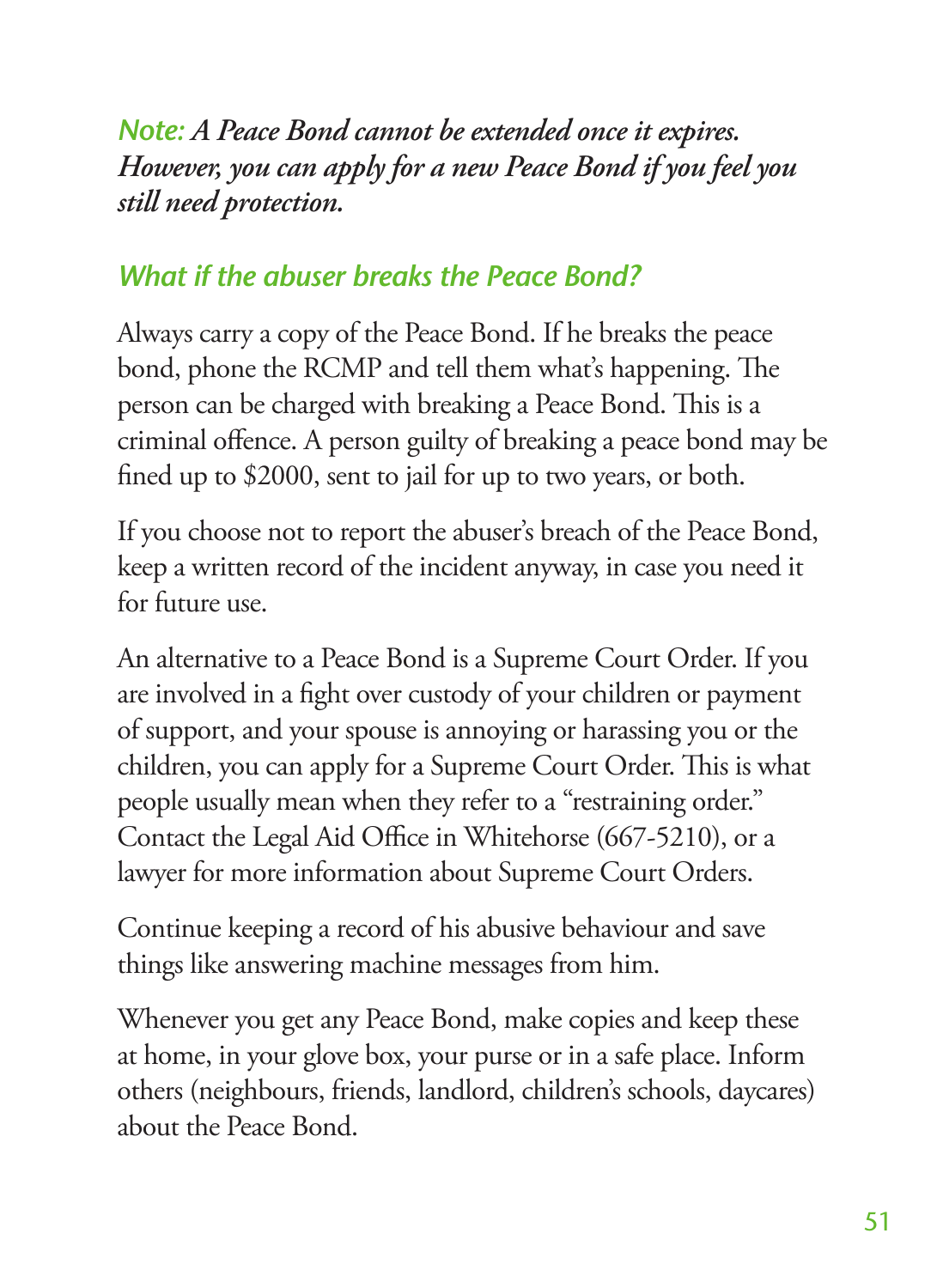***Note:*** ***A Peace Bond cannot be extended once it expires. However, you can apply for a new Peace Bond if you feel you still need protection.***

### *What if the abuser breaks the Peace Bond?*

Always carry a copy of the Peace Bond. If he breaks the peace bond, phone the RCMP and tell them what's happening. The person can be charged with breaking a Peace Bond. This is a criminal offence. A person guilty of breaking a peace bond may be fined up to $2000, sent to jail for up to two years, or both.

If you choose not to report the abuser's breach of the Peace Bond, keep a written record of the incident anyway, in case you need it for future use.

An alternative to a Peace Bond is a Supreme Court Order. If you are involved in a fight over custody of your children or payment of support, and your spouse is annoying or harassing you or the children, you can apply for a Supreme Court Order. This is what people usually mean when they refer to a "restraining order." Contact the Legal Aid Office in Whitehorse (667-5210), or a lawyer for more information about Supreme Court Orders.

Continue keeping a record of his abusive behaviour and save things like answering machine messages from him.

Whenever you get any Peace Bond, make copies and keep these at home, in your glove box, your purse or in a safe place. Inform others (neighbours, friends, landlord, children's schools, daycares) about the Peace Bond.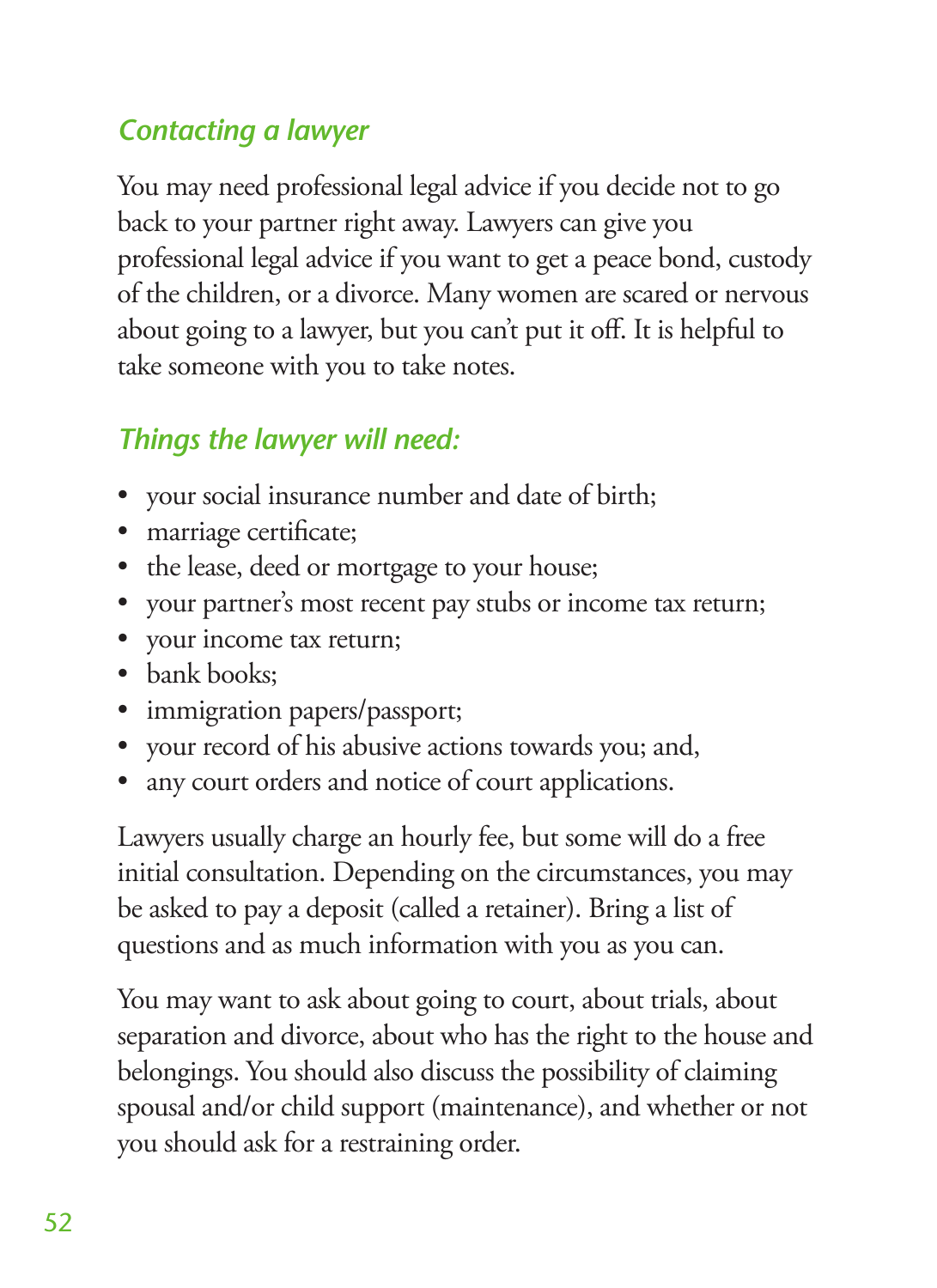### *Contacting a lawyer*

You may need professional legal advice if you decide not to go back to your partner right away. Lawyers can give you professional legal advice if you want to get a peace bond, custody of the children, or a divorce. Many women are scared or nervous about going to a lawyer, but you can't put it off. It is helpful to take someone with you to take notes.

### *Things the lawyer will need:*

- your social insurance number and date of birth;
- marriage certificate;
- the lease, deed or mortgage to your house;
- your partner's most recent pay stubs or income tax return;
- your income tax return;
- bank books;
- immigration papers/passport;
- your record of his abusive actions towards you; and,
- any court orders and notice of court applications.

Lawyers usually charge an hourly fee, but some will do a free initial consultation. Depending on the circumstances, you may be asked to pay a deposit (called a retainer). Bring a list of questions and as much information with you as you can.

You may want to ask about going to court, about trials, about separation and divorce, about who has the right to the house and belongings. You should also discuss the possibility of claiming spousal and/or child support (maintenance), and whether or not you should ask for a restraining order.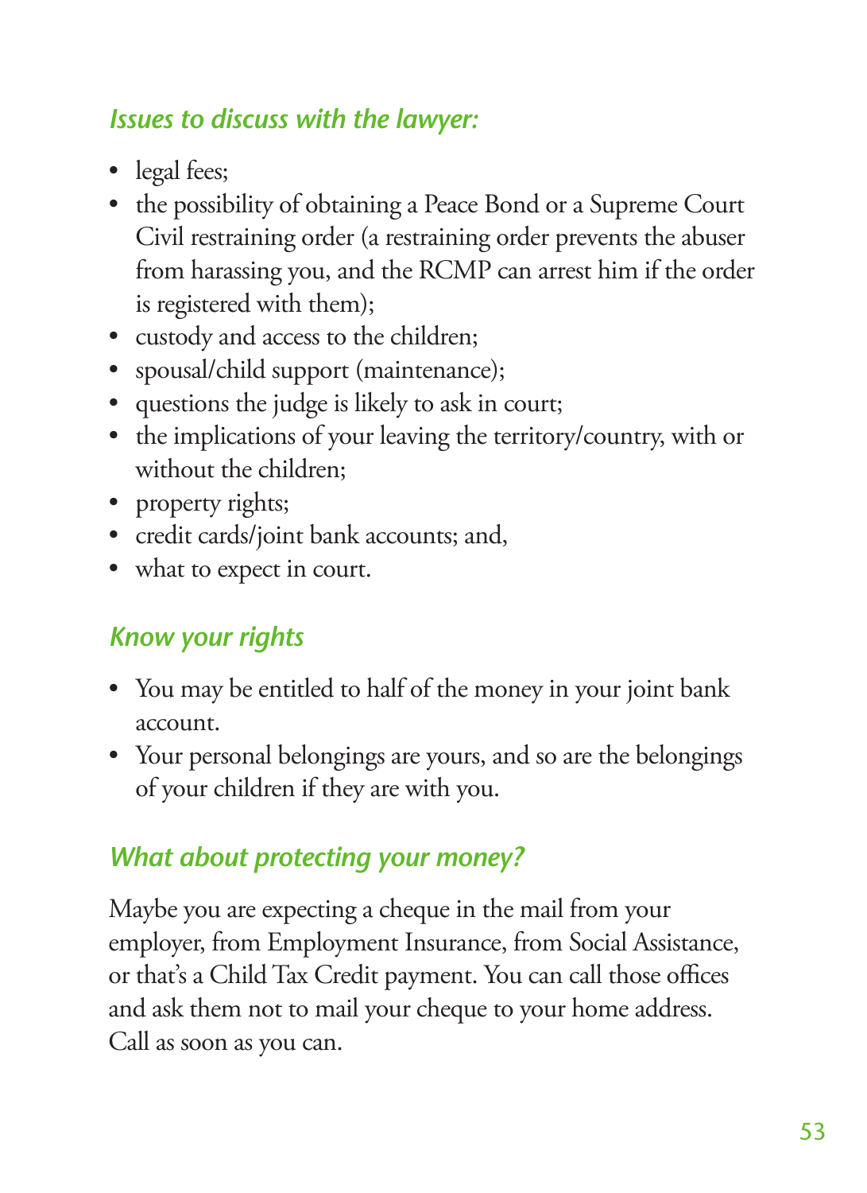### *Issues to discuss with the lawyer:*

- legal fees;
- the possibility of obtaining a Peace Bond or a Supreme Court Civil restraining order (a restraining order prevents the abuser from harassing you, and the RCMP can arrest him if the order is registered with them);
- custody and access to the children;
- spousal/child support (maintenance);
- questions the judge is likely to ask in court;
- the implications of your leaving the territory/country, with or without the children;
- property rights;
- credit cards/joint bank accounts; and,
- what to expect in court.

### *Know your rights*

- You may be entitled to half of the money in your joint bank account.
- Your personal belongings are yours, and so are the belongings of your children if they are with you.

### *What about protecting your money?*

Maybe you are expecting a cheque in the mail from your employer, from Employment Insurance, from Social Assistance, or that's a Child Tax Credit payment. You can call those offices and ask them not to mail your cheque to your home address. Call as soon as you can.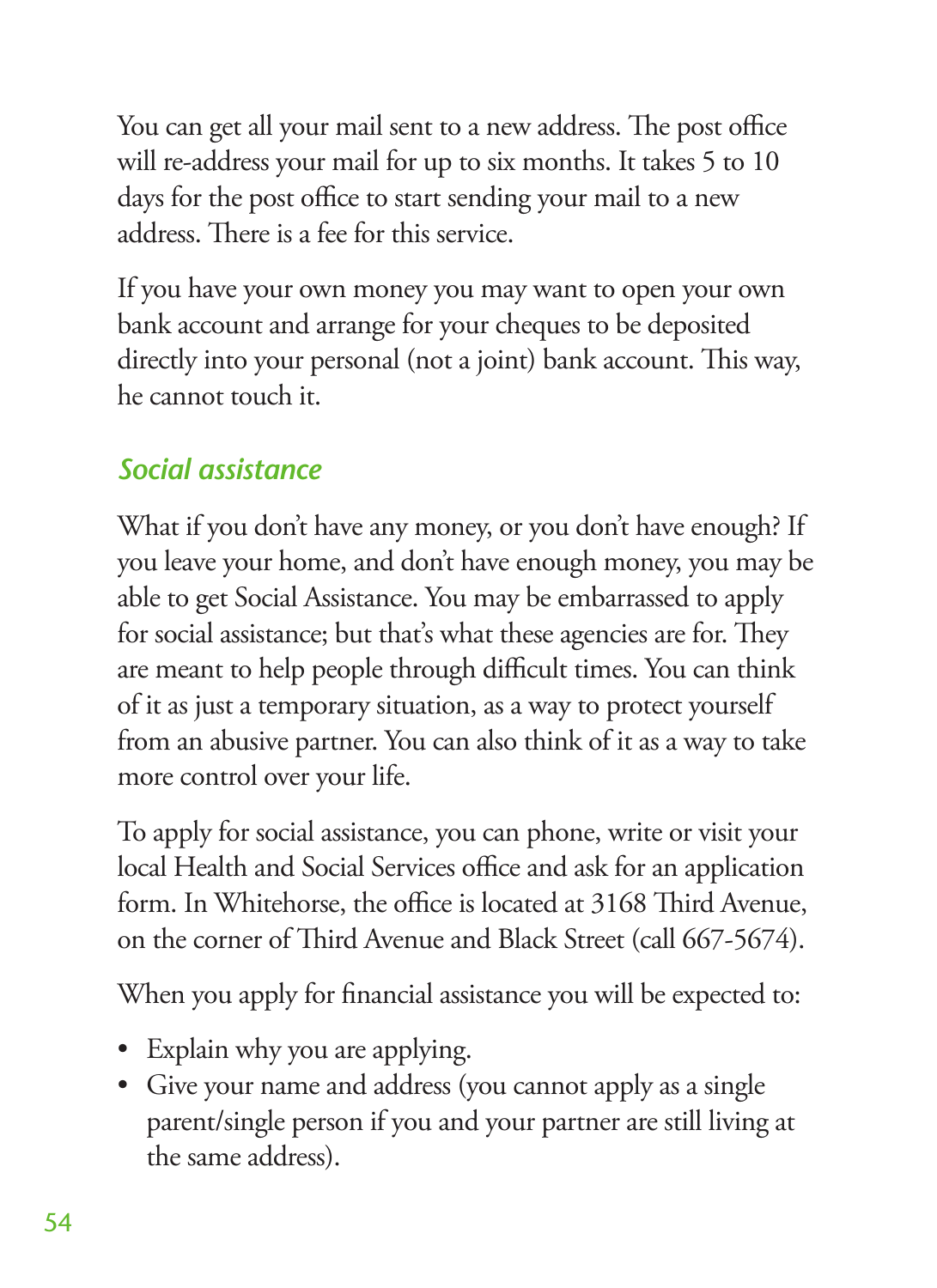You can get all your mail sent to a new address. The post office will re-address your mail for up to six months. It takes 5 to 10 days for the post office to start sending your mail to a new address. There is a fee for this service.

If you have your own money you may want to open your own bank account and arrange for your cheques to be deposited directly into your personal (not a joint) bank account. This way, he cannot touch it.

### *Social assistance*

What if you don't have any money, or you don't have enough? If you leave your home, and don't have enough money, you may be able to get Social Assistance. You may be embarrassed to apply for social assistance; but that's what these agencies are for. They are meant to help people through difficult times. You can think of it as just a temporary situation, as a way to protect yourself from an abusive partner. You can also think of it as a way to take more control over your life.

To apply for social assistance, you can phone, write or visit your local Health and Social Services office and ask for an application form. In Whitehorse, the office is located at 3168 Third Avenue, on the corner of Third Avenue and Black Street (call 667-5674).

When you apply for financial assistance you will be expected to:

- Explain why you are applying.
- Give your name and address (you cannot apply as a single parent/single person if you and your partner are still living at the same address).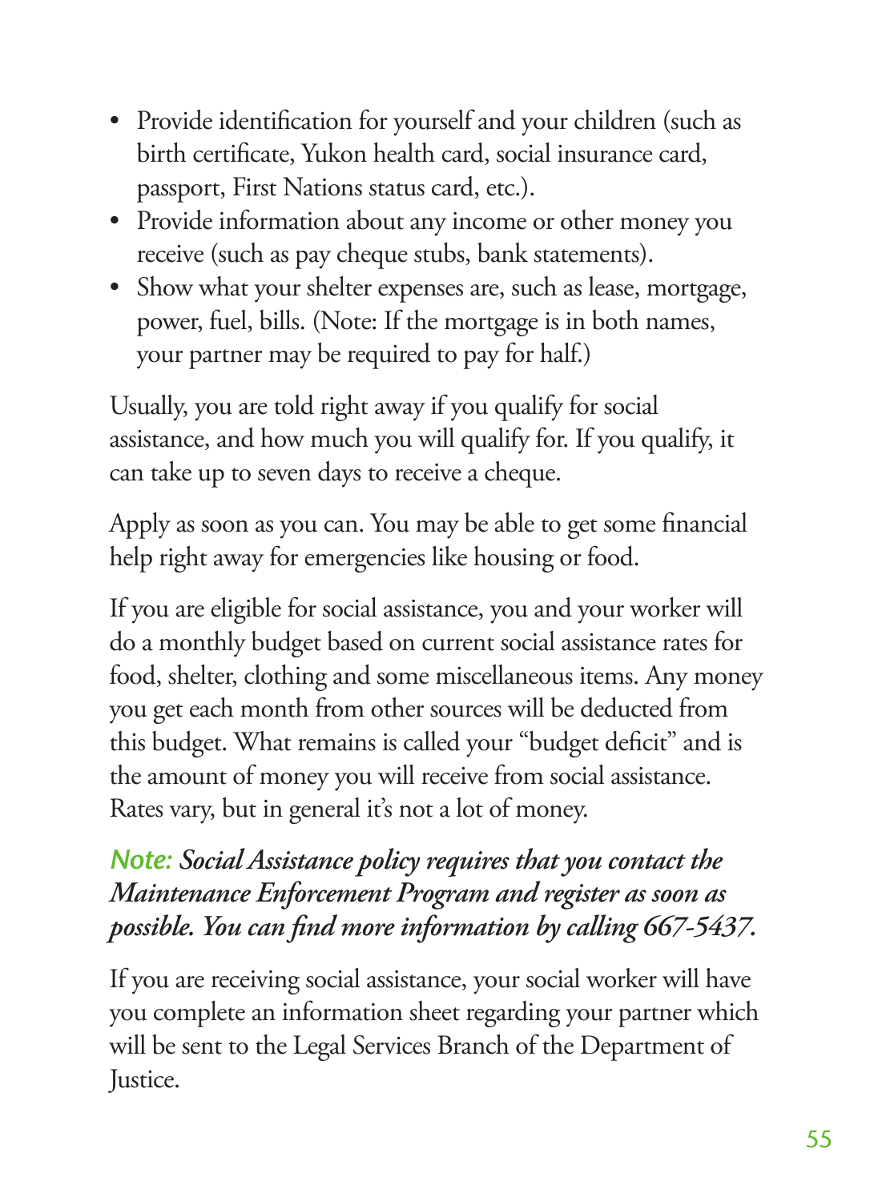- Provide identification for yourself and your children (such as birth certificate, Yukon health card, social insurance card, passport, First Nations status card, etc.).
- Provide information about any income or other money you receive (such as pay cheque stubs, bank statements).
- Show what your shelter expenses are, such as lease, mortgage, power, fuel, bills. (Note: If the mortgage is in both names, your partner may be required to pay for half.)

Usually, you are told right away if you qualify for social assistance, and how much you will qualify for. If you qualify, it can take up to seven days to receive a cheque.

Apply as soon as you can. You may be able to get some financial help right away for emergencies like housing or food.

If you are eligible for social assistance, you and your worker will do a monthly budget based on current social assistance rates for food, shelter, clothing and some miscellaneous items. Any money you get each month from other sources will be deducted from this budget. What remains is called your "budget deficit" and is the amount of money you will receive from social assistance. Rates vary, but in general it's not a lot of money.

***Note:** Social Assistance policy requires that you contact the Maintenance Enforcement Program and register as soon as possible. You can find more information by calling 667-5437.*

If you are receiving social assistance, your social worker will have you complete an information sheet regarding your partner which will be sent to the Legal Services Branch of the Department of Justice.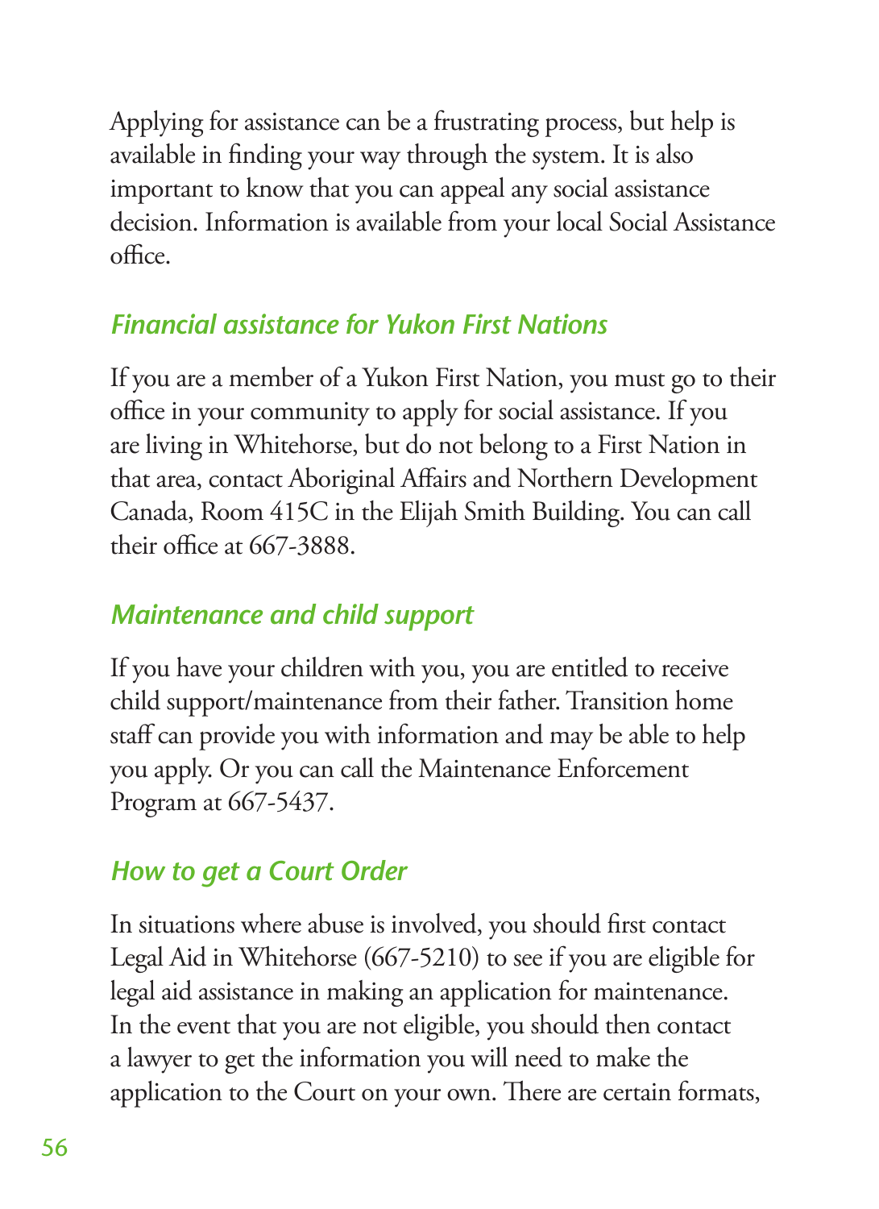Applying for assistance can be a frustrating process, but help is available in finding your way through the system. It is also important to know that you can appeal any social assistance decision. Information is available from your local Social Assistance office.

### *Financial assistance for Yukon First Nations*

If you are a member of a Yukon First Nation, you must go to their office in your community to apply for social assistance. If you are living in Whitehorse, but do not belong to a First Nation in that area, contact Aboriginal Affairs and Northern Development Canada, Room 415C in the Elijah Smith Building. You can call their office at 667-3888.

### *Maintenance and child support*

If you have your children with you, you are entitled to receive child support/maintenance from their father. Transition home staff can provide you with information and may be able to help you apply. Or you can call the Maintenance Enforcement Program at 667-5437.

### *How to get a Court Order*

In situations where abuse is involved, you should first contact Legal Aid in Whitehorse (667-5210) to see if you are eligible for legal aid assistance in making an application for maintenance. In the event that you are not eligible, you should then contact a lawyer to get the information you will need to make the application to the Court on your own. There are certain formats,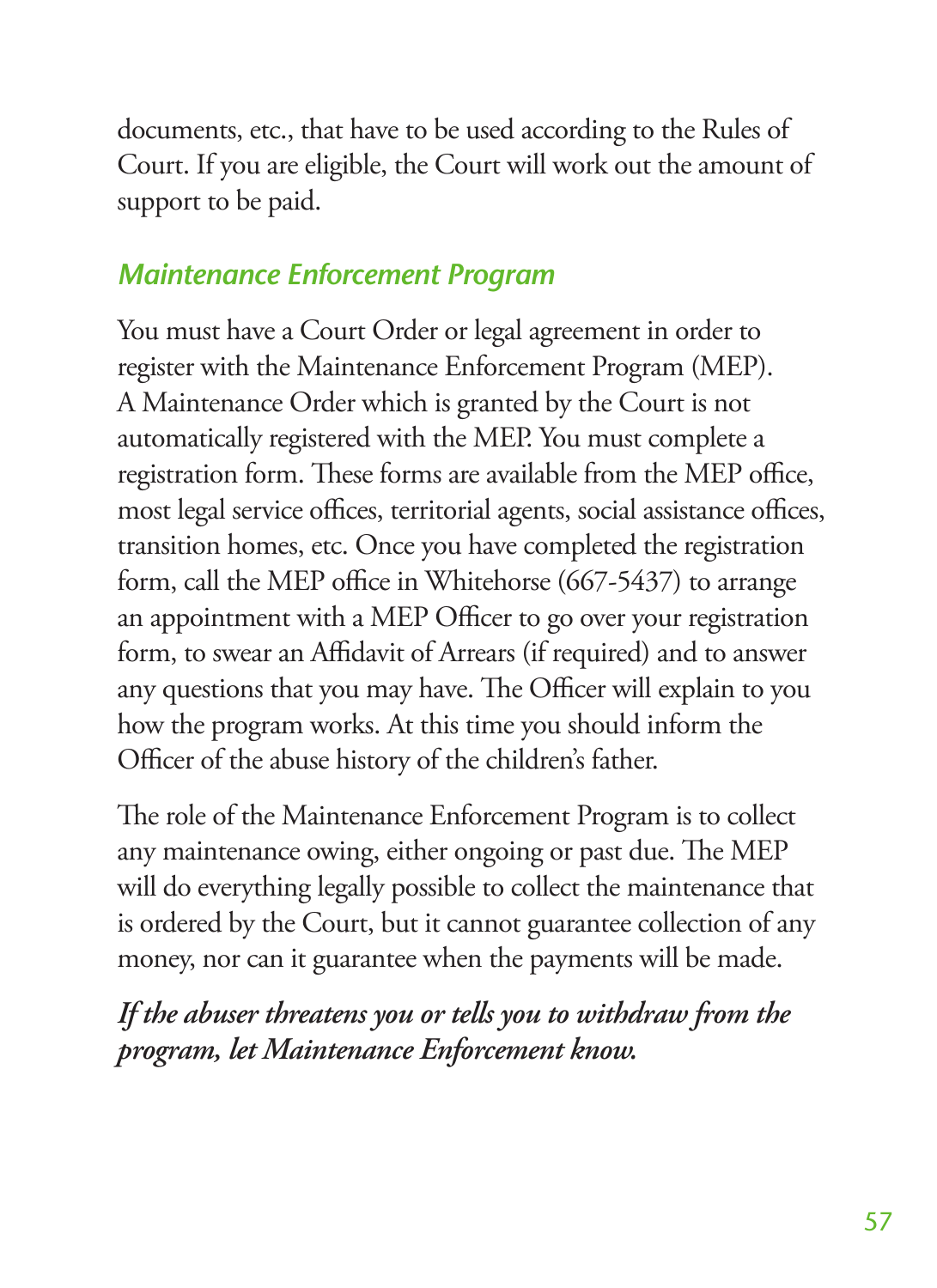documents, etc., that have to be used according to the Rules of Court. If you are eligible, the Court will work out the amount of support to be paid.

### *Maintenance Enforcement Program*

You must have a Court Order or legal agreement in order to register with the Maintenance Enforcement Program (MEP). A Maintenance Order which is granted by the Court is not automatically registered with the MEP. You must complete a registration form. These forms are available from the MEP office, most legal service offices, territorial agents, social assistance offices, transition homes, etc. Once you have completed the registration form, call the MEP office in Whitehorse (667-5437) to arrange an appointment with a MEP Officer to go over your registration form, to swear an Affidavit of Arrears (if required) and to answer any questions that you may have. The Officer will explain to you how the program works. At this time you should inform the Officer of the abuse history of the children's father.

The role of the Maintenance Enforcement Program is to collect any maintenance owing, either ongoing or past due. The MEP will do everything legally possible to collect the maintenance that is ordered by the Court, but it cannot guarantee collection of any money, nor can it guarantee when the payments will be made.

***If the abuser threatens you or tells you to withdraw from the program, let Maintenance Enforcement know.***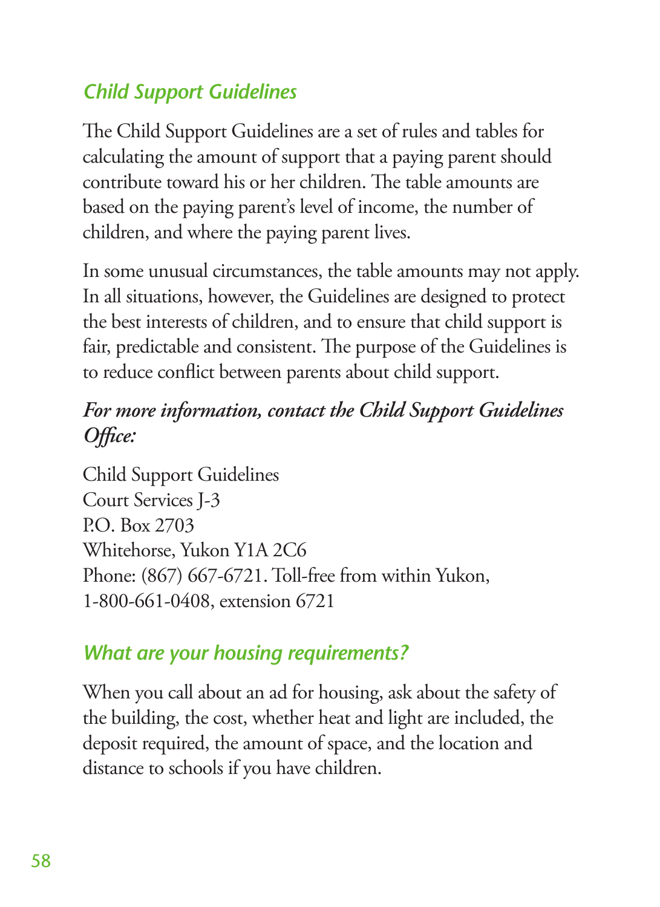## *Child Support Guidelines*

The Child Support Guidelines are a set of rules and tables for calculating the amount of support that a paying parent should contribute toward his or her children. The table amounts are based on the paying parent's level of income, the number of children, and where the paying parent lives.

In some unusual circumstances, the table amounts may not apply. In all situations, however, the Guidelines are designed to protect the best interests of children, and to ensure that child support is fair, predictable and consistent. The purpose of the Guidelines is to reduce conflict between parents about child support.

*For more information, contact the Child Support Guidelines Office:*

Child Support Guidelines
Court Services J-3
P.O. Box 2703
Whitehorse, Yukon Y1A 2C6
Phone: (867) 667-6721. Toll-free from within Yukon, 1-800-661-0408, extension 6721

## *What are your housing requirements?*

When you call about an ad for housing, ask about the safety of the building, the cost, whether heat and light are included, the deposit required, the amount of space, and the location and distance to schools if you have children.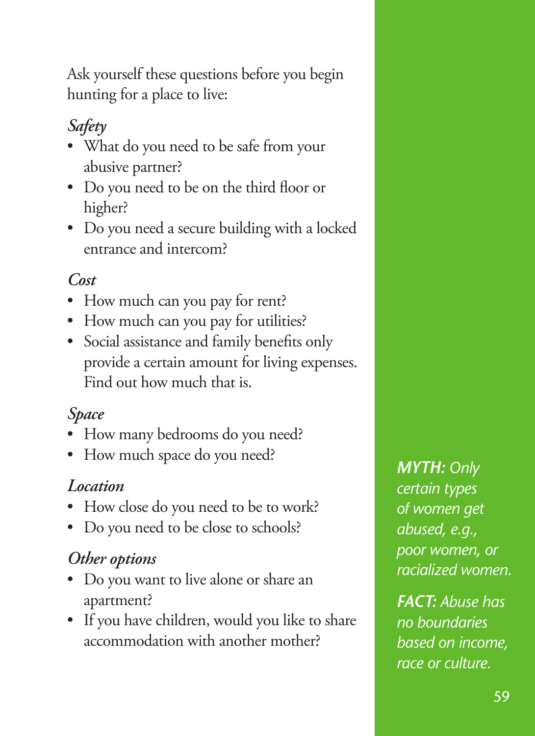Ask yourself these questions before you begin hunting for a place to live:

*Safety*

- What do you need to be safe from your abusive partner?
- Do you need to be on the third floor or higher?
- Do you need a secure building with a locked entrance and intercom?

*Cost*

- How much can you pay for rent?
- How much can you pay for utilities?
- Social assistance and family benefits only provide a certain amount for living expenses. Find out how much that is.

*Space*

- How many bedrooms do you need?
- How much space do you need?

*Location*

- How close do you need to be to work?
- Do you need to be close to schools?

*Other options*

- Do you want to live alone or share an apartment?
- If you have children, would you like to share accommodation with another mother?

***MYTH:*** *Only certain types of women get abused, e.g., poor women, or racialized women.*

***FACT:*** *Abuse has no boundaries based on income, race or culture.*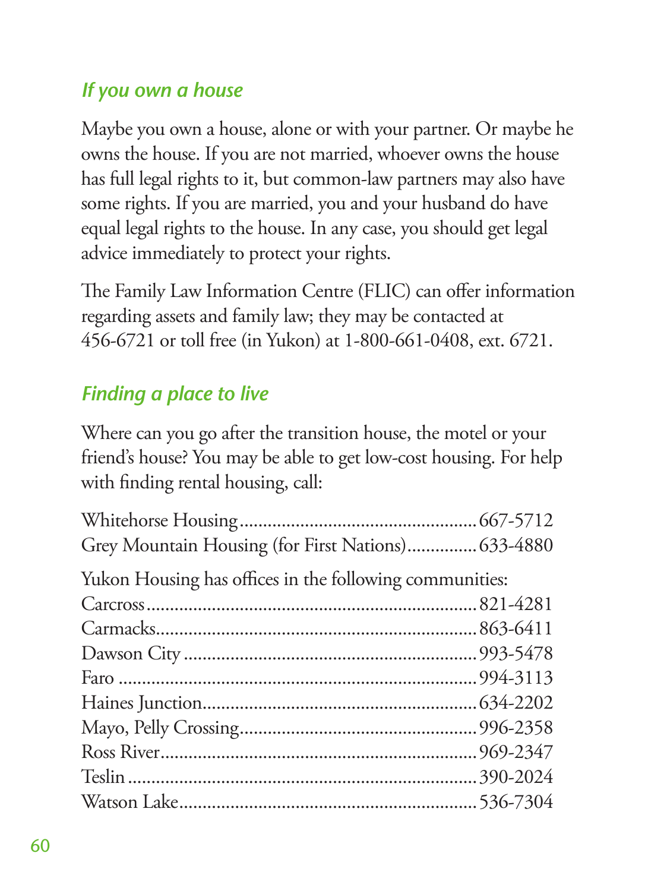### *If you own a house*

Maybe you own a house, alone or with your partner. Or maybe he owns the house. If you are not married, whoever owns the house has full legal rights to it, but common-law partners may also have some rights. If you are married, you and your husband do have equal legal rights to the house. In any case, you should get legal advice immediately to protect your rights.

The Family Law Information Centre (FLIC) can offer information regarding assets and family law; they may be contacted at 456-6721 or toll free (in Yukon) at 1-800-661-0408, ext. 6721.

### *Finding a place to live*

Where can you go after the transition house, the motel or your friend's house? You may be able to get low-cost housing. For help with finding rental housing, call:

Whitehorse Housing .................................................. 667-5712
Grey Mountain Housing (for First Nations) ............... 633-4880

Yukon Housing has offices in the following communities:

Carcross ...................................................................... 821-4281
Carmacks .................................................................... 863-6411
Dawson City .............................................................. 993-5478
Faro ............................................................................ 994-3113
Haines Junction .......................................................... 634-2202
Mayo, Pelly Crossing .................................................. 996-2358
Ross River ................................................................... 969-2347
Teslin .......................................................................... 390-2024
Watson Lake ............................................................... 536-7304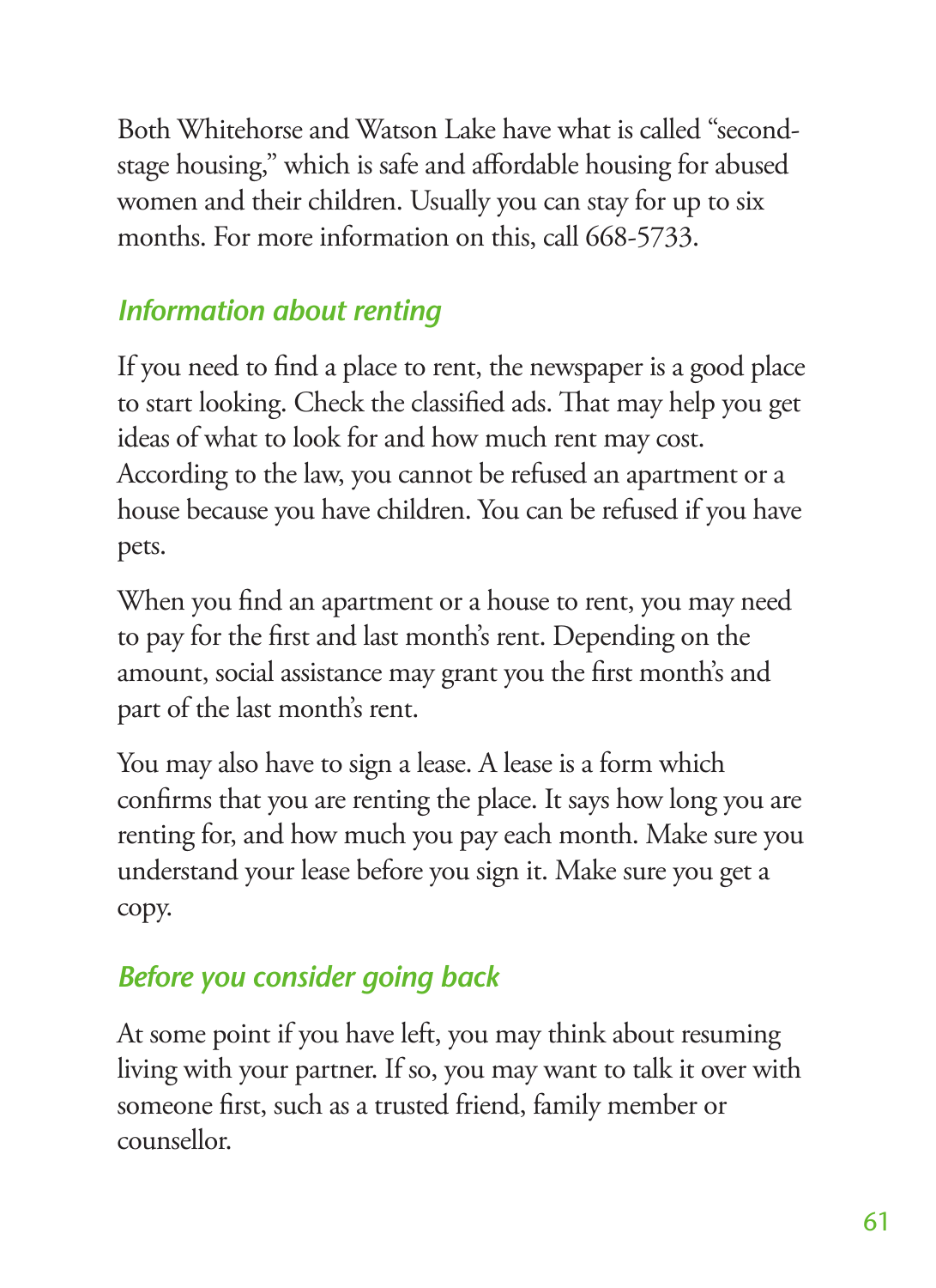Both Whitehorse and Watson Lake have what is called "second-stage housing," which is safe and affordable housing for abused women and their children. Usually you can stay for up to six months. For more information on this, call 668-5733.

### *Information about renting*

If you need to find a place to rent, the newspaper is a good place to start looking. Check the classified ads. That may help you get ideas of what to look for and how much rent may cost. According to the law, you cannot be refused an apartment or a house because you have children. You can be refused if you have pets.

When you find an apartment or a house to rent, you may need to pay for the first and last month's rent. Depending on the amount, social assistance may grant you the first month's and part of the last month's rent.

You may also have to sign a lease. A lease is a form which confirms that you are renting the place. It says how long you are renting for, and how much you pay each month. Make sure you understand your lease before you sign it. Make sure you get a copy.

### *Before you consider going back*

At some point if you have left, you may think about resuming living with your partner. If so, you may want to talk it over with someone first, such as a trusted friend, family member or counsellor.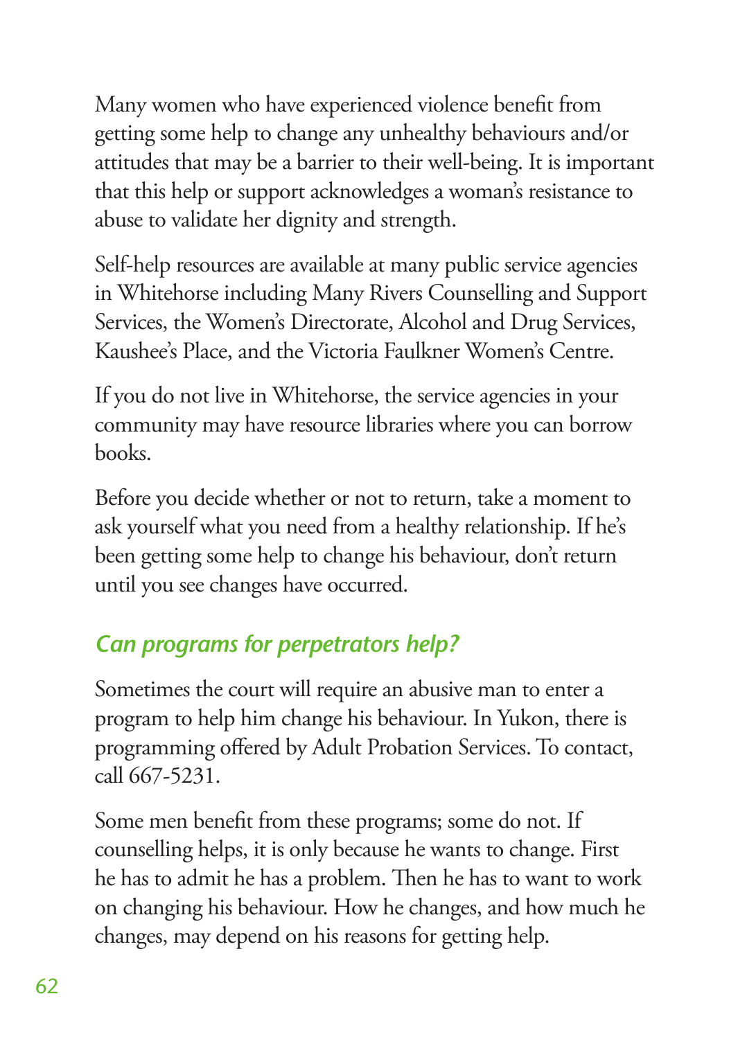Many women who have experienced violence benefit from getting some help to change any unhealthy behaviours and/or attitudes that may be a barrier to their well-being. It is important that this help or support acknowledges a woman's resistance to abuse to validate her dignity and strength.

Self-help resources are available at many public service agencies in Whitehorse including Many Rivers Counselling and Support Services, the Women's Directorate, Alcohol and Drug Services, Kaushee's Place, and the Victoria Faulkner Women's Centre.

If you do not live in Whitehorse, the service agencies in your community may have resource libraries where you can borrow books.

Before you decide whether or not to return, take a moment to ask yourself what you need from a healthy relationship. If he's been getting some help to change his behaviour, don't return until you see changes have occurred.

### *Can programs for perpetrators help?*

Sometimes the court will require an abusive man to enter a program to help him change his behaviour. In Yukon, there is programming offered by Adult Probation Services. To contact, call 667-5231.

Some men benefit from these programs; some do not. If counselling helps, it is only because he wants to change. First he has to admit he has a problem. Then he has to want to work on changing his behaviour. How he changes, and how much he changes, may depend on his reasons for getting help.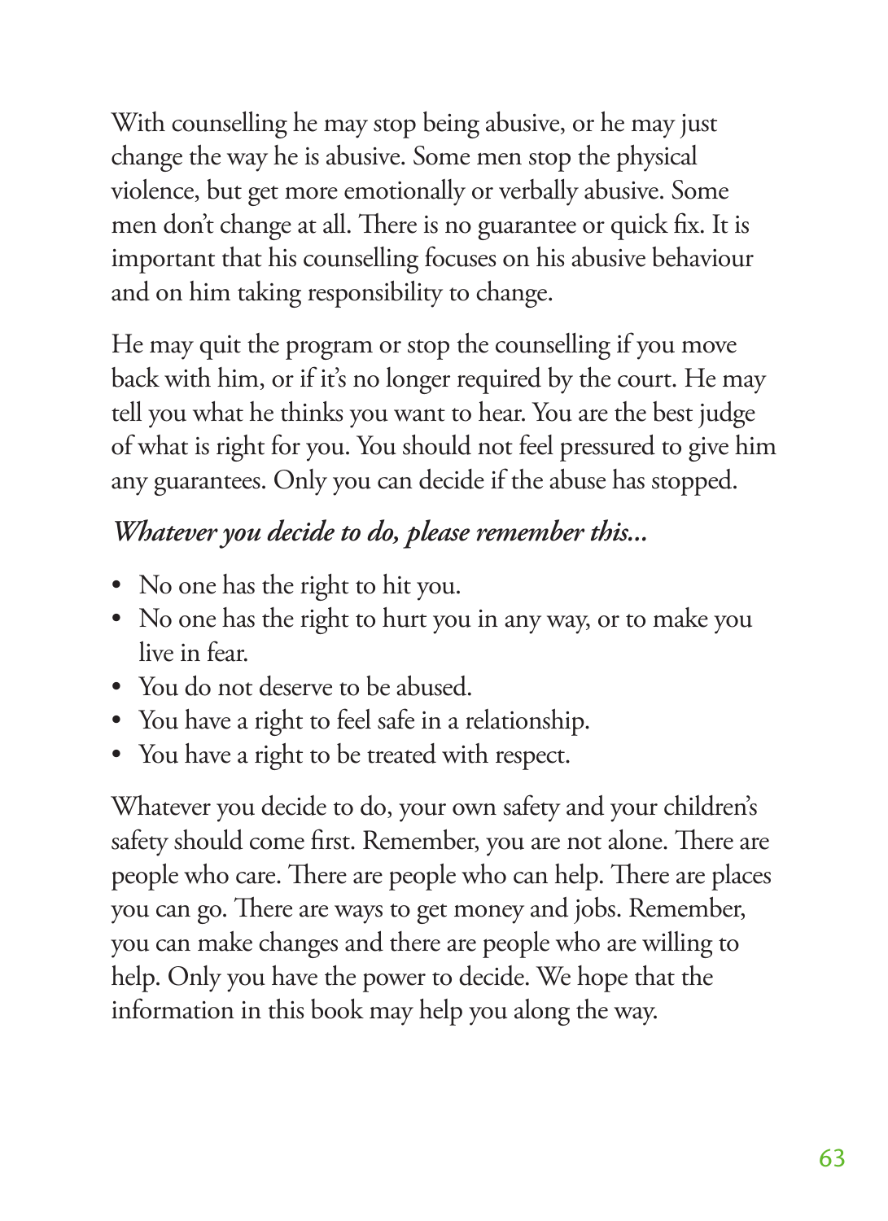With counselling he may stop being abusive, or he may just change the way he is abusive. Some men stop the physical violence, but get more emotionally or verbally abusive. Some men don't change at all. There is no guarantee or quick fix. It is important that his counselling focuses on his abusive behaviour and on him taking responsibility to change.

He may quit the program or stop the counselling if you move back with him, or if it's no longer required by the court. He may tell you what he thinks you want to hear. You are the best judge of what is right for you. You should not feel pressured to give him any guarantees. Only you can decide if the abuse has stopped.

***Whatever you decide to do, please remember this...***

- No one has the right to hit you.
- No one has the right to hurt you in any way, or to make you live in fear.
- You do not deserve to be abused.
- You have a right to feel safe in a relationship.
- You have a right to be treated with respect.

Whatever you decide to do, your own safety and your children's safety should come first. Remember, you are not alone. There are people who care. There are people who can help. There are places you can go. There are ways to get money and jobs. Remember, you can make changes and there are people who are willing to help. Only you have the power to decide. We hope that the information in this book may help you along the way.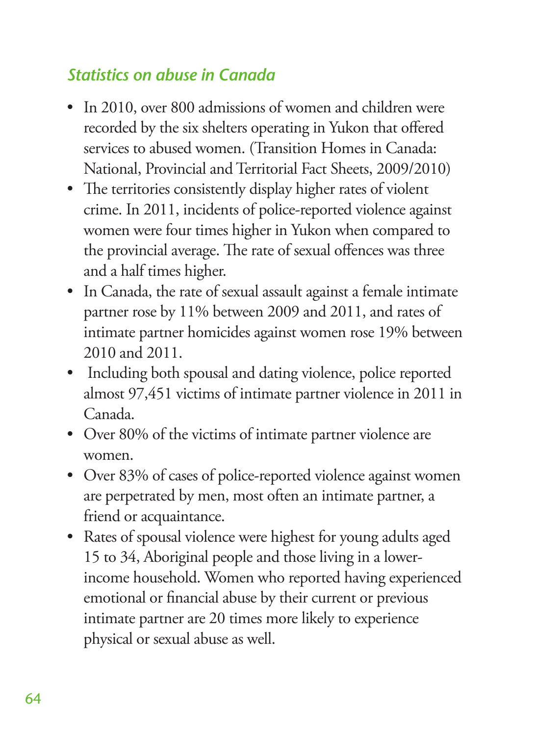### *Statistics on abuse in Canada*

- In 2010, over 800 admissions of women and children were recorded by the six shelters operating in Yukon that offered services to abused women. (Transition Homes in Canada: National, Provincial and Territorial Fact Sheets, 2009/2010)
- The territories consistently display higher rates of violent crime. In 2011, incidents of police-reported violence against women were four times higher in Yukon when compared to the provincial average. The rate of sexual offences was three and a half times higher.
- In Canada, the rate of sexual assault against a female intimate partner rose by 11% between 2009 and 2011, and rates of intimate partner homicides against women rose 19% between 2010 and 2011.
- Including both spousal and dating violence, police reported almost 97,451 victims of intimate partner violence in 2011 in Canada.
- Over 80% of the victims of intimate partner violence are women.
- Over 83% of cases of police-reported violence against women are perpetrated by men, most often an intimate partner, a friend or acquaintance.
- Rates of spousal violence were highest for young adults aged 15 to 34, Aboriginal people and those living in a lower-income household. Women who reported having experienced emotional or financial abuse by their current or previous intimate partner are 20 times more likely to experience physical or sexual abuse as well.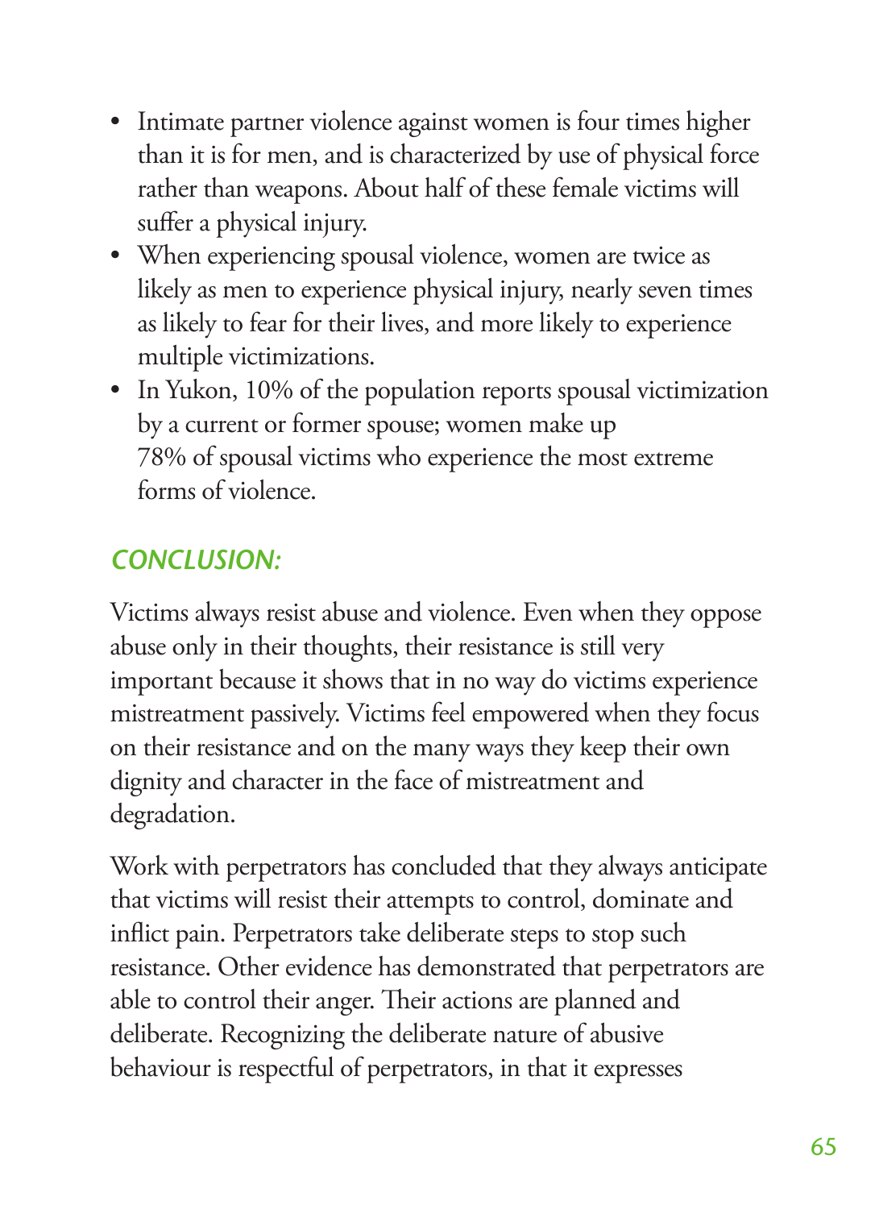- Intimate partner violence against women is four times higher than it is for men, and is characterized by use of physical force rather than weapons. About half of these female victims will suffer a physical injury.
- When experiencing spousal violence, women are twice as likely as men to experience physical injury, nearly seven times as likely to fear for their lives, and more likely to experience multiple victimizations.
- In Yukon, 10% of the population reports spousal victimization by a current or former spouse; women make up 78% of spousal victims who experience the most extreme forms of violence.

### *CONCLUSION:*

Victims always resist abuse and violence. Even when they oppose abuse only in their thoughts, their resistance is still very important because it shows that in no way do victims experience mistreatment passively. Victims feel empowered when they focus on their resistance and on the many ways they keep their own dignity and character in the face of mistreatment and degradation.

Work with perpetrators has concluded that they always anticipate that victims will resist their attempts to control, dominate and inflict pain. Perpetrators take deliberate steps to stop such resistance. Other evidence has demonstrated that perpetrators are able to control their anger. Their actions are planned and deliberate. Recognizing the deliberate nature of abusive behaviour is respectful of perpetrators, in that it expresses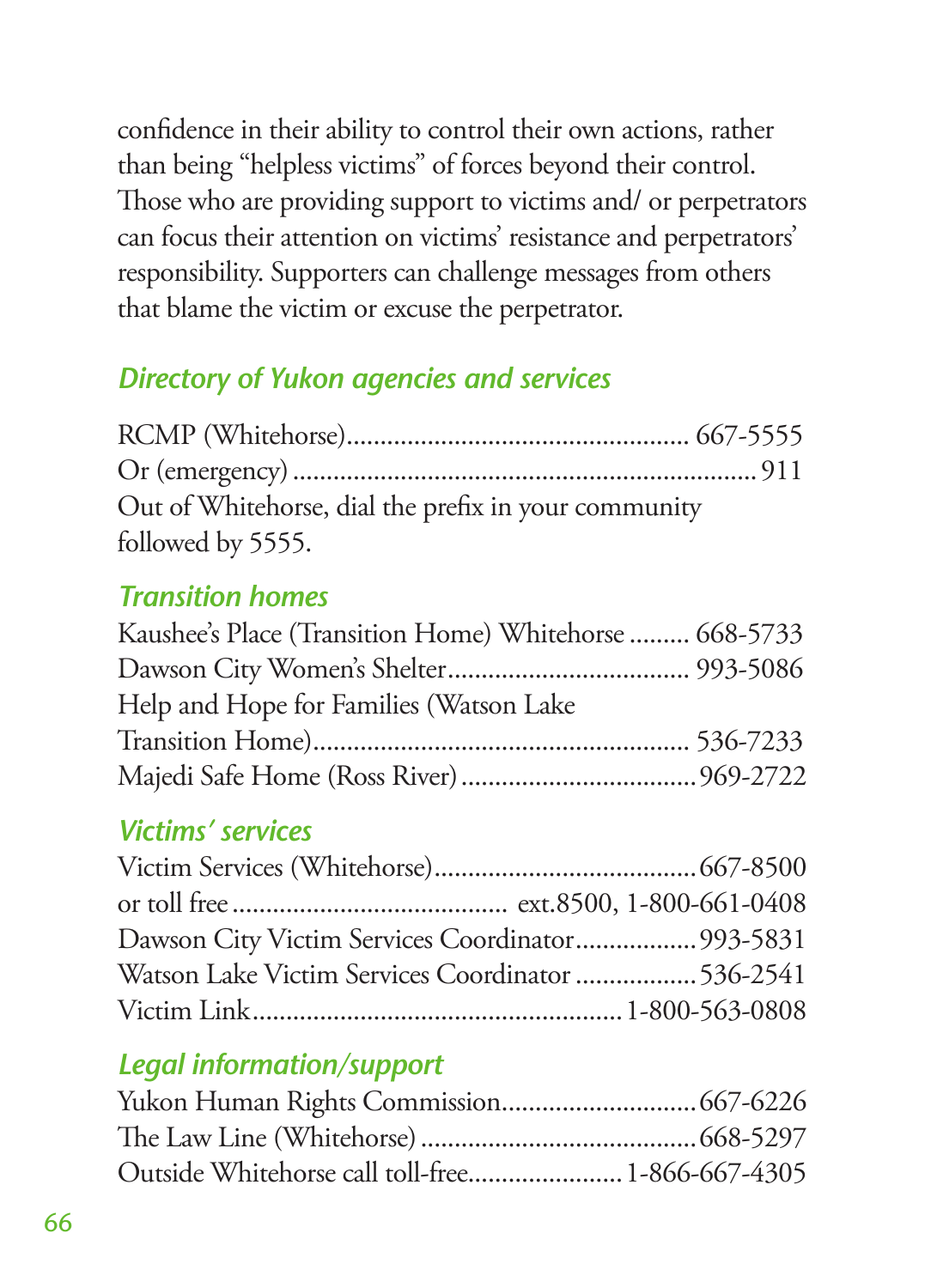confidence in their ability to control their own actions, rather than being "helpless victims" of forces beyond their control. Those who are providing support to victims and/ or perpetrators can focus their attention on victims' resistance and perpetrators' responsibility. Supporters can challenge messages from others that blame the victim or excuse the perpetrator.

## *Directory of Yukon agencies and services*

RCMP (Whitehorse).................................................. 667-5555
Or (emergency) .................................................................... 911
Out of Whitehorse, dial the prefix in your community followed by 5555.

### *Transition homes*

Kaushee's Place (Transition Home) Whitehorse ......... 668-5733
Dawson City Women's Shelter.................................... 993-5086
Help and Hope for Families (Watson Lake Transition Home)........................................................ 536-7233
Majedi Safe Home (Ross River)...................................969-2722

### *Victims' services*

Victim Services (Whitehorse).......................................667-8500
or toll free ........................................ ext.8500, 1-800-661-0408
Dawson City Victim Services Coordinator..................993-5831
Watson Lake Victim Services Coordinator ..................536-2541
Victim Link......................................................1-800-563-0808

### *Legal information/support*

Yukon Human Rights Commission.............................667-6226
The Law Line (Whitehorse) .........................................668-5297
Outside Whitehorse call toll-free.......................1-866-667-4305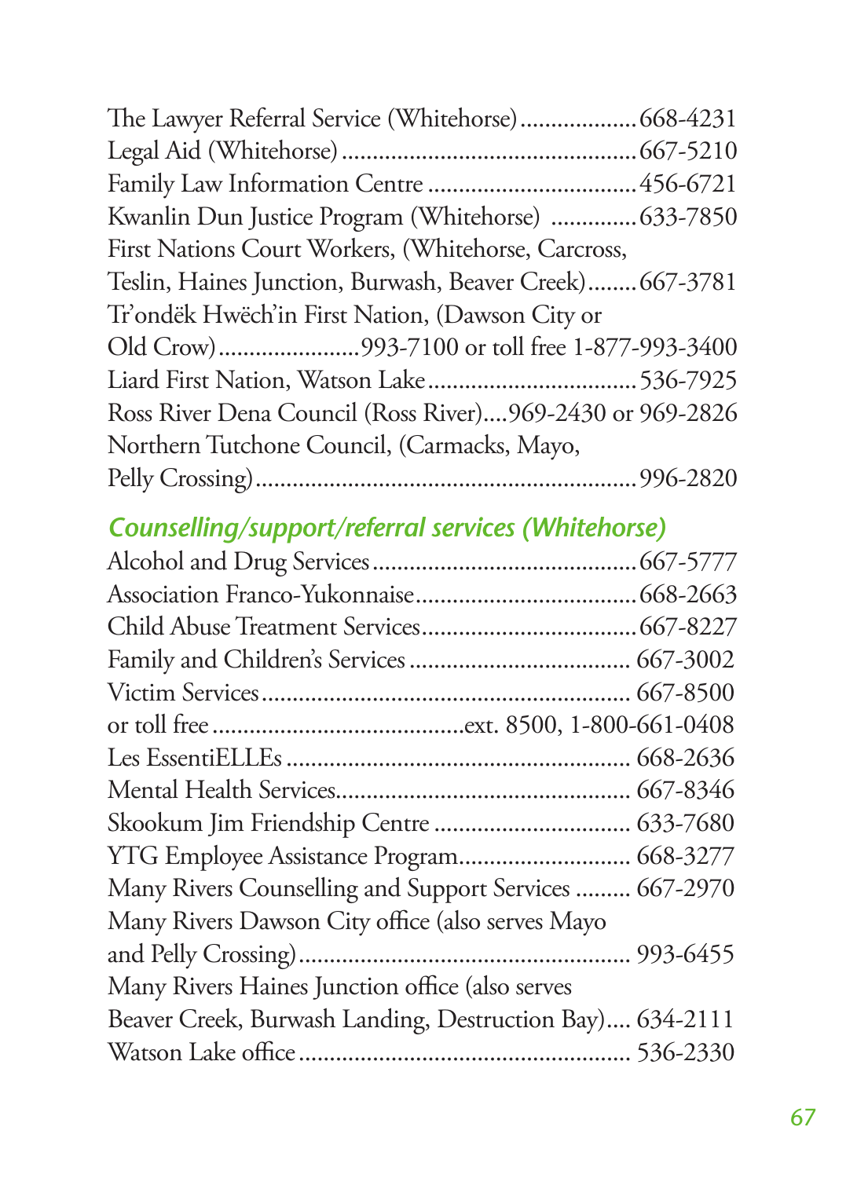The Lawyer Referral Service (Whitehorse)..................668-4231
Legal Aid (Whitehorse)...............................................667-5210
Family Law Information Centre ................................456-6721
Kwanlin Dun Justice Program (Whitehorse) .............633-7850
First Nations Court Workers, (Whitehorse, Carcross, Teslin, Haines Junction, Burwash, Beaver Creek)........667-3781
Tr'ondëk Hwëch'in First Nation, (Dawson City or Old Crow).......................993-7100 or toll free 1-877-993-3400
Liard First Nation, Watson Lake.................................536-7925
Ross River Dena Council (Ross River)....969-2430 or 969-2826
Northern Tutchone Council, (Carmacks, Mayo, Pelly Crossing).............................................................996-2820

### *Counselling/support/referral services (Whitehorse)*

Alcohol and Drug Services..........................................667-5777
Association Franco-Yukonnaise...................................668-2663
Child Abuse Treatment Services..................................667-8227
Family and Children's Services ................................... 667-3002
Victim Services.......................................................... 667-8500
or toll free .......................................ext. 8500, 1-800-661-0408
Les EssentiELLEs ...................................................... 668-2636
Mental Health Services............................................... 667-8346
Skookum Jim Friendship Centre ............................... 633-7680
YTG Employee Assistance Program........................... 668-3277
Many Rivers Counselling and Support Services ......... 667-2970
Many Rivers Dawson City office (also serves Mayo and Pelly Crossing).................................................... 993-6455
Many Rivers Haines Junction office (also serves Beaver Creek, Burwash Landing, Destruction Bay).... 634-2111
Watson Lake office..................................................... 536-2330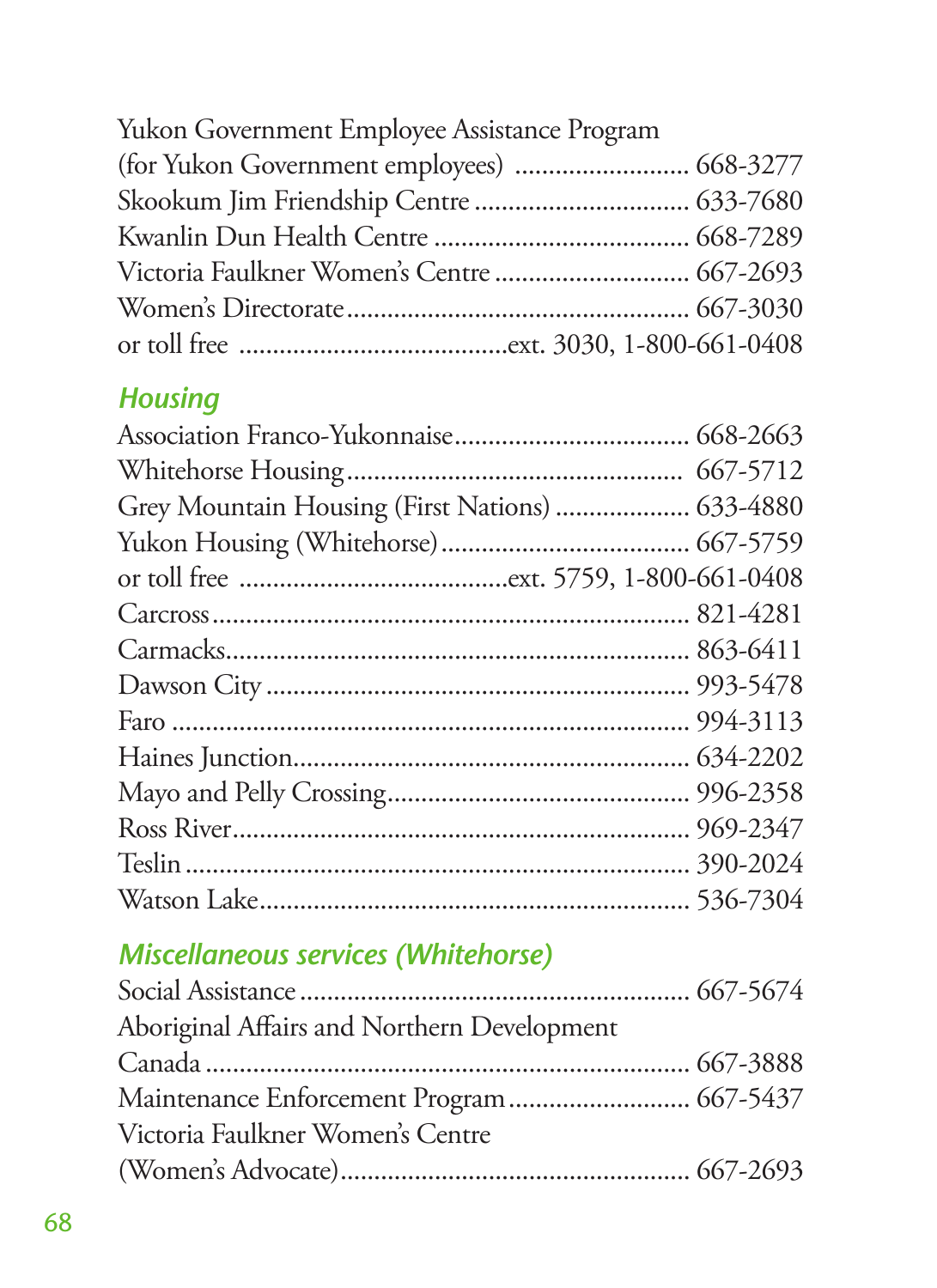Yukon Government Employee Assistance Program
(for Yukon Government employees) .......................... 668-3277
Skookum Jim Friendship Centre ................................ 633-7680
Kwanlin Dun Health Centre ...................................... 668-7289
Victoria Faulkner Women's Centre ............................ 667-2693
Women's Directorate ................................................. 667-3030
or toll free .......................................ext. 3030, 1-800-661-0408

## *Housing*

Association Franco-Yukonnaise.................................. 668-2663
Whitehorse Housing ................................................. 667-5712
Grey Mountain Housing (First Nations) .................... 633-4880
Yukon Housing (Whitehorse) .................................... 667-5759
or toll free .......................................ext. 5759, 1-800-661-0408
Carcross ..................................................................... 821-4281
Carmacks.................................................................... 863-6411
Dawson City .............................................................. 993-5478
Faro ........................................................................... 994-3113
Haines Junction.......................................................... 634-2202
Mayo and Pelly Crossing............................................ 996-2358
Ross River.................................................................. 969-2347
Teslin ......................................................................... 390-2024
Watson Lake.............................................................. 536-7304

## *Miscellaneous services (Whitehorse)*

Social Assistance ......................................................... 667-5674
Aboriginal Affairs and Northern Development
Canada ....................................................................... 667-3888
Maintenance Enforcement Program.......................... 667-5437
Victoria Faulkner Women's Centre
(Women's Advocate).................................................. 667-2693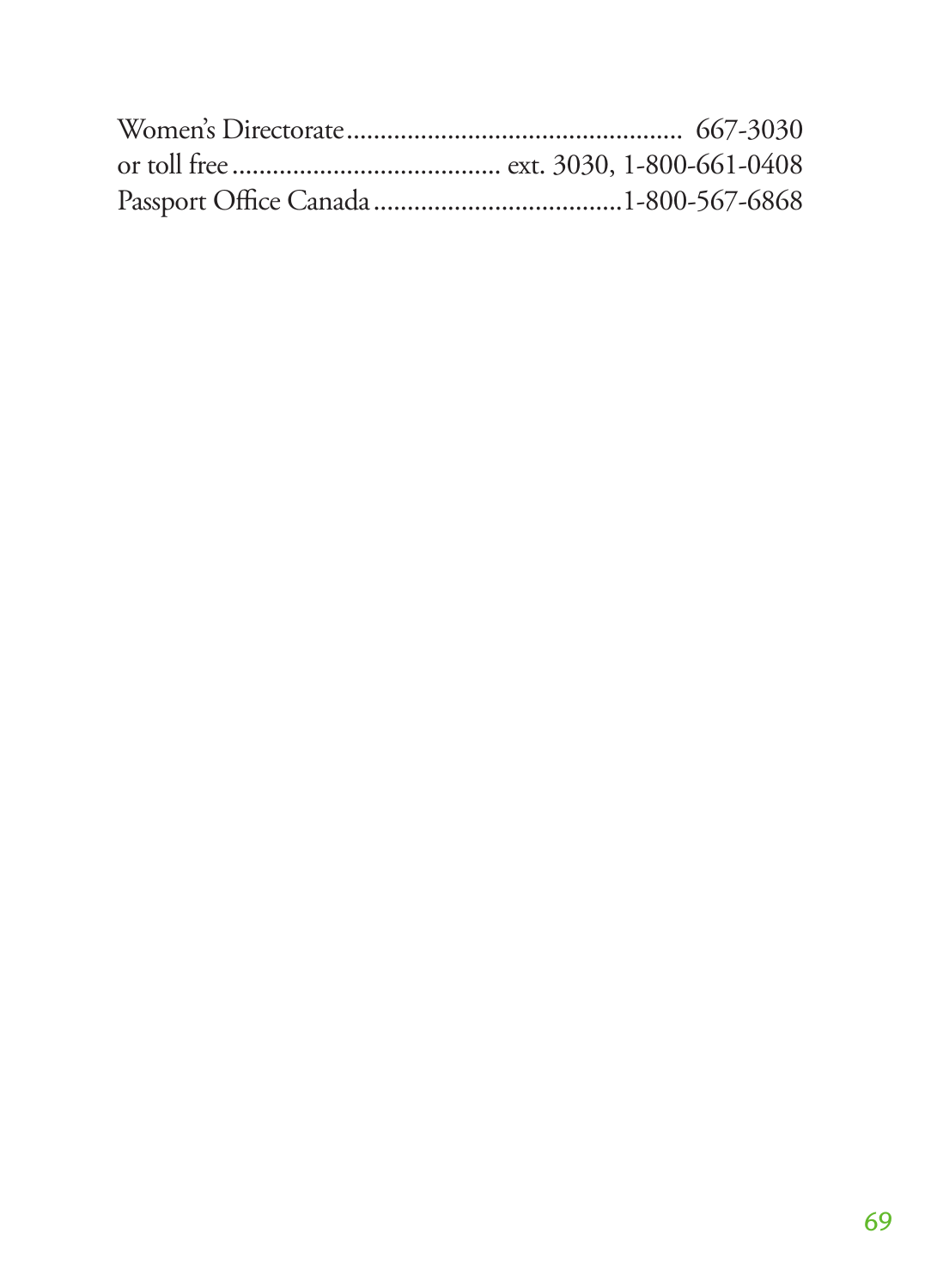Women's Directorate.................................................. 667-3030
or toll free........................................ ext. 3030, 1-800-661-0408
Passport Office Canada.....................................1-800-567-6868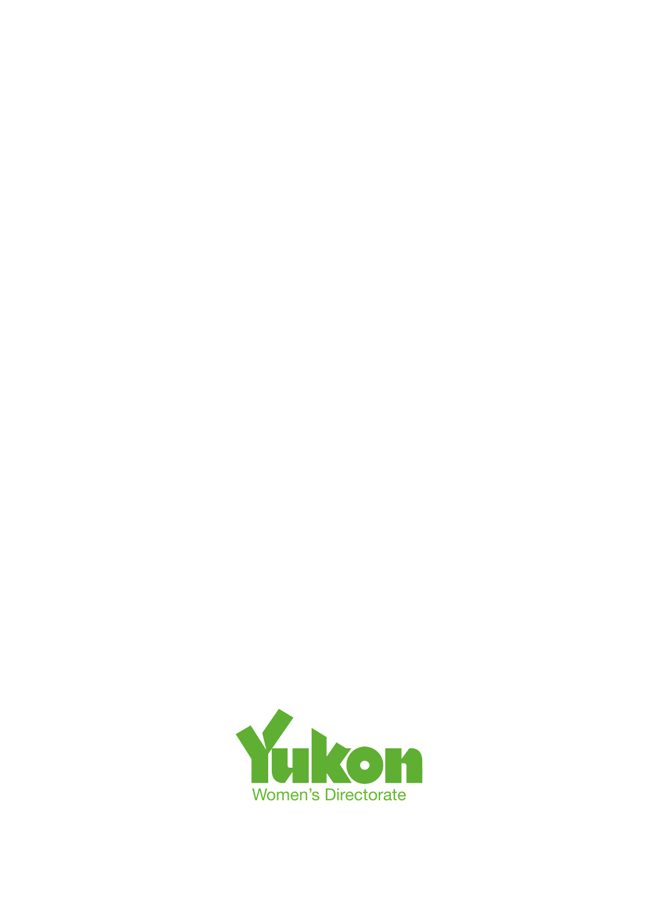Yukon

Women's Directorate